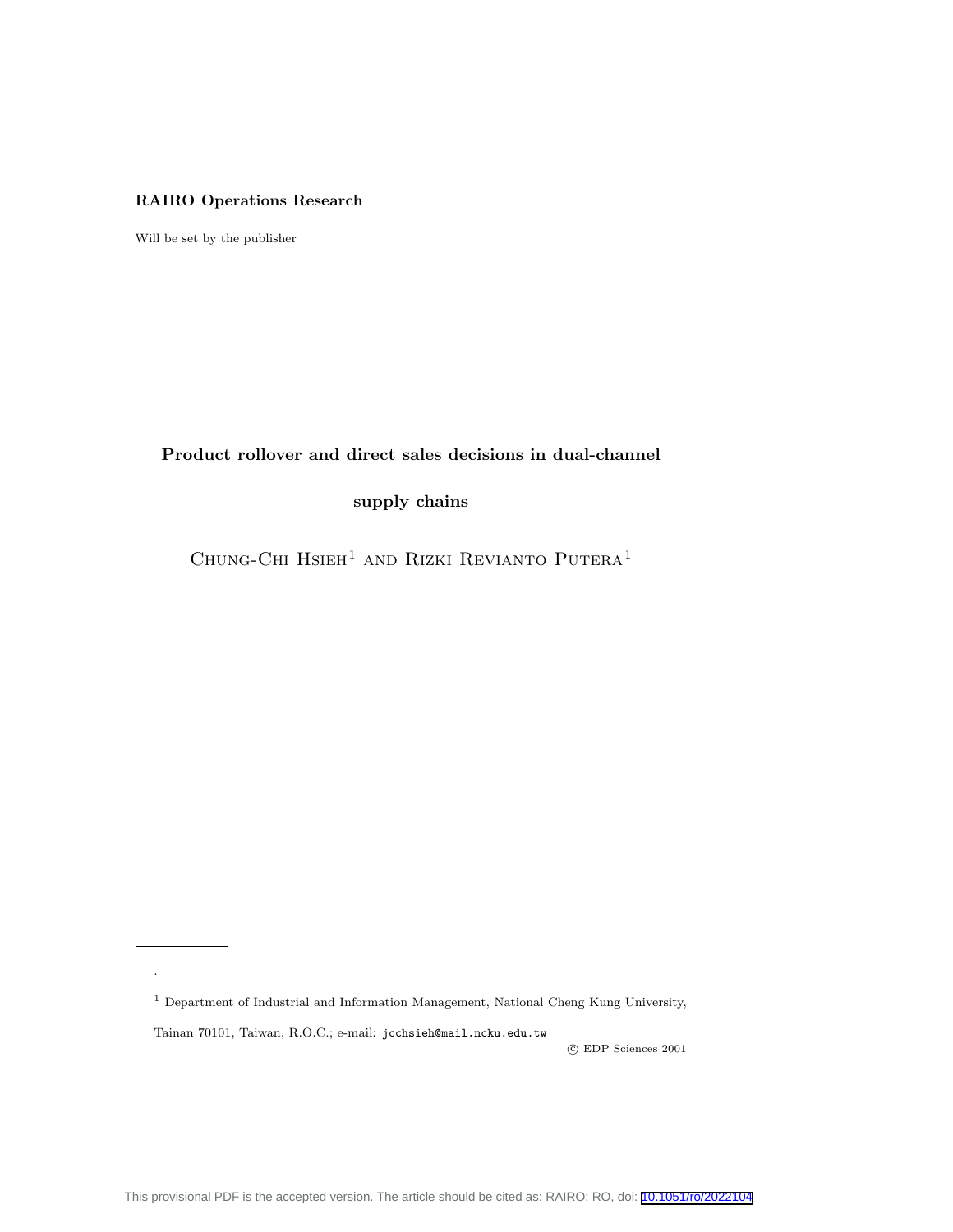**RAIRO Operations Research**

Will be set by the publisher

# Product rollover and direct sales decisions in dual-channel supply chains

Chung-Chi Hsieh[1] and Rizki Revianto Putera[1]

.

[1] Department of Industrial and Information Management, National Cheng Kung University, Tainan 70101, Taiwan, R.O.C.; e-mail: jcchsieh@mail.ncku.edu.tw

© EDP Sciences 2001

This provisional PDF is the accepted version. The article should be cited as: RAIRO: RO, doi: 10.1051/ro/2022104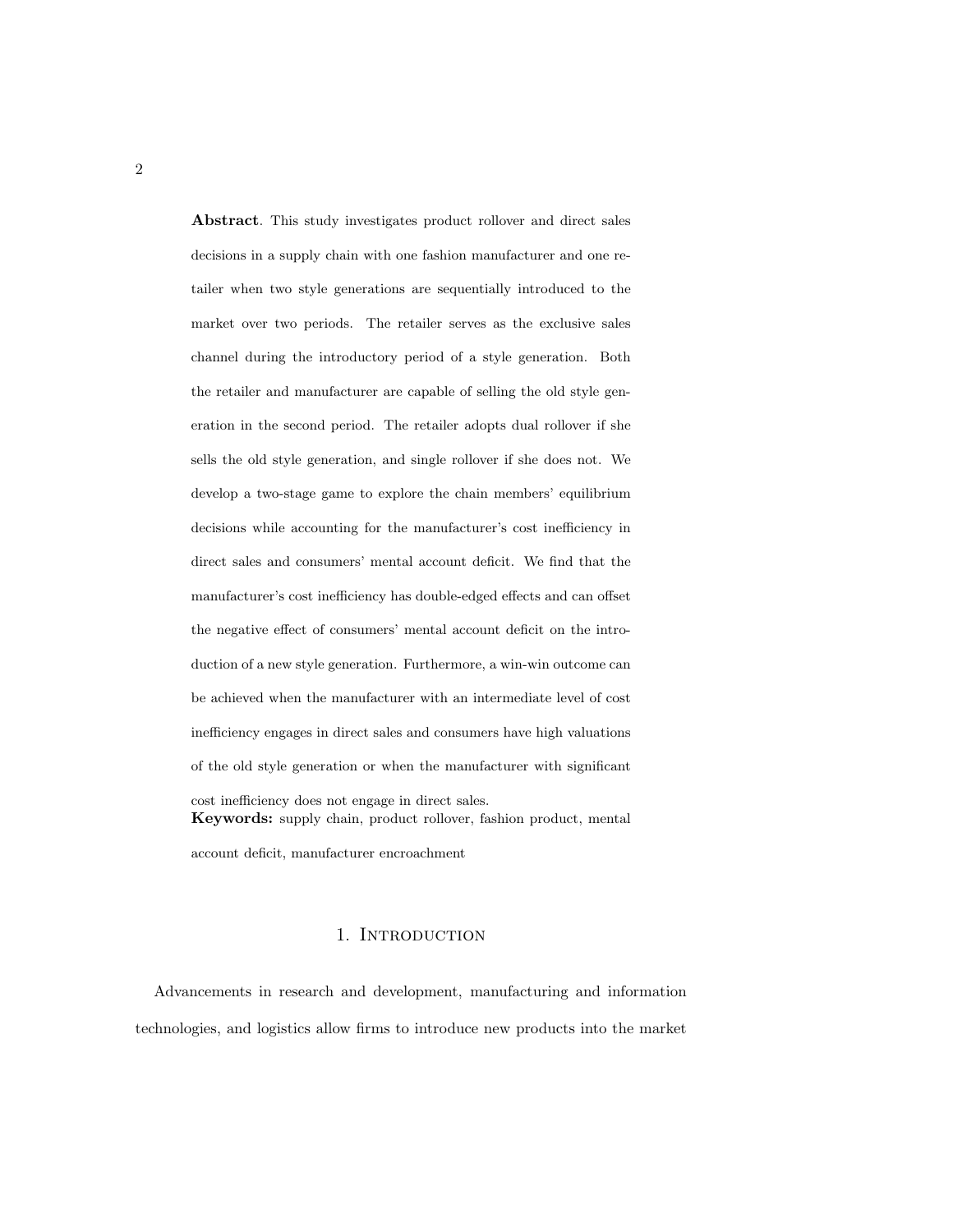**Abstract**. This study investigates product rollover and direct sales decisions in a supply chain with one fashion manufacturer and one retailer when two style generations are sequentially introduced to the market over two periods. The retailer serves as the exclusive sales channel during the introductory period of a style generation. Both the retailer and manufacturer are capable of selling the old style generation in the second period. The retailer adopts dual rollover if she sells the old style generation, and single rollover if she does not. We develop a two-stage game to explore the chain members' equilibrium decisions while accounting for the manufacturer's cost inefficiency in direct sales and consumers' mental account deficit. We find that the manufacturer's cost inefficiency has double-edged effects and can offset the negative effect of consumers' mental account deficit on the introduction of a new style generation. Furthermore, a win-win outcome can be achieved when the manufacturer with an intermediate level of cost inefficiency engages in direct sales and consumers have high valuations of the old style generation or when the manufacturer with significant cost inefficiency does not engage in direct sales.

**Keywords:** supply chain, product rollover, fashion product, mental account deficit, manufacturer encroachment

## 1. Introduction

Advancements in research and development, manufacturing and information technologies, and logistics allow firms to introduce new products into the market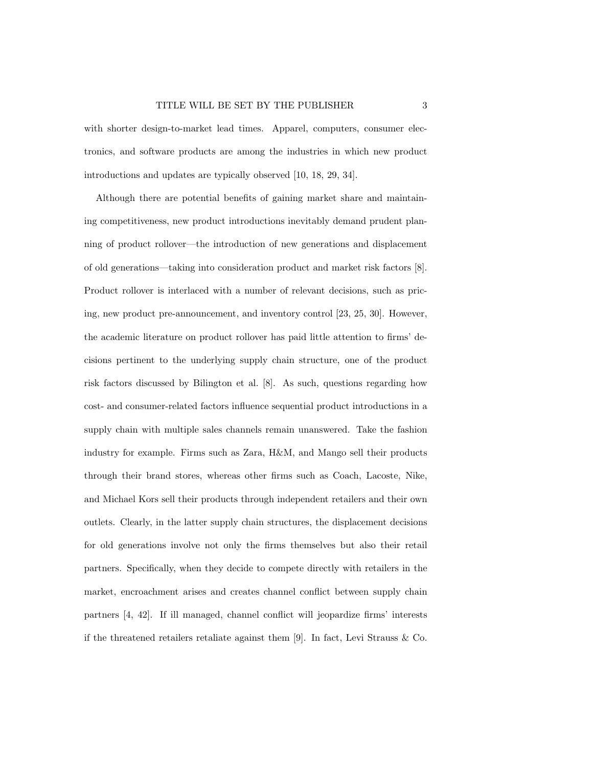with shorter design-to-market lead times. Apparel, computers, consumer electronics, and software products are among the industries in which new product introductions and updates are typically observed [10, 18, 29, 34].

Although there are potential benefits of gaining market share and maintaining competitiveness, new product introductions inevitably demand prudent planning of product rollover—the introduction of new generations and displacement of old generations—taking into consideration product and market risk factors [8]. Product rollover is interlaced with a number of relevant decisions, such as pricing, new product pre-announcement, and inventory control [23, 25, 30]. However, the academic literature on product rollover has paid little attention to firms' decisions pertinent to the underlying supply chain structure, one of the product risk factors discussed by Bilington et al. [8]. As such, questions regarding how cost- and consumer-related factors influence sequential product introductions in a supply chain with multiple sales channels remain unanswered. Take the fashion industry for example. Firms such as Zara, H&M, and Mango sell their products through their brand stores, whereas other firms such as Coach, Lacoste, Nike, and Michael Kors sell their products through independent retailers and their own outlets. Clearly, in the latter supply chain structures, the displacement decisions for old generations involve not only the firms themselves but also their retail partners. Specifically, when they decide to compete directly with retailers in the market, encroachment arises and creates channel conflict between supply chain partners [4, 42]. If ill managed, channel conflict will jeopardize firms' interests if the threatened retailers retaliate against them [9]. In fact, Levi Strauss & Co.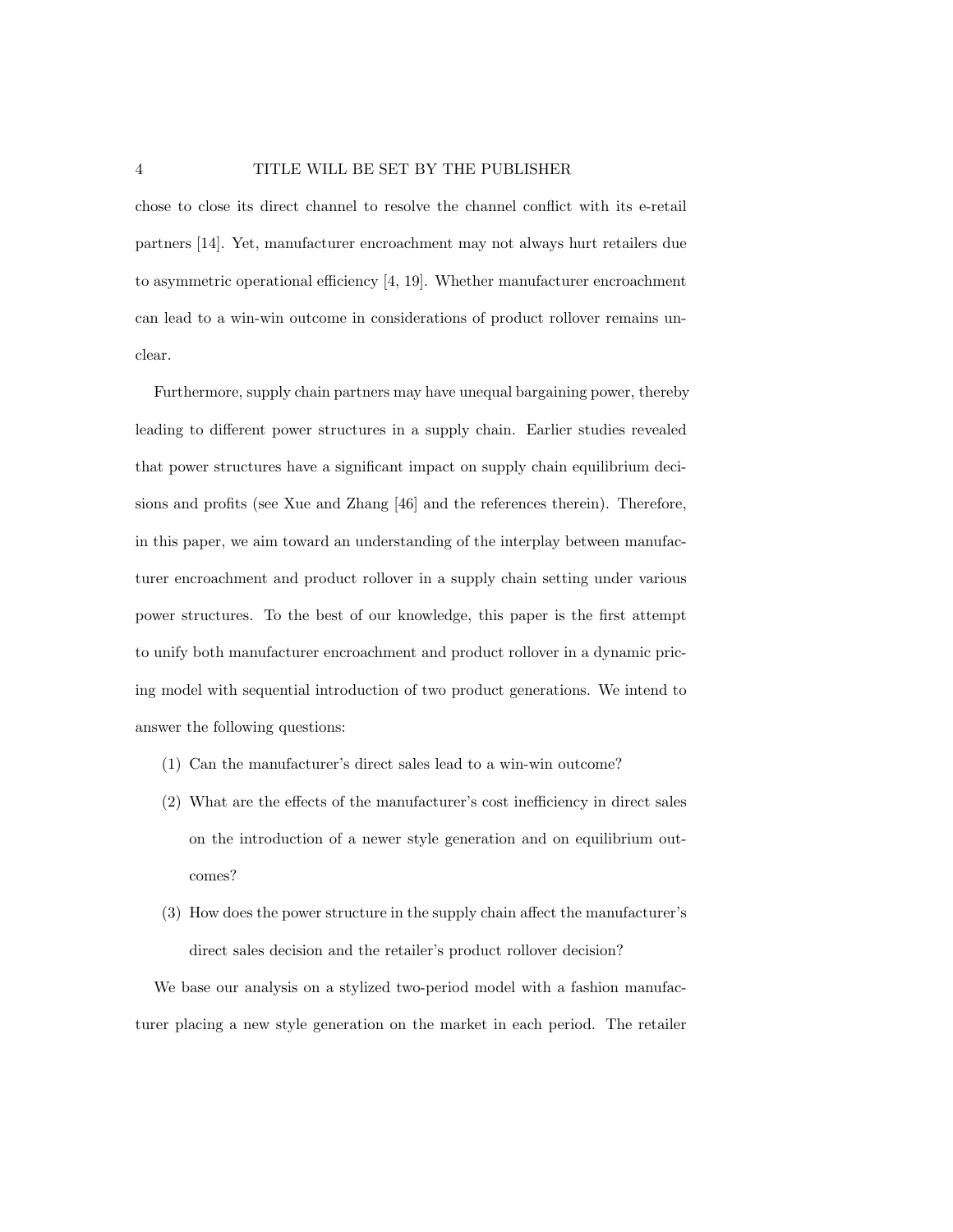chose to close its direct channel to resolve the channel conflict with its e-retail partners [14]. Yet, manufacturer encroachment may not always hurt retailers due to asymmetric operational efficiency [4, 19]. Whether manufacturer encroachment can lead to a win-win outcome in considerations of product rollover remains unclear.

Furthermore, supply chain partners may have unequal bargaining power, thereby leading to different power structures in a supply chain. Earlier studies revealed that power structures have a significant impact on supply chain equilibrium decisions and profits (see Xue and Zhang [46] and the references therein). Therefore, in this paper, we aim toward an understanding of the interplay between manufacturer encroachment and product rollover in a supply chain setting under various power structures. To the best of our knowledge, this paper is the first attempt to unify both manufacturer encroachment and product rollover in a dynamic pricing model with sequential introduction of two product generations. We intend to answer the following questions:

(1) Can the manufacturer's direct sales lead to a win-win outcome?
(2) What are the effects of the manufacturer's cost inefficiency in direct sales on the introduction of a newer style generation and on equilibrium outcomes?
(3) How does the power structure in the supply chain affect the manufacturer's direct sales decision and the retailer's product rollover decision?

We base our analysis on a stylized two-period model with a fashion manufacturer placing a new style generation on the market in each period. The retailer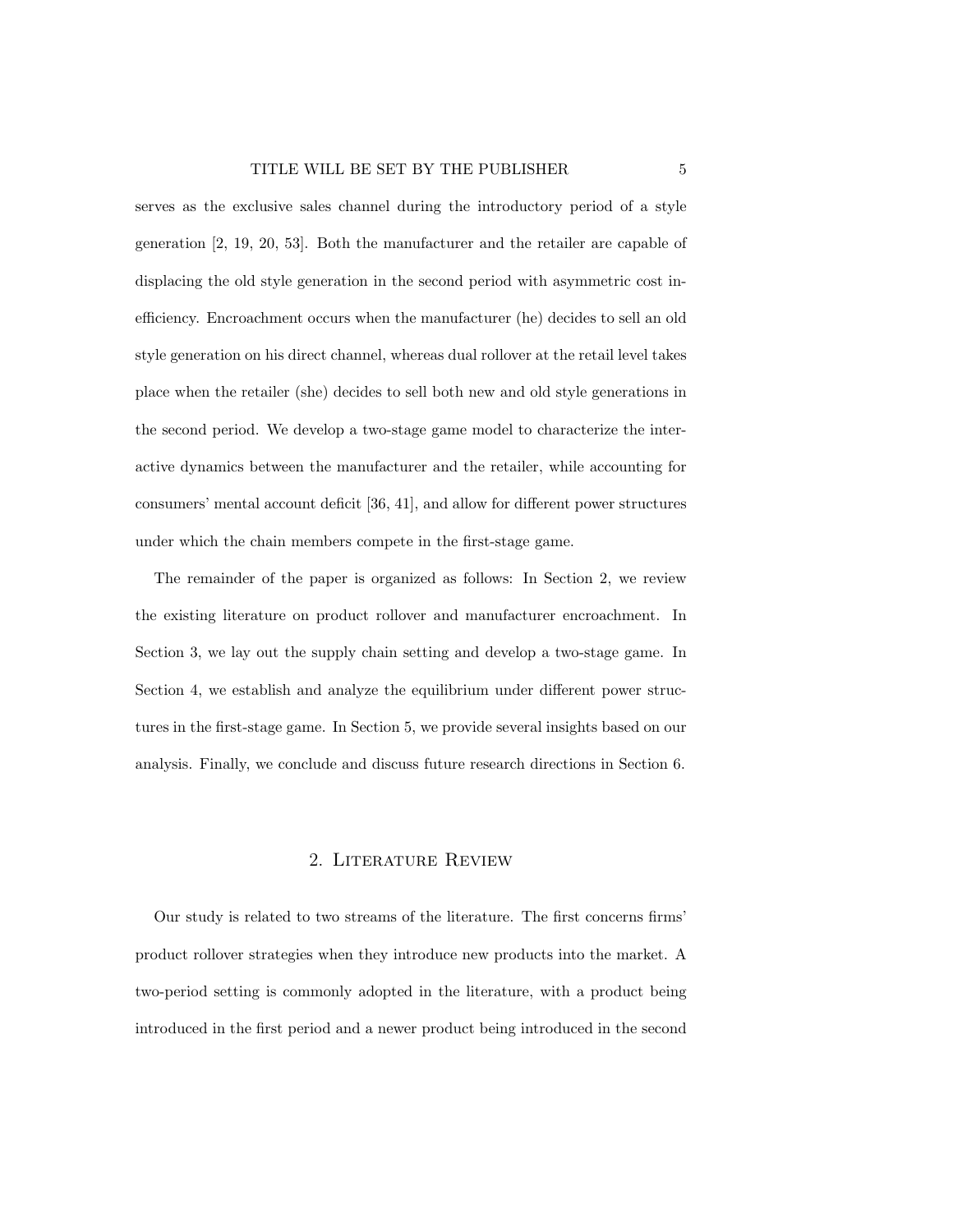serves as the exclusive sales channel during the introductory period of a style generation [2, 19, 20, 53]. Both the manufacturer and the retailer are capable of displacing the old style generation in the second period with asymmetric cost inefficiency. Encroachment occurs when the manufacturer (he) decides to sell an old style generation on his direct channel, whereas dual rollover at the retail level takes place when the retailer (she) decides to sell both new and old style generations in the second period. We develop a two-stage game model to characterize the interactive dynamics between the manufacturer and the retailer, while accounting for consumers' mental account deficit [36, 41], and allow for different power structures under which the chain members compete in the first-stage game.

The remainder of the paper is organized as follows: In Section 2, we review the existing literature on product rollover and manufacturer encroachment. In Section 3, we lay out the supply chain setting and develop a two-stage game. In Section 4, we establish and analyze the equilibrium under different power structures in the first-stage game. In Section 5, we provide several insights based on our analysis. Finally, we conclude and discuss future research directions in Section 6.

## 2. Literature Review

Our study is related to two streams of the literature. The first concerns firms' product rollover strategies when they introduce new products into the market. A two-period setting is commonly adopted in the literature, with a product being introduced in the first period and a newer product being introduced in the second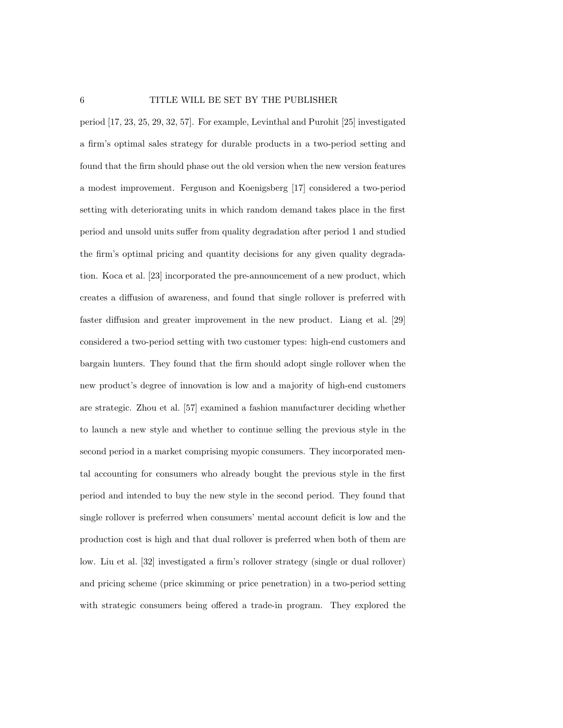period [17, 23, 25, 29, 32, 57]. For example, Levinthal and Purohit [25] investigated a firm's optimal sales strategy for durable products in a two-period setting and found that the firm should phase out the old version when the new version features a modest improvement. Ferguson and Koenigsberg [17] considered a two-period setting with deteriorating units in which random demand takes place in the first period and unsold units suffer from quality degradation after period 1 and studied the firm's optimal pricing and quantity decisions for any given quality degradation. Koca et al. [23] incorporated the pre-announcement of a new product, which creates a diffusion of awareness, and found that single rollover is preferred with faster diffusion and greater improvement in the new product. Liang et al. [29] considered a two-period setting with two customer types: high-end customers and bargain hunters. They found that the firm should adopt single rollover when the new product's degree of innovation is low and a majority of high-end customers are strategic. Zhou et al. [57] examined a fashion manufacturer deciding whether to launch a new style and whether to continue selling the previous style in the second period in a market comprising myopic consumers. They incorporated mental accounting for consumers who already bought the previous style in the first period and intended to buy the new style in the second period. They found that single rollover is preferred when consumers' mental account deficit is low and the production cost is high and that dual rollover is preferred when both of them are low. Liu et al. [32] investigated a firm's rollover strategy (single or dual rollover) and pricing scheme (price skimming or price penetration) in a two-period setting with strategic consumers being offered a trade-in program. They explored the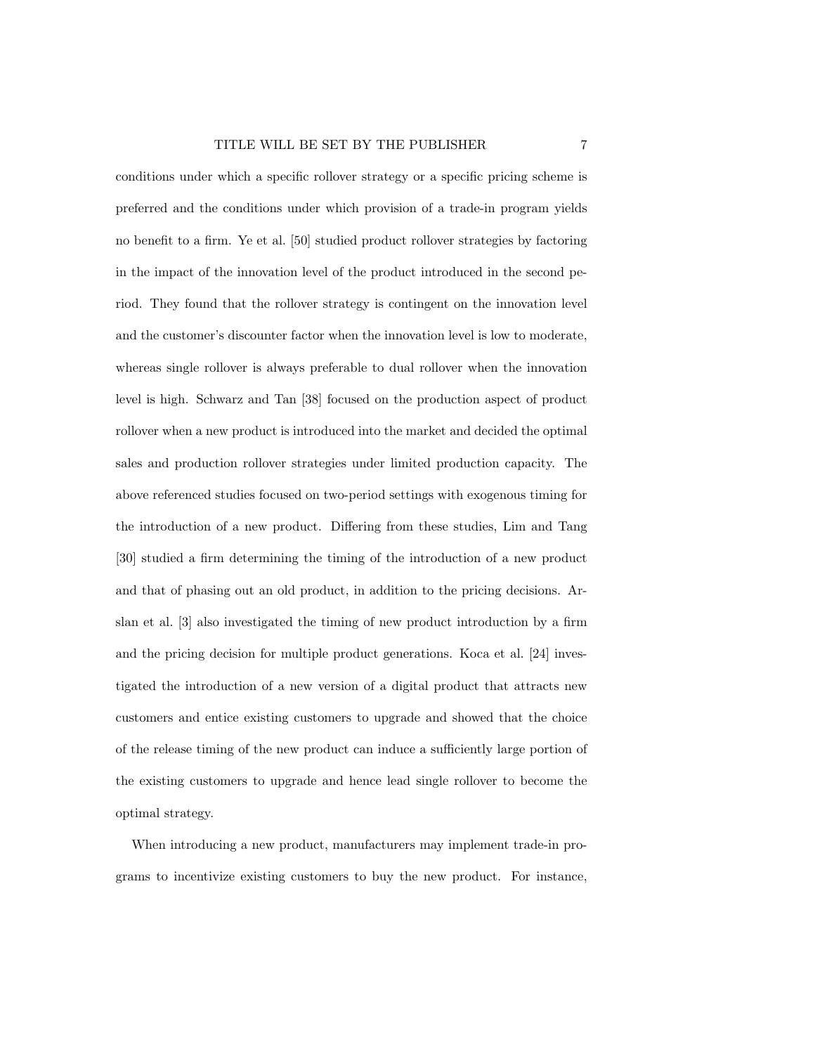conditions under which a specific rollover strategy or a specific pricing scheme is preferred and the conditions under which provision of a trade-in program yields no benefit to a firm. Ye et al. [50] studied product rollover strategies by factoring in the impact of the innovation level of the product introduced in the second period. They found that the rollover strategy is contingent on the innovation level and the customer's discounter factor when the innovation level is low to moderate, whereas single rollover is always preferable to dual rollover when the innovation level is high. Schwarz and Tan [38] focused on the production aspect of product rollover when a new product is introduced into the market and decided the optimal sales and production rollover strategies under limited production capacity. The above referenced studies focused on two-period settings with exogenous timing for the introduction of a new product. Differing from these studies, Lim and Tang [30] studied a firm determining the timing of the introduction of a new product and that of phasing out an old product, in addition to the pricing decisions. Arslan et al. [3] also investigated the timing of new product introduction by a firm and the pricing decision for multiple product generations. Koca et al. [24] investigated the introduction of a new version of a digital product that attracts new customers and entice existing customers to upgrade and showed that the choice of the release timing of the new product can induce a sufficiently large portion of the existing customers to upgrade and hence lead single rollover to become the optimal strategy.

When introducing a new product, manufacturers may implement trade-in programs to incentivize existing customers to buy the new product. For instance,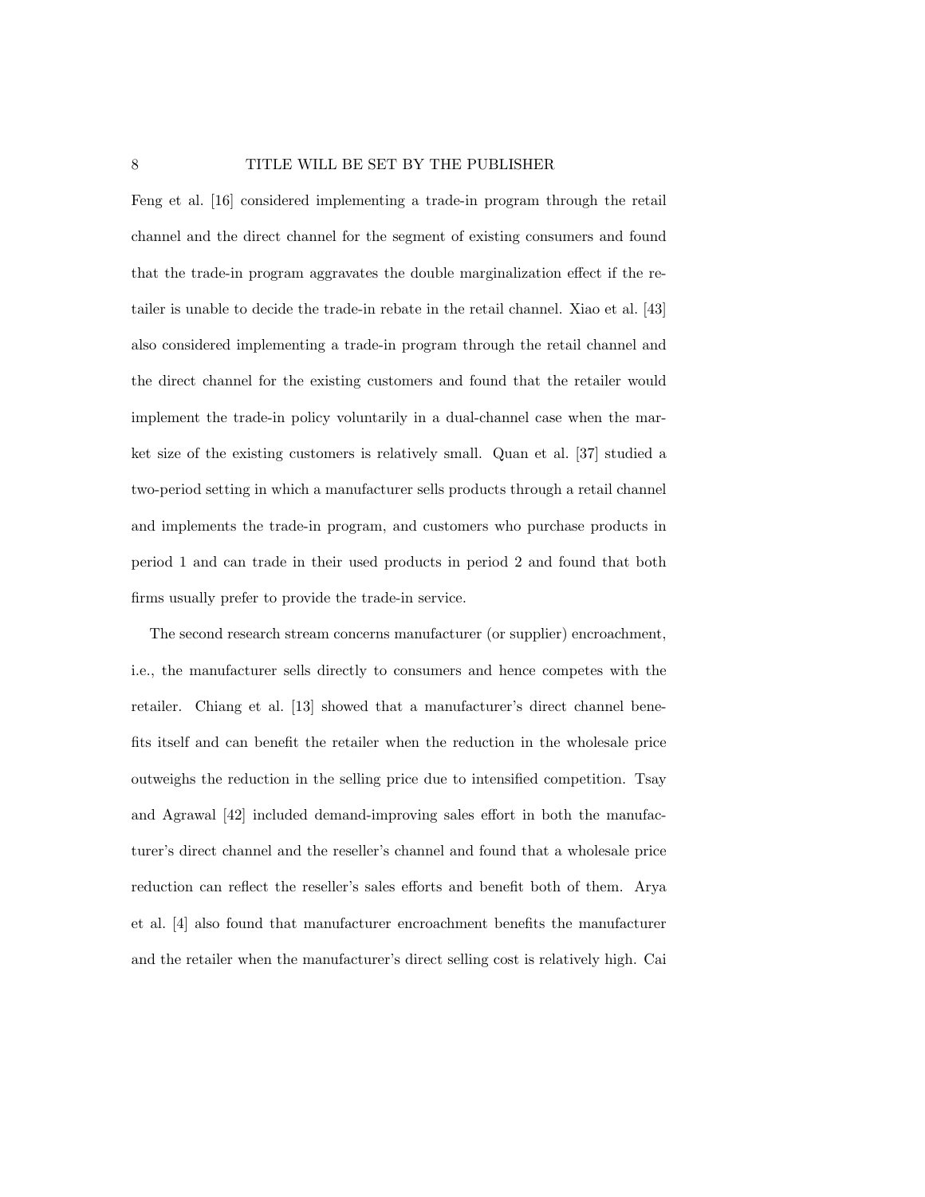Feng et al. [16] considered implementing a trade-in program through the retail channel and the direct channel for the segment of existing consumers and found that the trade-in program aggravates the double marginalization effect if the retailer is unable to decide the trade-in rebate in the retail channel. Xiao et al. [43] also considered implementing a trade-in program through the retail channel and the direct channel for the existing customers and found that the retailer would implement the trade-in policy voluntarily in a dual-channel case when the market size of the existing customers is relatively small. Quan et al. [37] studied a two-period setting in which a manufacturer sells products through a retail channel and implements the trade-in program, and customers who purchase products in period 1 and can trade in their used products in period 2 and found that both firms usually prefer to provide the trade-in service.

The second research stream concerns manufacturer (or supplier) encroachment, i.e., the manufacturer sells directly to consumers and hence competes with the retailer. Chiang et al. [13] showed that a manufacturer's direct channel benefits itself and can benefit the retailer when the reduction in the wholesale price outweighs the reduction in the selling price due to intensified competition. Tsay and Agrawal [42] included demand-improving sales effort in both the manufacturer's direct channel and the reseller's channel and found that a wholesale price reduction can reflect the reseller's sales efforts and benefit both of them. Arya et al. [4] also found that manufacturer encroachment benefits the manufacturer and the retailer when the manufacturer's direct selling cost is relatively high. Cai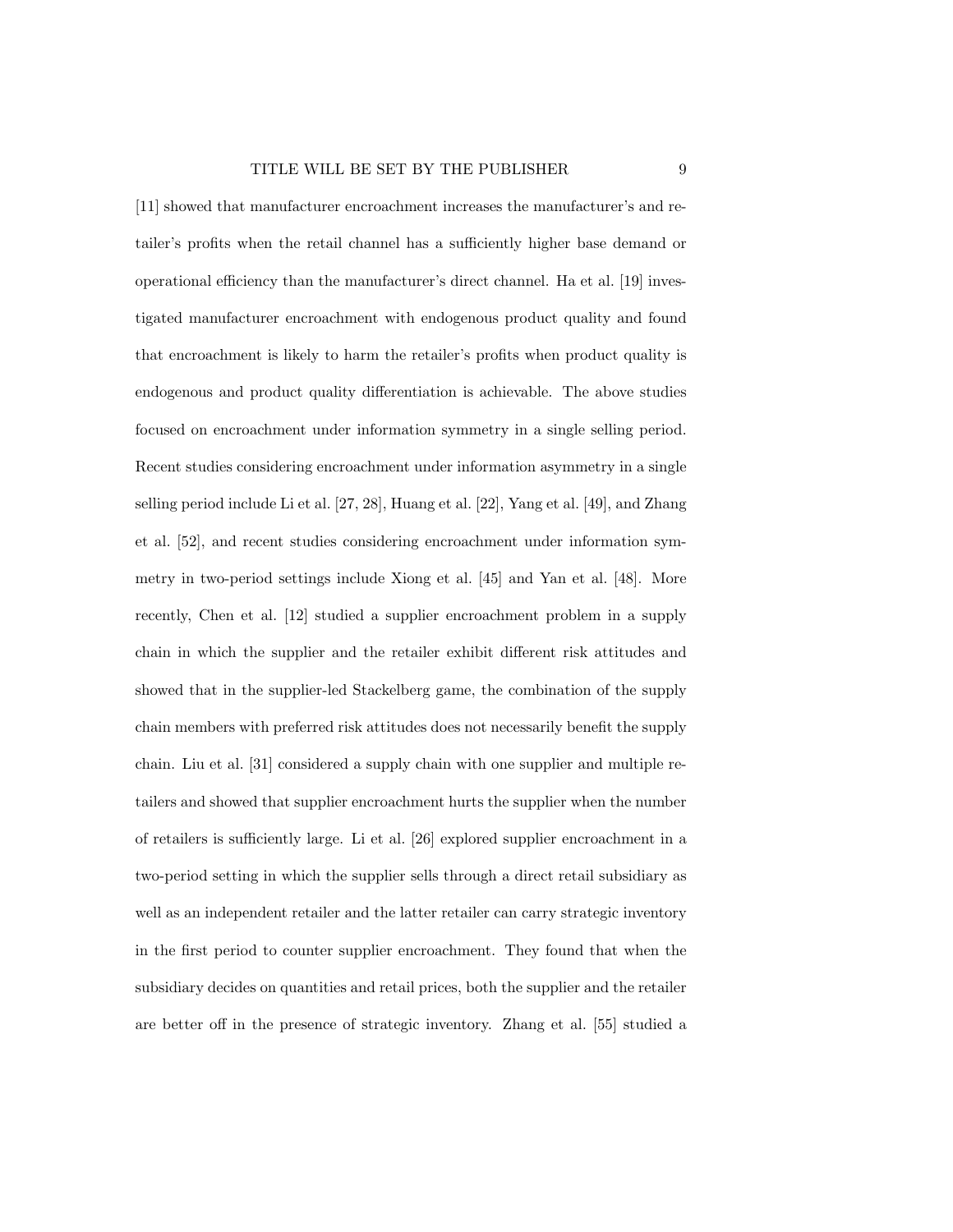[11] showed that manufacturer encroachment increases the manufacturer's and retailer's profits when the retail channel has a sufficiently higher base demand or operational efficiency than the manufacturer's direct channel. Ha et al. [19] investigated manufacturer encroachment with endogenous product quality and found that encroachment is likely to harm the retailer's profits when product quality is endogenous and product quality differentiation is achievable. The above studies focused on encroachment under information symmetry in a single selling period. Recent studies considering encroachment under information asymmetry in a single selling period include Li et al. [27, 28], Huang et al. [22], Yang et al. [49], and Zhang et al. [52], and recent studies considering encroachment under information symmetry in two-period settings include Xiong et al. [45] and Yan et al. [48]. More recently, Chen et al. [12] studied a supplier encroachment problem in a supply chain in which the supplier and the retailer exhibit different risk attitudes and showed that in the supplier-led Stackelberg game, the combination of the supply chain members with preferred risk attitudes does not necessarily benefit the supply chain. Liu et al. [31] considered a supply chain with one supplier and multiple retailers and showed that supplier encroachment hurts the supplier when the number of retailers is sufficiently large. Li et al. [26] explored supplier encroachment in a two-period setting in which the supplier sells through a direct retail subsidiary as well as an independent retailer and the latter retailer can carry strategic inventory in the first period to counter supplier encroachment. They found that when the subsidiary decides on quantities and retail prices, both the supplier and the retailer are better off in the presence of strategic inventory. Zhang et al. [55] studied a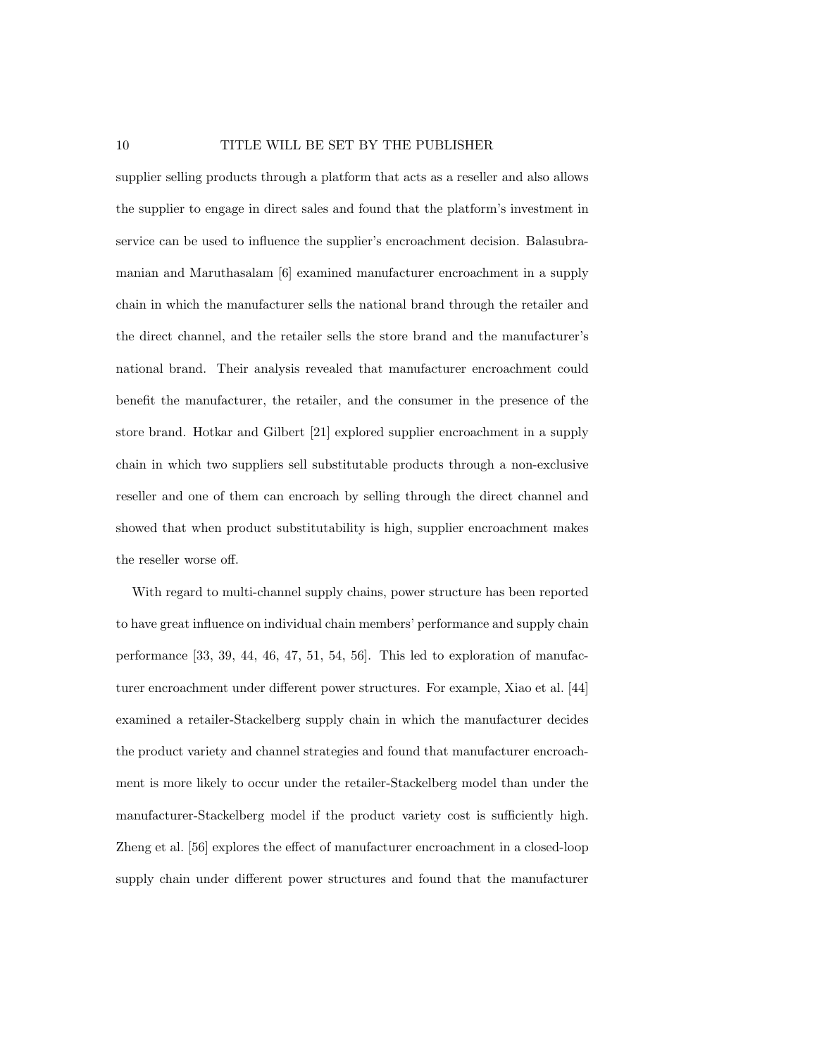supplier selling products through a platform that acts as a reseller and also allows the supplier to engage in direct sales and found that the platform's investment in service can be used to influence the supplier's encroachment decision. Balasubramanian and Maruthasalam [6] examined manufacturer encroachment in a supply chain in which the manufacturer sells the national brand through the retailer and the direct channel, and the retailer sells the store brand and the manufacturer's national brand. Their analysis revealed that manufacturer encroachment could benefit the manufacturer, the retailer, and the consumer in the presence of the store brand. Hotkar and Gilbert [21] explored supplier encroachment in a supply chain in which two suppliers sell substitutable products through a non-exclusive reseller and one of them can encroach by selling through the direct channel and showed that when product substitutability is high, supplier encroachment makes the reseller worse off.

With regard to multi-channel supply chains, power structure has been reported to have great influence on individual chain members' performance and supply chain performance [33, 39, 44, 46, 47, 51, 54, 56]. This led to exploration of manufacturer encroachment under different power structures. For example, Xiao et al. [44] examined a retailer-Stackelberg supply chain in which the manufacturer decides the product variety and channel strategies and found that manufacturer encroachment is more likely to occur under the retailer-Stackelberg model than under the manufacturer-Stackelberg model if the product variety cost is sufficiently high. Zheng et al. [56] explores the effect of manufacturer encroachment in a closed-loop supply chain under different power structures and found that the manufacturer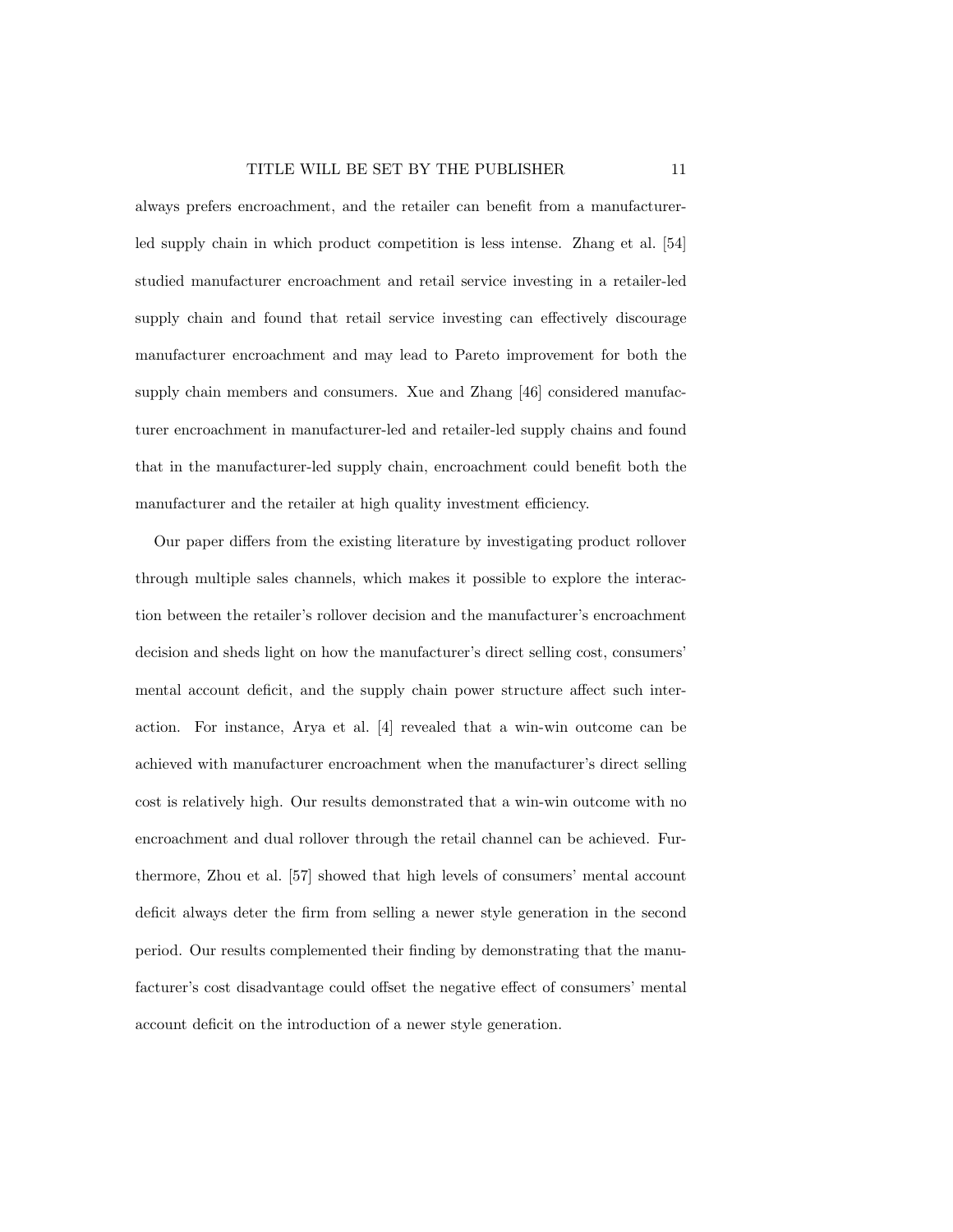always prefers encroachment, and the retailer can benefit from a manufacturer-led supply chain in which product competition is less intense. Zhang et al. [54] studied manufacturer encroachment and retail service investing in a retailer-led supply chain and found that retail service investing can effectively discourage manufacturer encroachment and may lead to Pareto improvement for both the supply chain members and consumers. Xue and Zhang [46] considered manufacturer encroachment in manufacturer-led and retailer-led supply chains and found that in the manufacturer-led supply chain, encroachment could benefit both the manufacturer and the retailer at high quality investment efficiency.

Our paper differs from the existing literature by investigating product rollover through multiple sales channels, which makes it possible to explore the interaction between the retailer's rollover decision and the manufacturer's encroachment decision and sheds light on how the manufacturer's direct selling cost, consumers' mental account deficit, and the supply chain power structure affect such interaction. For instance, Arya et al. [4] revealed that a win-win outcome can be achieved with manufacturer encroachment when the manufacturer's direct selling cost is relatively high. Our results demonstrated that a win-win outcome with no encroachment and dual rollover through the retail channel can be achieved. Furthermore, Zhou et al. [57] showed that high levels of consumers' mental account deficit always deter the firm from selling a newer style generation in the second period. Our results complemented their finding by demonstrating that the manufacturer's cost disadvantage could offset the negative effect of consumers' mental account deficit on the introduction of a newer style generation.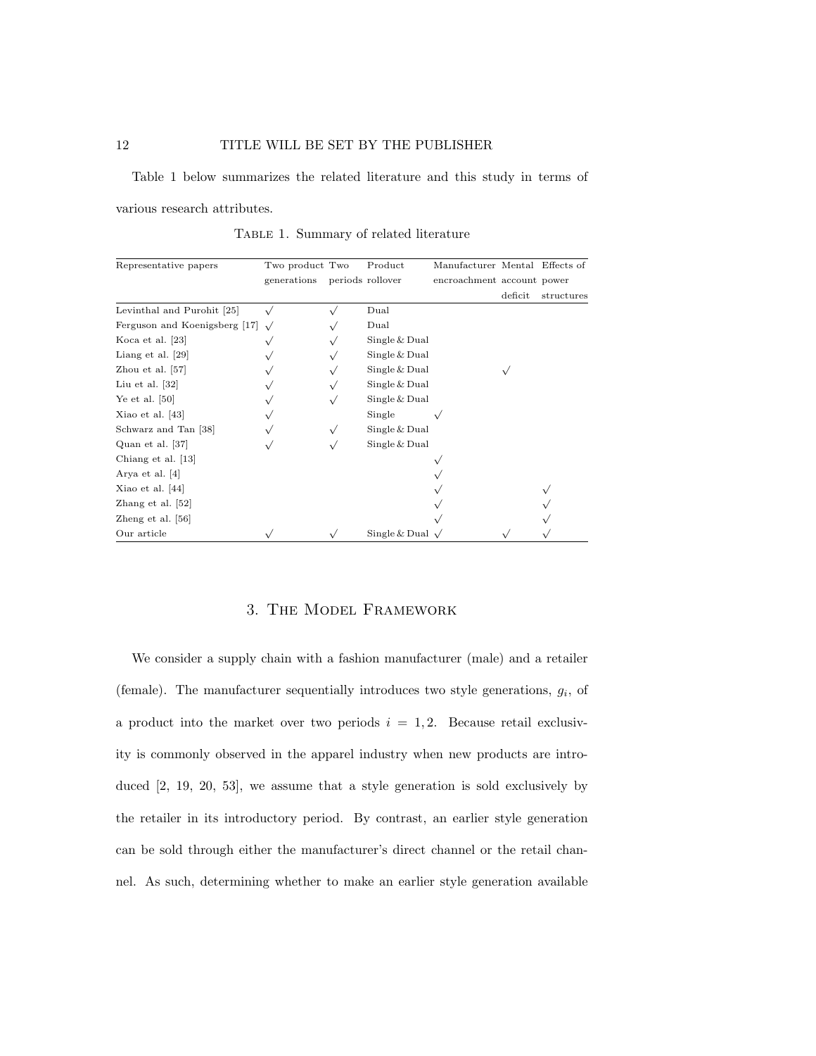Table 1 below summarizes the related literature and this study in terms of various research attributes.

Table 1. Summary of related literature

| Representative papers | Two product generations | Two periods | Product rollover | Manufacturer encroachment | Mental account deficit | Effects of power structures |
|---|---|---|---|---|---|---|
| Levinthal and Purohit [25] | √ | √ | Dual | | | |
| Ferguson and Koenigsberg [17] | √ | √ | Dual | | | |
| Koca et al. [23] | √ | √ | Single & Dual | | | |
| Liang et al. [29] | √ | √ | Single & Dual | | | |
| Zhou et al. [57] | √ | √ | Single & Dual | | √ | |
| Liu et al. [32] | √ | √ | Single & Dual | | | |
| Ye et al. [50] | √ | √ | Single & Dual | | | |
| Xiao et al. [43] | √ | | Single | √ | | |
| Schwarz and Tan [38] | √ | √ | Single & Dual | | | |
| Quan et al. [37] | √ | √ | Single & Dual | | | |
| Chiang et al. [13] | | | | √ | | |
| Arya et al. [4] | | | | √ | | |
| Xiao et al. [44] | | | | √ | | √ |
| Zhang et al. [52] | | | | √ | | √ |
| Zheng et al. [56] | | | | √ | | √ |
| Our article | √ | √ | Single & Dual | √ | √ | √ |

## 3. The Model Framework

We consider a supply chain with a fashion manufacturer (male) and a retailer (female). The manufacturer sequentially introduces two style generations, $g_i$, of a product into the market over two periods $i = 1, 2$. Because retail exclusivity is commonly observed in the apparel industry when new products are introduced [2, 19, 20, 53], we assume that a style generation is sold exclusively by the retailer in its introductory period. By contrast, an earlier style generation can be sold through either the manufacturer's direct channel or the retail channel. As such, determining whether to make an earlier style generation available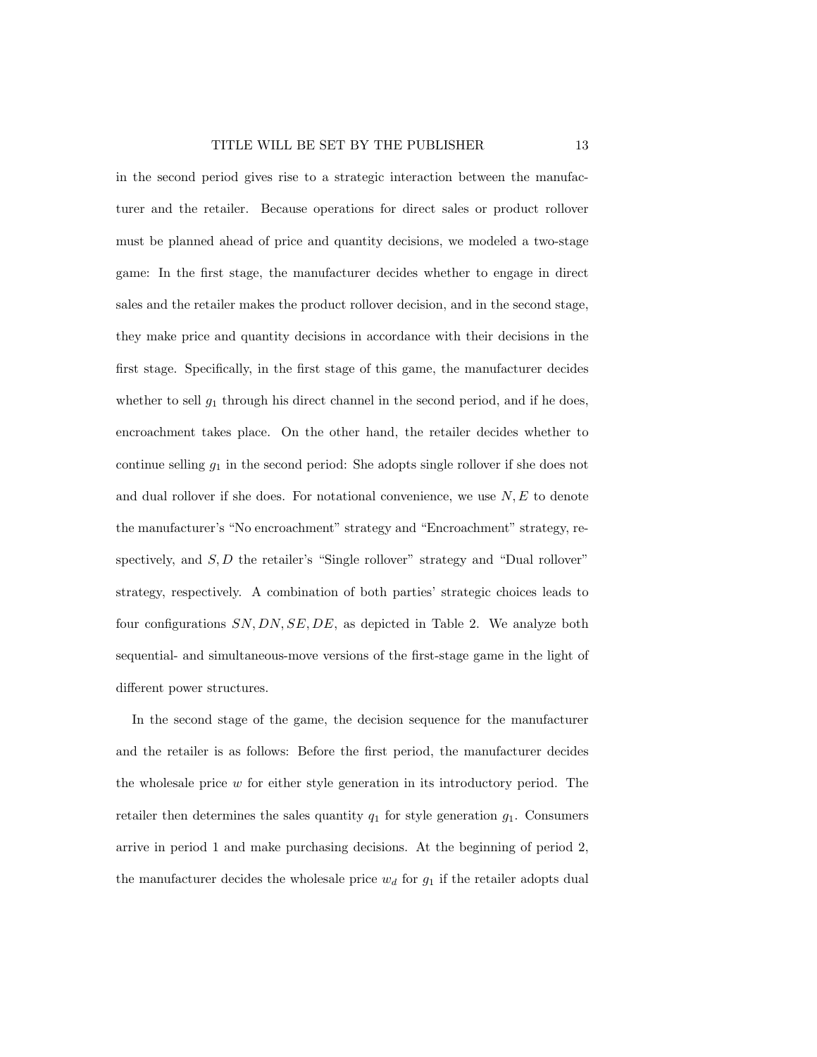in the second period gives rise to a strategic interaction between the manufacturer and the retailer. Because operations for direct sales or product rollover must be planned ahead of price and quantity decisions, we modeled a two-stage game: In the first stage, the manufacturer decides whether to engage in direct sales and the retailer makes the product rollover decision, and in the second stage, they make price and quantity decisions in accordance with their decisions in the first stage. Specifically, in the first stage of this game, the manufacturer decides whether to sell $g_1$ through his direct channel in the second period, and if he does, encroachment takes place. On the other hand, the retailer decides whether to continue selling $g_1$ in the second period: She adopts single rollover if she does not and dual rollover if she does. For notational convenience, we use $N, E$ to denote the manufacturer's "No encroachment" strategy and "Encroachment" strategy, respectively, and $S, D$ the retailer's "Single rollover" strategy and "Dual rollover" strategy, respectively. A combination of both parties' strategic choices leads to four configurations $SN, DN, SE, DE$, as depicted in Table 2. We analyze both sequential- and simultaneous-move versions of the first-stage game in the light of different power structures.

In the second stage of the game, the decision sequence for the manufacturer and the retailer is as follows: Before the first period, the manufacturer decides the wholesale price $w$ for either style generation in its introductory period. The retailer then determines the sales quantity $q_1$ for style generation $g_1$. Consumers arrive in period 1 and make purchasing decisions. At the beginning of period 2, the manufacturer decides the wholesale price $w_d$ for $g_1$ if the retailer adopts dual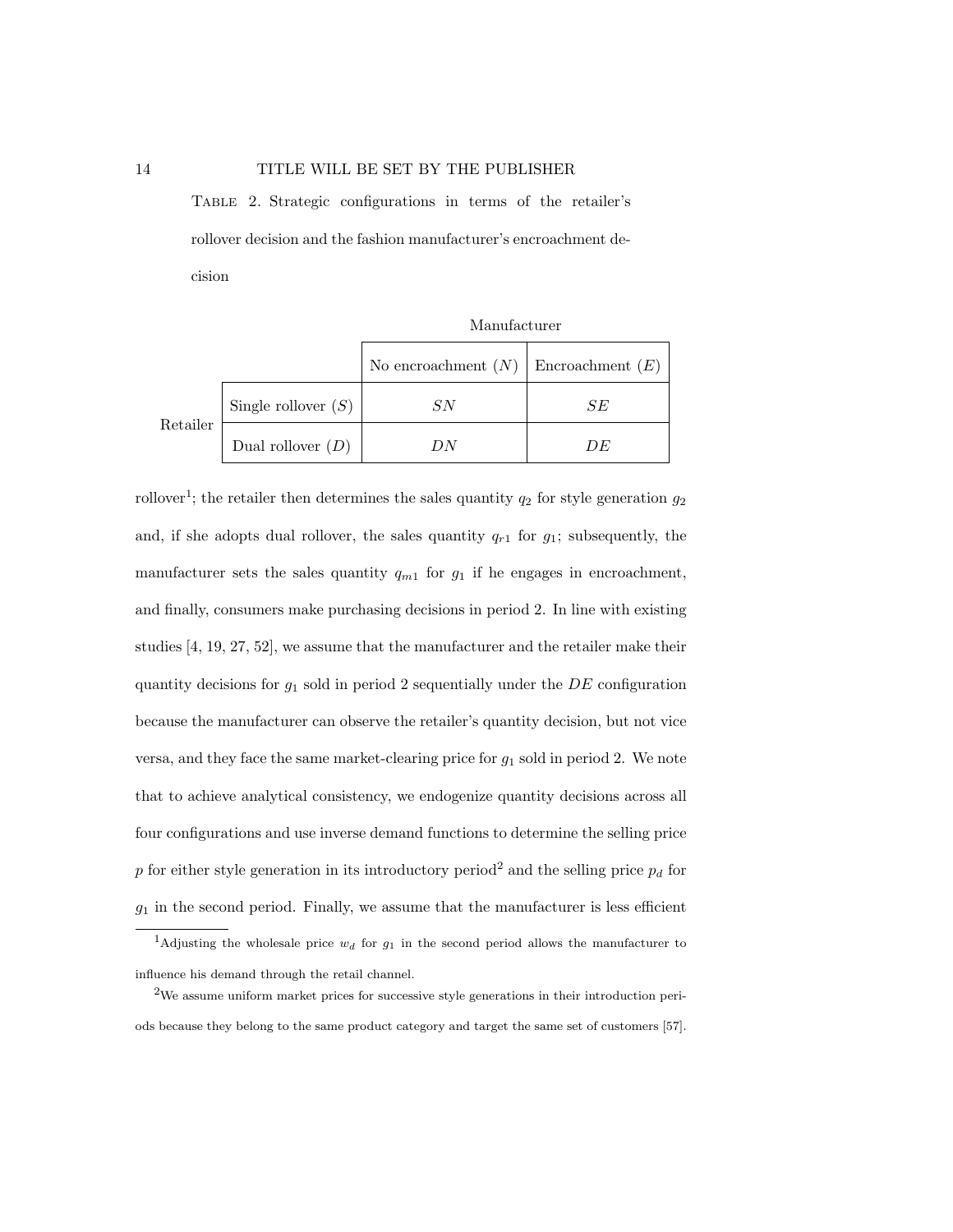Table 2. Strategic configurations in terms of the retailer's rollover decision and the fashion manufacturer's encroachment decision

| | | Manufacturer | |
|---|---|---|---|
| | | No encroachment ($N$) | Encroachment ($E$) |
| Retailer | Single rollover ($S$) | $SN$ | $SE$ |
| | Dual rollover ($D$) | $DN$ | $DE$ |

rollover[1]; the retailer then determines the sales quantity $q_2$ for style generation $g_2$ and, if she adopts dual rollover, the sales quantity $q_{r1}$ for $g_1$; subsequently, the manufacturer sets the sales quantity $q_{m1}$ for $g_1$ if he engages in encroachment, and finally, consumers make purchasing decisions in period 2. In line with existing studies [4, 19, 27, 52], we assume that the manufacturer and the retailer make their quantity decisions for $g_1$ sold in period 2 sequentially under the $DE$ configuration because the manufacturer can observe the retailer's quantity decision, but not vice versa, and they face the same market-clearing price for $g_1$ sold in period 2. We note that to achieve analytical consistency, we endogenize quantity decisions across all four configurations and use inverse demand functions to determine the selling price $p$ for either style generation in its introductory period[2] and the selling price $p_d$ for $g_1$ in the second period. Finally, we assume that the manufacturer is less efficient

[1] Adjusting the wholesale price $w_d$ for $g_1$ in the second period allows the manufacturer to influence his demand through the retail channel.

[2] We assume uniform market prices for successive style generations in their introduction periods because they belong to the same product category and target the same set of customers [57].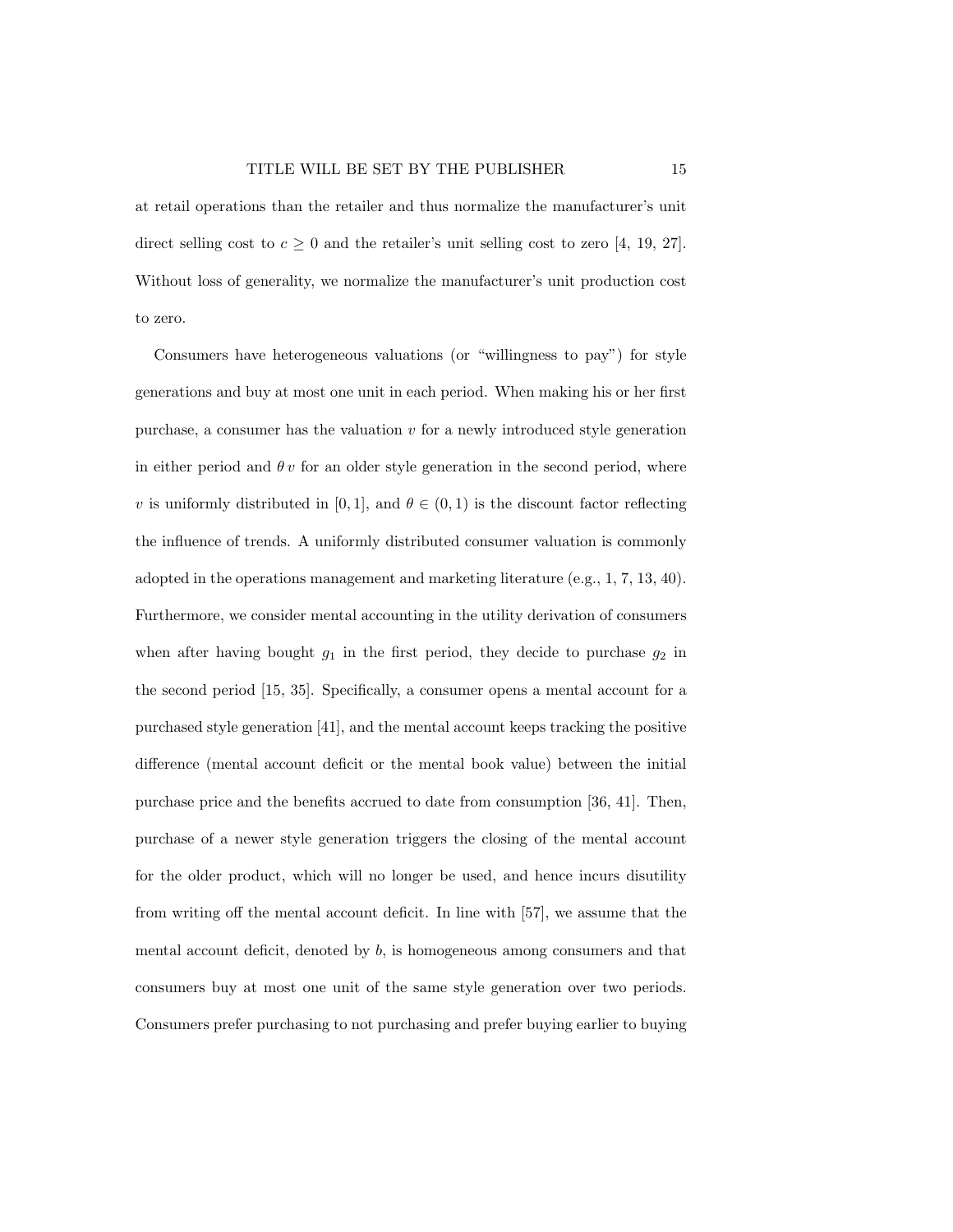at retail operations than the retailer and thus normalize the manufacturer's unit direct selling cost to $c \geq 0$ and the retailer's unit selling cost to zero [4, 19, 27]. Without loss of generality, we normalize the manufacturer's unit production cost to zero.

Consumers have heterogeneous valuations (or "willingness to pay") for style generations and buy at most one unit in each period. When making his or her first purchase, a consumer has the valuation $v$ for a newly introduced style generation in either period and $\theta\, v$ for an older style generation in the second period, where $v$ is uniformly distributed in $[0, 1]$, and $\theta \in (0, 1)$ is the discount factor reflecting the influence of trends. A uniformly distributed consumer valuation is commonly adopted in the operations management and marketing literature (e.g., 1, 7, 13, 40). Furthermore, we consider mental accounting in the utility derivation of consumers when after having bought $g_1$ in the first period, they decide to purchase $g_2$ in the second period [15, 35]. Specifically, a consumer opens a mental account for a purchased style generation [41], and the mental account keeps tracking the positive difference (mental account deficit or the mental book value) between the initial purchase price and the benefits accrued to date from consumption [36, 41]. Then, purchase of a newer style generation triggers the closing of the mental account for the older product, which will no longer be used, and hence incurs disutility from writing off the mental account deficit. In line with [57], we assume that the mental account deficit, denoted by $b$, is homogeneous among consumers and that consumers buy at most one unit of the same style generation over two periods. Consumers prefer purchasing to not purchasing and prefer buying earlier to buying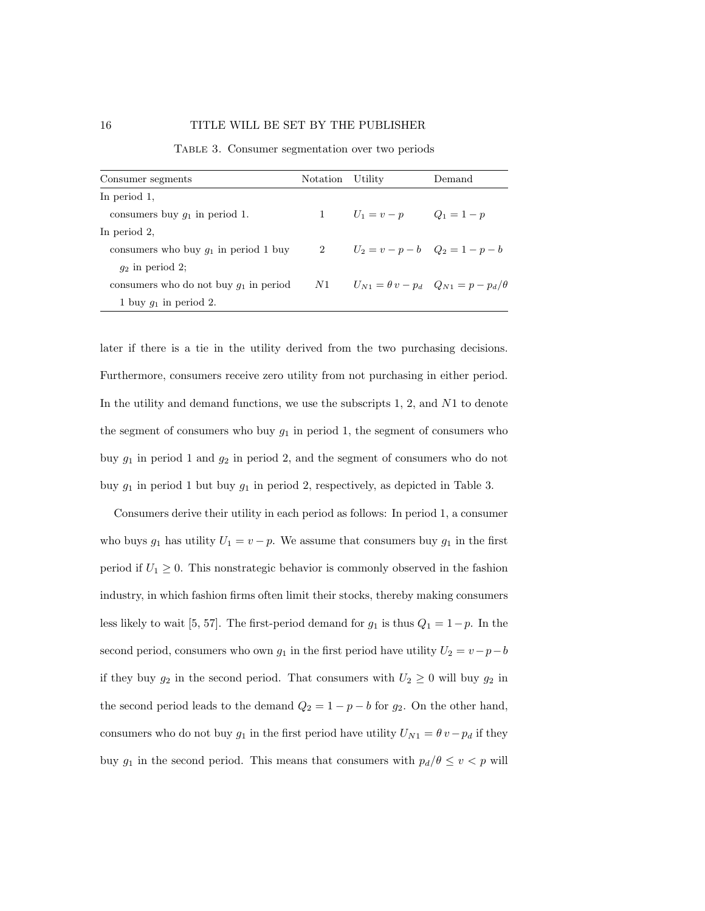Table 3. Consumer segmentation over two periods

| Consumer segments | Notation | Utility | Demand |
|---|---|---|---|
| In period 1, | | | |
| consumers buy $g_1$ in period 1. | 1 | $U_1 = v - p$ | $Q_1 = 1 - p$ |
| In period 2, | | | |
| consumers who buy $g_1$ in period 1 buy $g_2$ in period 2; | 2 | $U_2 = v - p - b$ | $Q_2 = 1 - p - b$ |
| consumers who do not buy $g_1$ in period 1 buy $g_1$ in period 2. | $N1$ | $U_{N1} = \theta\, v - p_d$ | $Q_{N1} = p - p_d/\theta$ |

later if there is a tie in the utility derived from the two purchasing decisions. Furthermore, consumers receive zero utility from not purchasing in either period. In the utility and demand functions, we use the subscripts 1, 2, and $N1$ to denote the segment of consumers who buy $g_1$ in period 1, the segment of consumers who buy $g_1$ in period 1 and $g_2$ in period 2, and the segment of consumers who do not buy $g_1$ in period 1 but buy $g_1$ in period 2, respectively, as depicted in Table 3.

Consumers derive their utility in each period as follows: In period 1, a consumer who buys $g_1$ has utility $U_1 = v - p$. We assume that consumers buy $g_1$ in the first period if $U_1 \geq 0$. This nonstrategic behavior is commonly observed in the fashion industry, in which fashion firms often limit their stocks, thereby making consumers less likely to wait [5, 57]. The first-period demand for $g_1$ is thus $Q_1 = 1 - p$. In the second period, consumers who own $g_1$ in the first period have utility $U_2 = v - p - b$ if they buy $g_2$ in the second period. That consumers with $U_2 \geq 0$ will buy $g_2$ in the second period leads to the demand $Q_2 = 1 - p - b$ for $g_2$. On the other hand, consumers who do not buy $g_1$ in the first period have utility $U_{N1} = \theta\, v - p_d$ if they buy $g_1$ in the second period. This means that consumers with $p_d/\theta \leq v < p$ will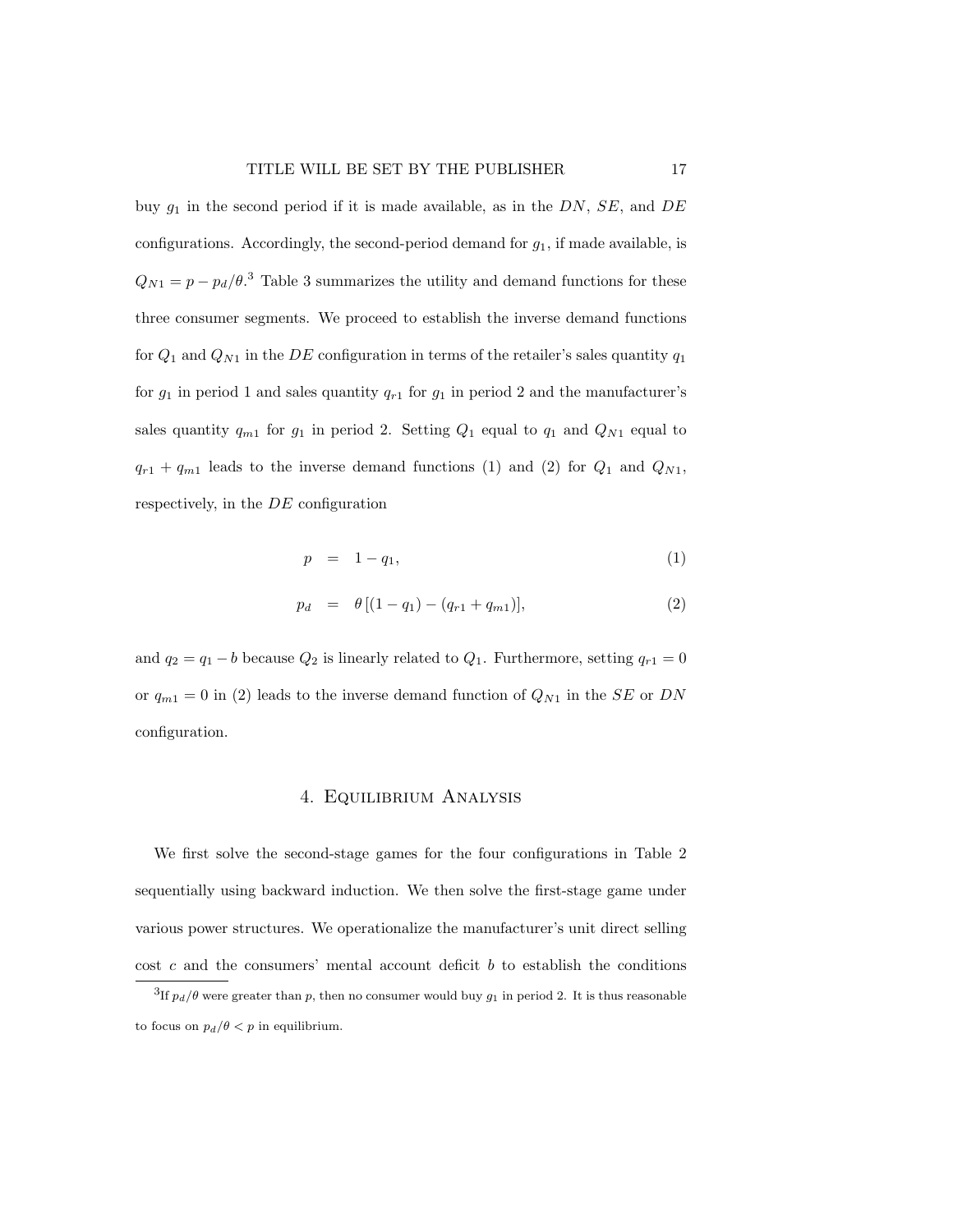buy $g_1$ in the second period if it is made available, as in the $DN$, $SE$, and $DE$ configurations. Accordingly, the second-period demand for $g_1$, if made available, is $Q_{N1} = p - p_d/\theta$.[3] Table 3 summarizes the utility and demand functions for these three consumer segments. We proceed to establish the inverse demand functions for $Q_1$ and $Q_{N1}$ in the $DE$ configuration in terms of the retailer's sales quantity $q_1$ for $g_1$ in period 1 and sales quantity $q_{r1}$ for $g_1$ in period 2 and the manufacturer's sales quantity $q_{m1}$ for $g_1$ in period 2. Setting $Q_1$ equal to $q_1$ and $Q_{N1}$ equal to $q_{r1} + q_{m1}$ leads to the inverse demand functions (1) and (2) for $Q_1$ and $Q_{N1}$, respectively, in the $DE$ configuration

$$p = 1 - q_1, \tag{1}$$

$$p_d = \theta\,[(1 - q_1) - (q_{r1} + q_{m1})], \tag{2}$$

and $q_2 = q_1 - b$ because $Q_2$ is linearly related to $Q_1$. Furthermore, setting $q_{r1} = 0$ or $q_{m1} = 0$ in (2) leads to the inverse demand function of $Q_{N1}$ in the $SE$ or $DN$ configuration.

# 4. Equilibrium Analysis

We first solve the second-stage games for the four configurations in Table 2 sequentially using backward induction. We then solve the first-stage game under various power structures. We operationalize the manufacturer's unit direct selling cost $c$ and the consumers' mental account deficit $b$ to establish the conditions

[3] If $p_d/\theta$ were greater than $p$, then no consumer would buy $g_1$ in period 2. It is thus reasonable to focus on $p_d/\theta < p$ in equilibrium.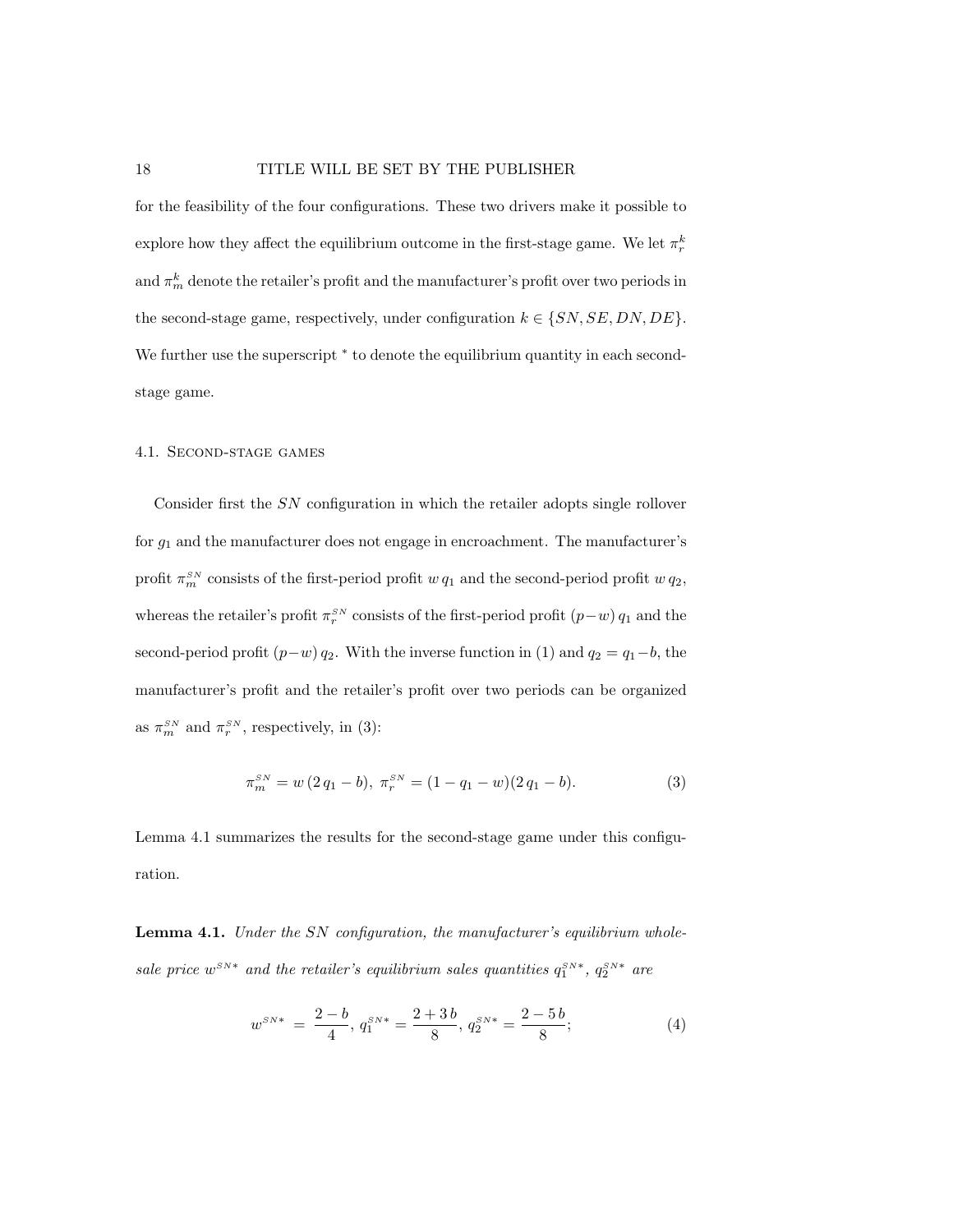for the feasibility of the four configurations. These two drivers make it possible to explore how they affect the equilibrium outcome in the first-stage game. We let $\pi_r^k$ and $\pi_m^k$ denote the retailer's profit and the manufacturer's profit over two periods in the second-stage game, respectively, under configuration $k \in \{SN, SE, DN, DE\}$. We further use the superscript $^*$ to denote the equilibrium quantity in each second-stage game.

### 4.1. Second-stage games

Consider first the $SN$ configuration in which the retailer adopts single rollover for $g_1$ and the manufacturer does not engage in encroachment. The manufacturer's profit $\pi_m^{SN}$ consists of the first-period profit $w\,q_1$ and the second-period profit $w\,q_2$, whereas the retailer's profit $\pi_r^{SN}$ consists of the first-period profit $(p-w)\,q_1$ and the second-period profit $(p-w)\,q_2$. With the inverse function in (1) and $q_2 = q_1 - b$, the manufacturer's profit and the retailer's profit over two periods can be organized as $\pi_m^{SN}$ and $\pi_r^{SN}$, respectively, in (3):

$$\pi_m^{SN} = w\,(2\,q_1 - b),\ \pi_r^{SN} = (1 - q_1 - w)(2\,q_1 - b). \tag{3}$$

Lemma 4.1 summarizes the results for the second-stage game under this configuration.

**Lemma 4.1.** *Under the $SN$ configuration, the manufacturer's equilibrium wholesale price $w^{SN*}$ and the retailer's equilibrium sales quantities $q_1^{SN*}$, $q_2^{SN*}$ are*

$$w^{SN*} = \frac{2-b}{4},\ q_1^{SN*} = \frac{2+3\,b}{8},\ q_2^{SN*} = \frac{2-5\,b}{8}; \tag{4}$$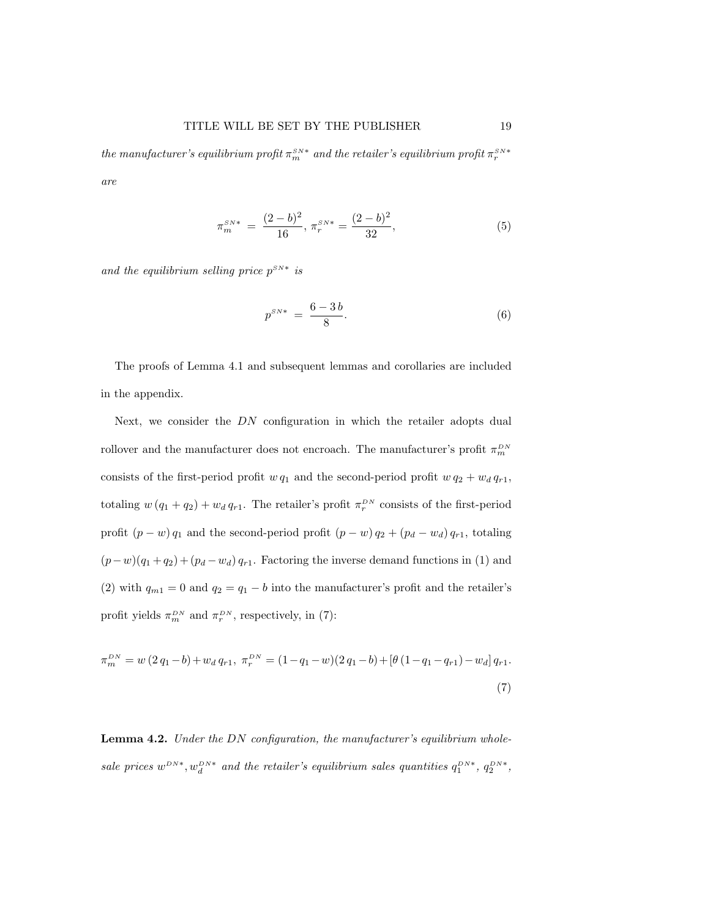*the manufacturer's equilibrium profit* $\pi_m^{SN*}$ *and the retailer's equilibrium profit* $\pi_r^{SN*}$ *are*

$$\pi_m^{SN*} \;=\; \frac{(2-b)^2}{16},\; \pi_r^{SN*} = \frac{(2-b)^2}{32}, \tag{5}$$

*and the equilibrium selling price* $p^{SN*}$ *is*

$$p^{SN*} \;=\; \frac{6-3\,b}{8}. \tag{6}$$

The proofs of Lemma 4.1 and subsequent lemmas and corollaries are included in the appendix.

Next, we consider the $DN$ configuration in which the retailer adopts dual rollover and the manufacturer does not encroach. The manufacturer's profit $\pi_m^{DN}$ consists of the first-period profit $w\,q_1$ and the second-period profit $w\,q_2 + w_d\,q_{r1}$, totaling $w\,(q_1+q_2) + w_d\,q_{r1}$. The retailer's profit $\pi_r^{DN}$ consists of the first-period profit $(p-w)\,q_1$ and the second-period profit $(p-w)\,q_2 + (p_d - w_d)\,q_{r1}$, totaling $(p-w)(q_1+q_2) + (p_d - w_d)\,q_{r1}$. Factoring the inverse demand functions in (1) and (2) with $q_{m1} = 0$ and $q_2 = q_1 - b$ into the manufacturer's profit and the retailer's profit yields $\pi_m^{DN}$ and $\pi_r^{DN}$, respectively, in (7):

$$\pi_m^{DN} = w\,(2\,q_1 - b) + w_d\,q_{r1},\; \pi_r^{DN} = (1-q_1-w)(2\,q_1-b) + [\theta\,(1-q_1-q_{r1}) - w_d]\,q_{r1}. \tag{7}$$

**Lemma 4.2.** *Under the DN configuration, the manufacturer's equilibrium wholesale prices* $w^{DN*}, w_d^{DN*}$ *and the retailer's equilibrium sales quantities* $q_1^{DN*}$, $q_2^{DN*}$,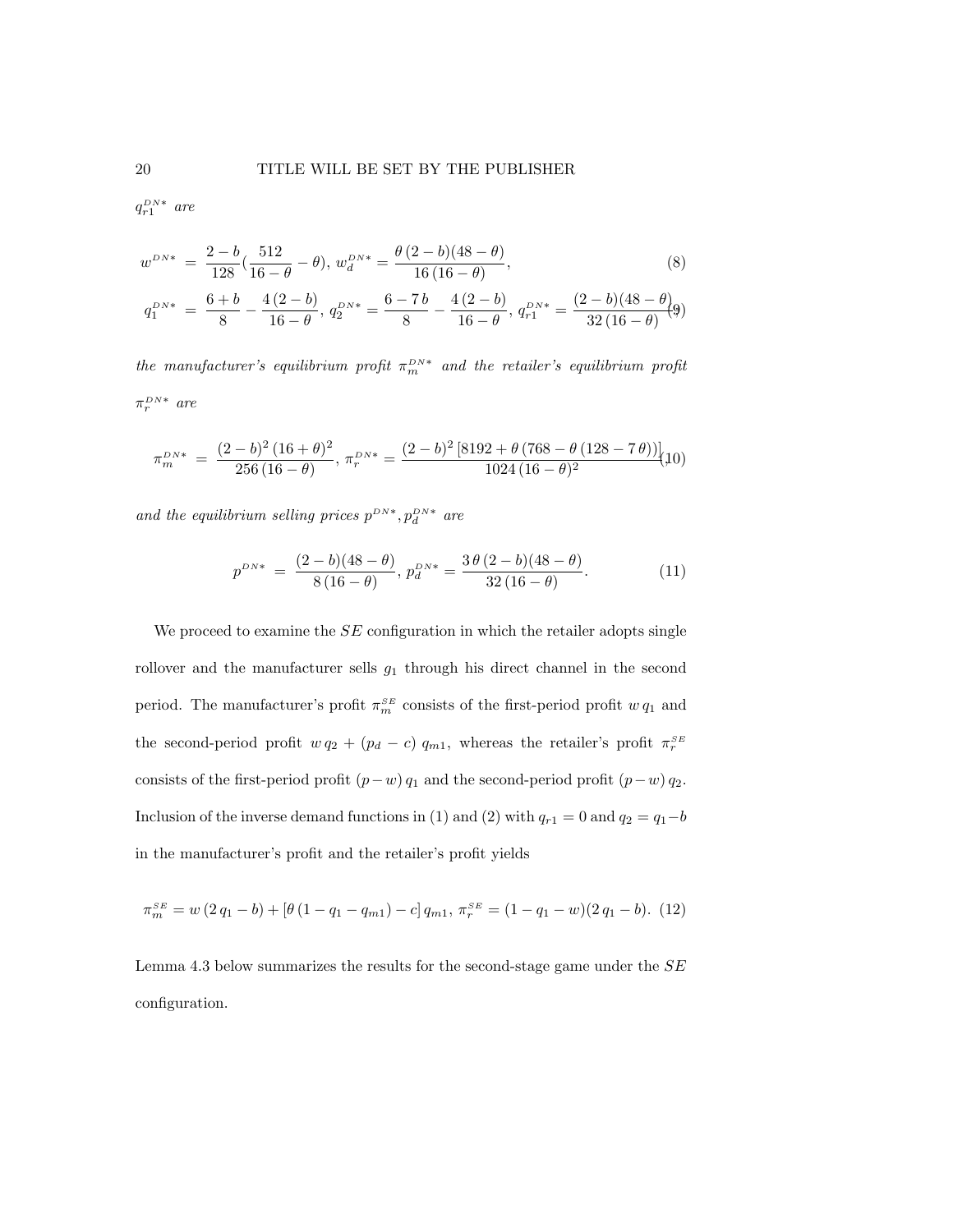$q_{r1}^{DN*}$ *are*

$$w^{DN*} = \frac{2-b}{128}\left(\frac{512}{16-\theta} - \theta\right),\ w_d^{DN*} = \frac{\theta\,(2-b)(48-\theta)}{16\,(16-\theta)}, \tag{8}$$

$$q_1^{DN*} = \frac{6+b}{8} - \frac{4\,(2-b)}{16-\theta},\ q_2^{DN*} = \frac{6-7\,b}{8} - \frac{4\,(2-b)}{16-\theta},\ q_{r1}^{DN*} = \frac{(2-b)(48-\theta)}{32\,(16-\theta)}, \tag{9}$$

*the manufacturer's equilibrium profit* $\pi_m^{DN*}$ *and the retailer's equilibrium profit* $\pi_r^{DN*}$ *are*

$$\pi_m^{DN*} = \frac{(2-b)^2\,(16+\theta)^2}{256\,(16-\theta)},\ \pi_r^{DN*} = \frac{(2-b)^2\,[8192 + \theta\,(768 - \theta\,(128 - 7\,\theta))]}{1024\,(16-\theta)^2}, \tag{10}$$

*and the equilibrium selling prices* $p^{DN*}, p_d^{DN*}$ *are*

$$p^{DN*} = \frac{(2-b)(48-\theta)}{8\,(16-\theta)},\ p_d^{DN*} = \frac{3\,\theta\,(2-b)(48-\theta)}{32\,(16-\theta)}. \tag{11}$$

We proceed to examine the $SE$ configuration in which the retailer adopts single rollover and the manufacturer sells $g_1$ through his direct channel in the second period. The manufacturer's profit $\pi_m^{SE}$ consists of the first-period profit $w\,q_1$ and the second-period profit $w\,q_2 + (p_d - c)\,q_{m1}$, whereas the retailer's profit $\pi_r^{SE}$ consists of the first-period profit $(p-w)\,q_1$ and the second-period profit $(p-w)\,q_2$. Inclusion of the inverse demand functions in (1) and (2) with $q_{r1} = 0$ and $q_2 = q_1 - b$ in the manufacturer's profit and the retailer's profit yields

$$\pi_m^{SE} = w\,(2\,q_1 - b) + [\theta\,(1 - q_1 - q_{m1}) - c]\,q_{m1},\ \pi_r^{SE} = (1 - q_1 - w)(2\,q_1 - b). \tag{12}$$

Lemma 4.3 below summarizes the results for the second-stage game under the $SE$ configuration.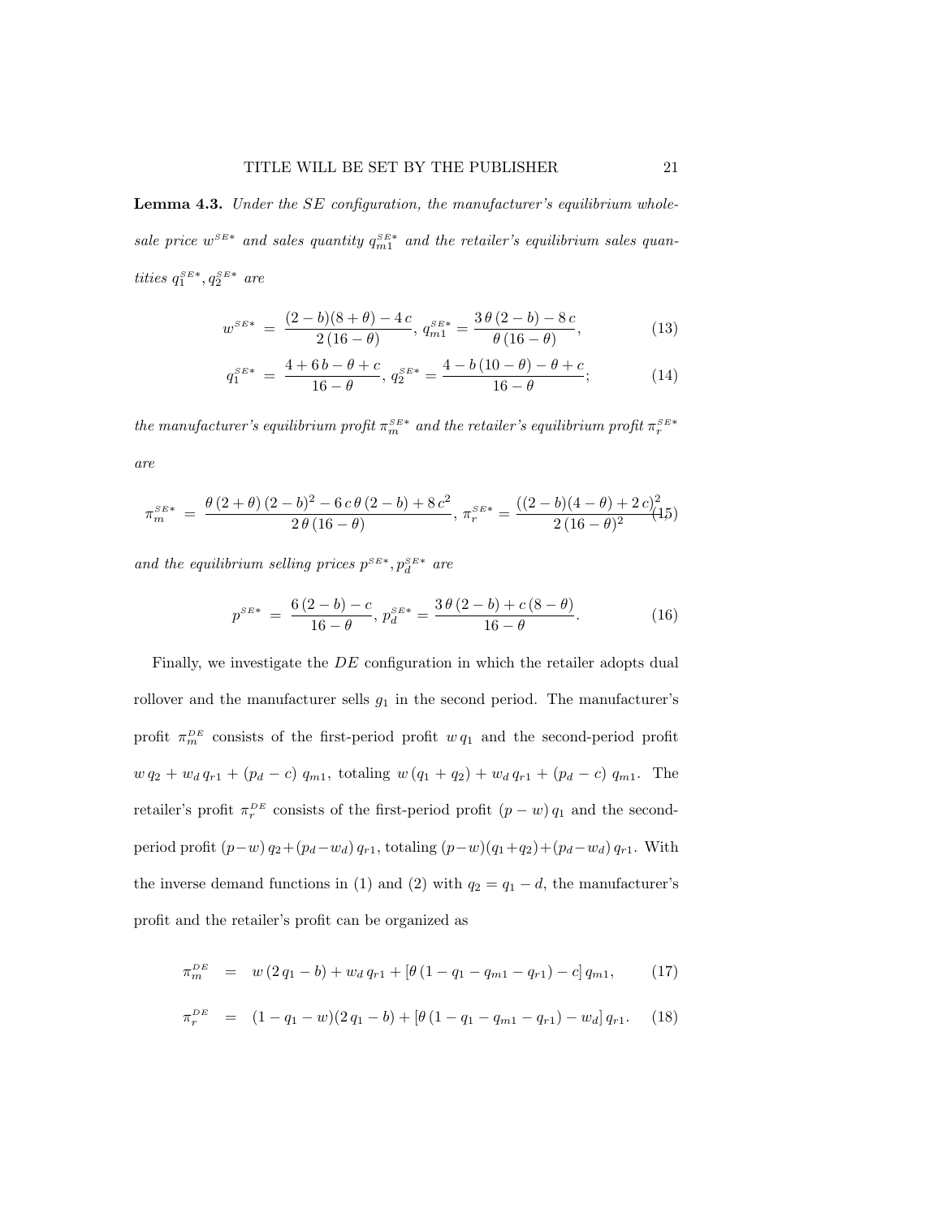**Lemma 4.3.** *Under the SE configuration, the manufacturer's equilibrium wholesale price $w^{SE*}$ and sales quantity $q_{m1}^{SE*}$ and the retailer's equilibrium sales quantities $q_1^{SE*}, q_2^{SE*}$ are*

$$w^{SE*} = \frac{(2-b)(8+\theta) - 4\,c}{2\,(16-\theta)},\ q_{m1}^{SE*} = \frac{3\,\theta\,(2-b) - 8\,c}{\theta\,(16-\theta)}, \tag{13}$$

$$q_1^{SE*} = \frac{4 + 6\,b - \theta + c}{16-\theta},\ q_2^{SE*} = \frac{4 - b\,(10-\theta) - \theta + c}{16-\theta}; \tag{14}$$

*the manufacturer's equilibrium profit $\pi_m^{SE*}$ and the retailer's equilibrium profit $\pi_r^{SE*}$ are*

$$\pi_m^{SE*} = \frac{\theta\,(2+\theta)\,(2-b)^2 - 6\,c\,\theta\,(2-b) + 8\,c^2}{2\,\theta\,(16-\theta)},\ \pi_r^{SE*} = \frac{((2-b)(4-\theta) + 2\,c)^2}{2\,(16-\theta)^2}, \tag{15}$$

*and the equilibrium selling prices $p^{SE*}, p_d^{SE*}$ are*

$$p^{SE*} = \frac{6\,(2-b) - c}{16-\theta},\ p_d^{SE*} = \frac{3\,\theta\,(2-b) + c\,(8-\theta)}{16-\theta}. \tag{16}$$

Finally, we investigate the $DE$ configuration in which the retailer adopts dual rollover and the manufacturer sells $g_1$ in the second period. The manufacturer's profit $\pi_m^{DE}$ consists of the first-period profit $w\,q_1$ and the second-period profit $w\,q_2 + w_d\,q_{r1} + (p_d - c)\,q_{m1}$, totaling $w\,(q_1 + q_2) + w_d\,q_{r1} + (p_d - c)\,q_{m1}$. The retailer's profit $\pi_r^{DE}$ consists of the first-period profit $(p-w)\,q_1$ and the second-period profit $(p-w)\,q_2 + (p_d - w_d)\,q_{r1}$, totaling $(p-w)(q_1+q_2) + (p_d - w_d)\,q_{r1}$. With the inverse demand functions in (1) and (2) with $q_2 = q_1 - d$, the manufacturer's profit and the retailer's profit can be organized as

$$\pi_m^{DE} = w\,(2\,q_1 - b) + w_d\,q_{r1} + [\theta\,(1 - q_1 - q_{m1} - q_{r1}) - c]\,q_{m1}, \tag{17}$$

$$\pi_r^{DE} = (1 - q_1 - w)(2\,q_1 - b) + [\theta\,(1 - q_1 - q_{m1} - q_{r1}) - w_d]\,q_{r1}. \tag{18}$$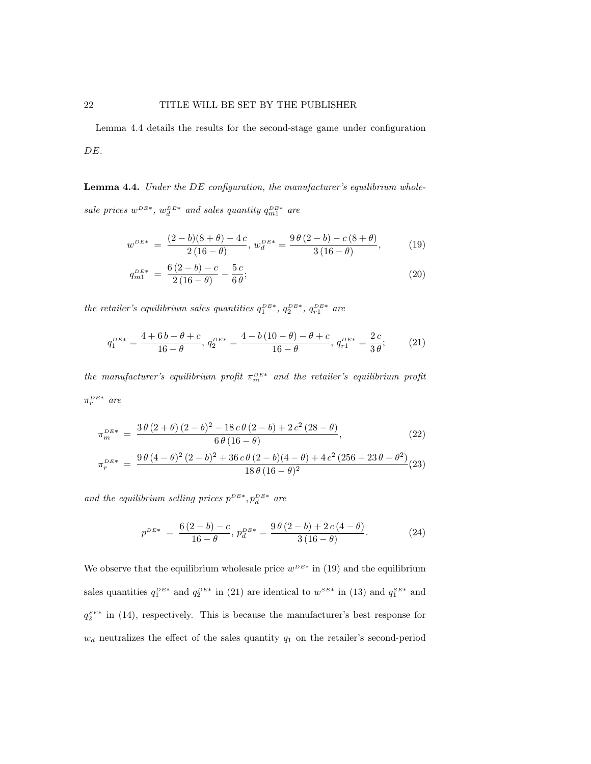Lemma 4.4 details the results for the second-stage game under configuration $DE$.

**Lemma 4.4.** *Under the $DE$ configuration, the manufacturer's equilibrium wholesale prices $w^{DE*}$, $w_d^{DE*}$ and sales quantity $q_{m1}^{DE*}$ are*

$$w^{DE*} = \frac{(2-b)(8+\theta)-4c}{2(16-\theta)},\ w_d^{DE*} = \frac{9\theta(2-b)-c(8+\theta)}{3(16-\theta)}, \tag{19}$$

$$q_{m1}^{DE*} = \frac{6(2-b)-c}{2(16-\theta)} - \frac{5c}{6\theta}; \tag{20}$$

*the retailer's equilibrium sales quantities $q_1^{DE*}$, $q_2^{DE*}$, $q_{r1}^{DE*}$ are*

$$q_1^{DE*} = \frac{4+6b-\theta+c}{16-\theta},\ q_2^{DE*} = \frac{4-b(10-\theta)-\theta+c}{16-\theta},\ q_{r1}^{DE*} = \frac{2c}{3\theta}; \tag{21}$$

*the manufacturer's equilibrium profit $\pi_m^{DE*}$ and the retailer's equilibrium profit $\pi_r^{DE*}$ are*

$$\pi_m^{DE*} = \frac{3\theta(2+\theta)(2-b)^2 - 18c\theta(2-b) + 2c^2(28-\theta)}{6\theta(16-\theta)}, \tag{22}$$

$$\pi_r^{DE*} = \frac{9\theta(4-\theta)^2(2-b)^2 + 36c\theta(2-b)(4-\theta) + 4c^2(256-23\theta+\theta^2)}{18\theta(16-\theta)^2} \tag{23}$$

*and the equilibrium selling prices $p^{DE*}, p_d^{DE*}$ are*

$$p^{DE*} = \frac{6(2-b)-c}{16-\theta},\ p_d^{DE*} = \frac{9\theta(2-b)+2c(4-\theta)}{3(16-\theta)}. \tag{24}$$

We observe that the equilibrium wholesale price $w^{DE*}$ in (19) and the equilibrium sales quantities $q_1^{DE*}$ and $q_2^{DE*}$ in (21) are identical to $w^{SE*}$ in (13) and $q_1^{SE*}$ and $q_2^{SE*}$ in (14), respectively. This is because the manufacturer's best response for $w_d$ neutralizes the effect of the sales quantity $q_1$ on the retailer's second-period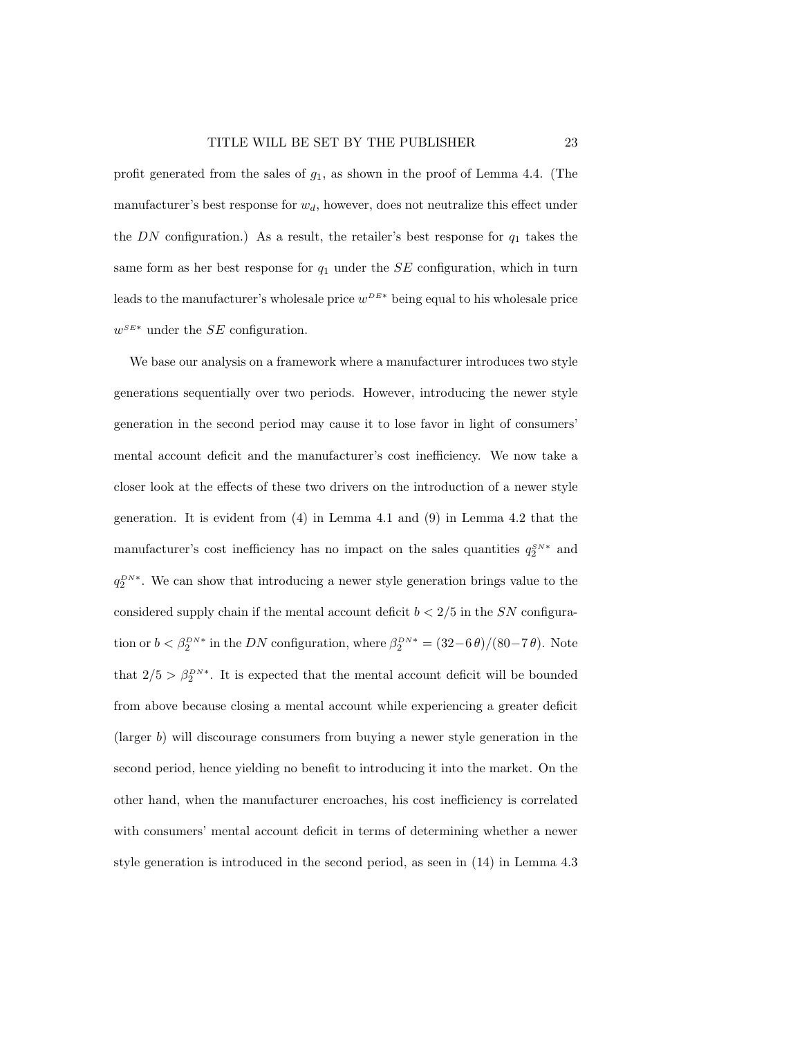profit generated from the sales of $g_1$, as shown in the proof of Lemma 4.4. (The manufacturer's best response for $w_d$, however, does not neutralize this effect under the $DN$ configuration.) As a result, the retailer's best response for $q_1$ takes the same form as her best response for $q_1$ under the $SE$ configuration, which in turn leads to the manufacturer's wholesale price $w^{DE*}$ being equal to his wholesale price $w^{SE*}$ under the $SE$ configuration.

We base our analysis on a framework where a manufacturer introduces two style generations sequentially over two periods. However, introducing the newer style generation in the second period may cause it to lose favor in light of consumers' mental account deficit and the manufacturer's cost inefficiency. We now take a closer look at the effects of these two drivers on the introduction of a newer style generation. It is evident from (4) in Lemma 4.1 and (9) in Lemma 4.2 that the manufacturer's cost inefficiency has no impact on the sales quantities $q_2^{SN*}$ and $q_2^{DN*}$. We can show that introducing a newer style generation brings value to the considered supply chain if the mental account deficit $b < 2/5$ in the $SN$ configuration or $b < \beta_2^{DN*}$ in the $DN$ configuration, where $\beta_2^{DN*} = (32-6\,\theta)/(80-7\,\theta)$. Note that $2/5 > \beta_2^{DN*}$. It is expected that the mental account deficit will be bounded from above because closing a mental account while experiencing a greater deficit (larger $b$) will discourage consumers from buying a newer style generation in the second period, hence yielding no benefit to introducing it into the market. On the other hand, when the manufacturer encroaches, his cost inefficiency is correlated with consumers' mental account deficit in terms of determining whether a newer style generation is introduced in the second period, as seen in (14) in Lemma 4.3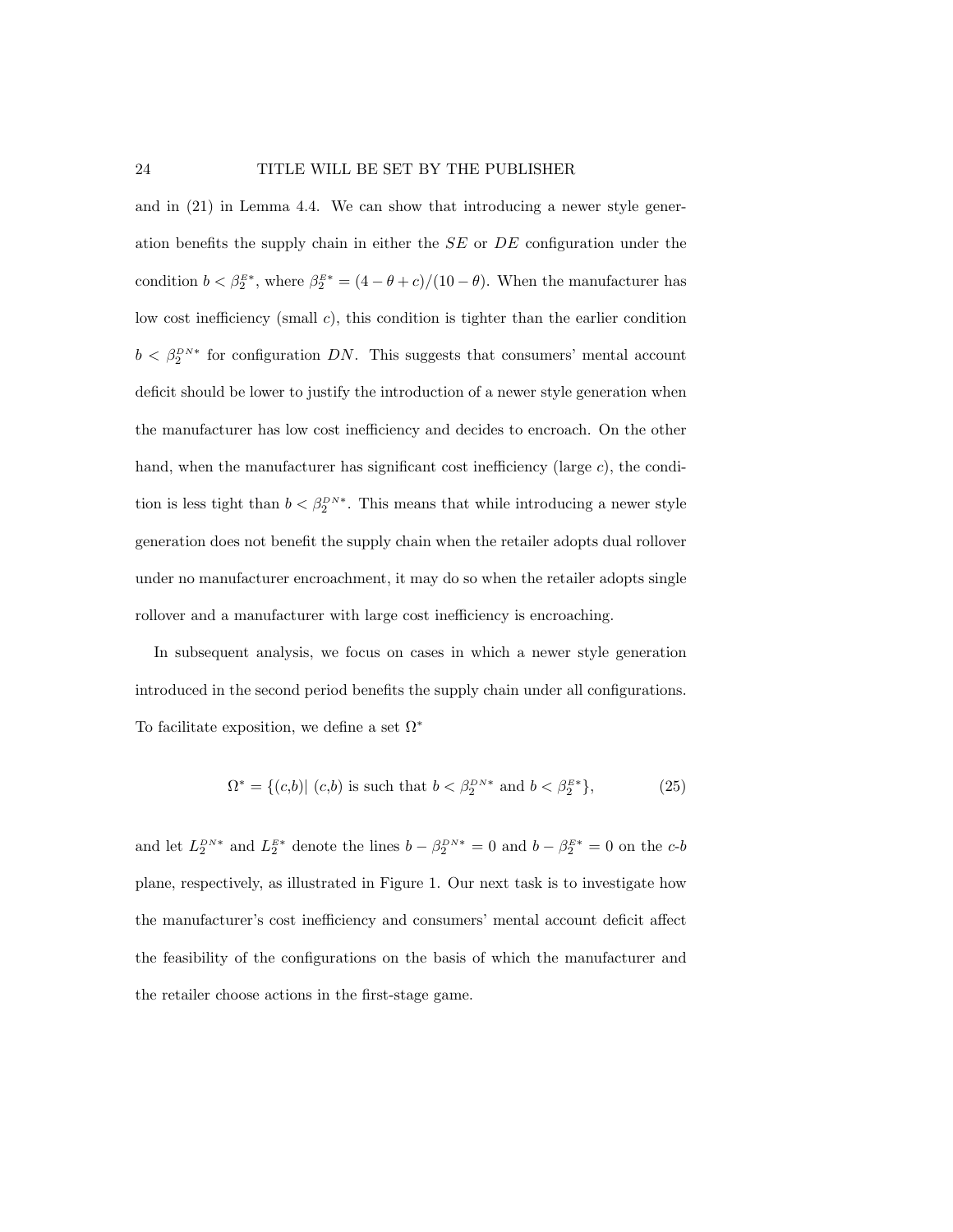and in (21) in Lemma 4.4. We can show that introducing a newer style generation benefits the supply chain in either the $SE$ or $DE$ configuration under the condition $b < \beta_2^{E*}$, where $\beta_2^{E*} = (4 - \theta + c)/(10 - \theta)$. When the manufacturer has low cost inefficiency (small $c$), this condition is tighter than the earlier condition $b < \beta_2^{DN*}$ for configuration $DN$. This suggests that consumers' mental account deficit should be lower to justify the introduction of a newer style generation when the manufacturer has low cost inefficiency and decides to encroach. On the other hand, when the manufacturer has significant cost inefficiency (large $c$), the condition is less tight than $b < \beta_2^{DN*}$. This means that while introducing a newer style generation does not benefit the supply chain when the retailer adopts dual rollover under no manufacturer encroachment, it may do so when the retailer adopts single rollover and a manufacturer with large cost inefficiency is encroaching.

In subsequent analysis, we focus on cases in which a newer style generation introduced in the second period benefits the supply chain under all configurations. To facilitate exposition, we define a set $\Omega^*$

$$\Omega^* = \{(c,b) |\ (c,b) \text{ is such that } b < \beta_2^{DN*} \text{ and } b < \beta_2^{E*}\}, \tag{25}$$

and let $L_2^{DN*}$ and $L_2^{E*}$ denote the lines $b - \beta_2^{DN*} = 0$ and $b - \beta_2^{E*} = 0$ on the $c$-$b$ plane, respectively, as illustrated in Figure 1. Our next task is to investigate how the manufacturer's cost inefficiency and consumers' mental account deficit affect the feasibility of the configurations on the basis of which the manufacturer and the retailer choose actions in the first-stage game.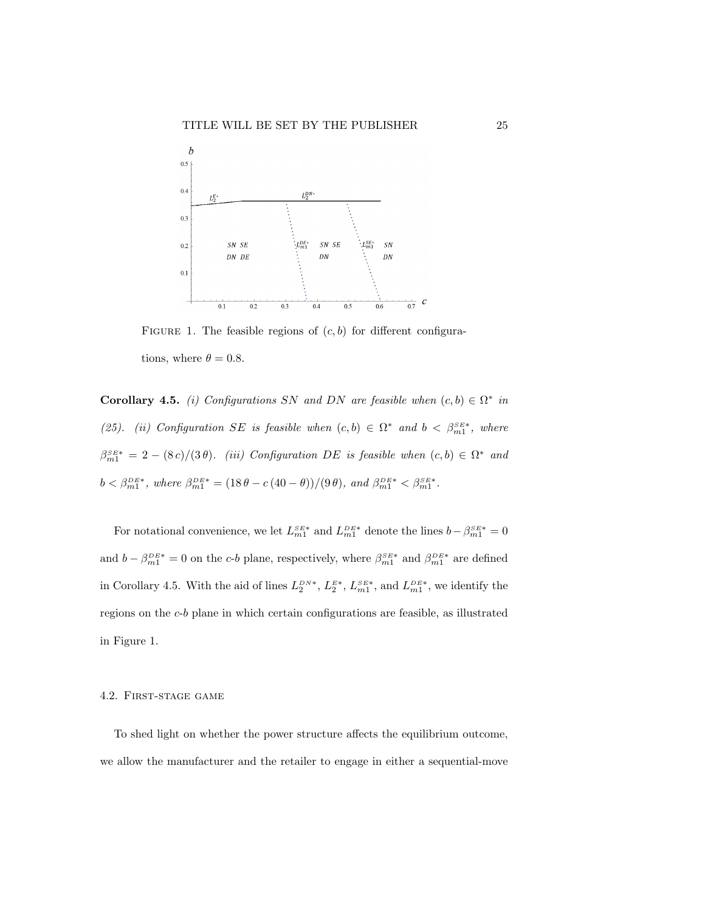FIGURE 1. The feasible regions of $(c, b)$ for different configurations, where $\theta = 0.8$.

**Corollary 4.5.** *(i) Configurations SN and DN are feasible when $(c, b) \in \Omega^*$ in (25). (ii) Configuration SE is feasible when $(c, b) \in \Omega^*$ and $b < \beta_{m1}^{SE*}$, where $\beta_{m1}^{SE*} = 2 - (8\,c)/(3\,\theta)$. (iii) Configuration DE is feasible when $(c, b) \in \Omega^*$ and $b < \beta_{m1}^{DE*}$, where $\beta_{m1}^{DE*} = (18\,\theta - c\,(40 - \theta))/(9\,\theta)$, and $\beta_{m1}^{DE*} < \beta_{m1}^{SE*}$.*

For notational convenience, we let $L_{m1}^{SE*}$ and $L_{m1}^{DE*}$ denote the lines $b - \beta_{m1}^{SE*} = 0$ and $b - \beta_{m1}^{DE*} = 0$ on the $c$-$b$ plane, respectively, where $\beta_{m1}^{SE*}$ and $\beta_{m1}^{DE*}$ are defined in Corollary 4.5. With the aid of lines $L_2^{DN*}$, $L_2^{E*}$, $L_{m1}^{SE*}$, and $L_{m1}^{DE*}$, we identify the regions on the $c$-$b$ plane in which certain configurations are feasible, as illustrated in Figure 1.

### 4.2. First-stage game

To shed light on whether the power structure affects the equilibrium outcome, we allow the manufacturer and the retailer to engage in either a sequential-move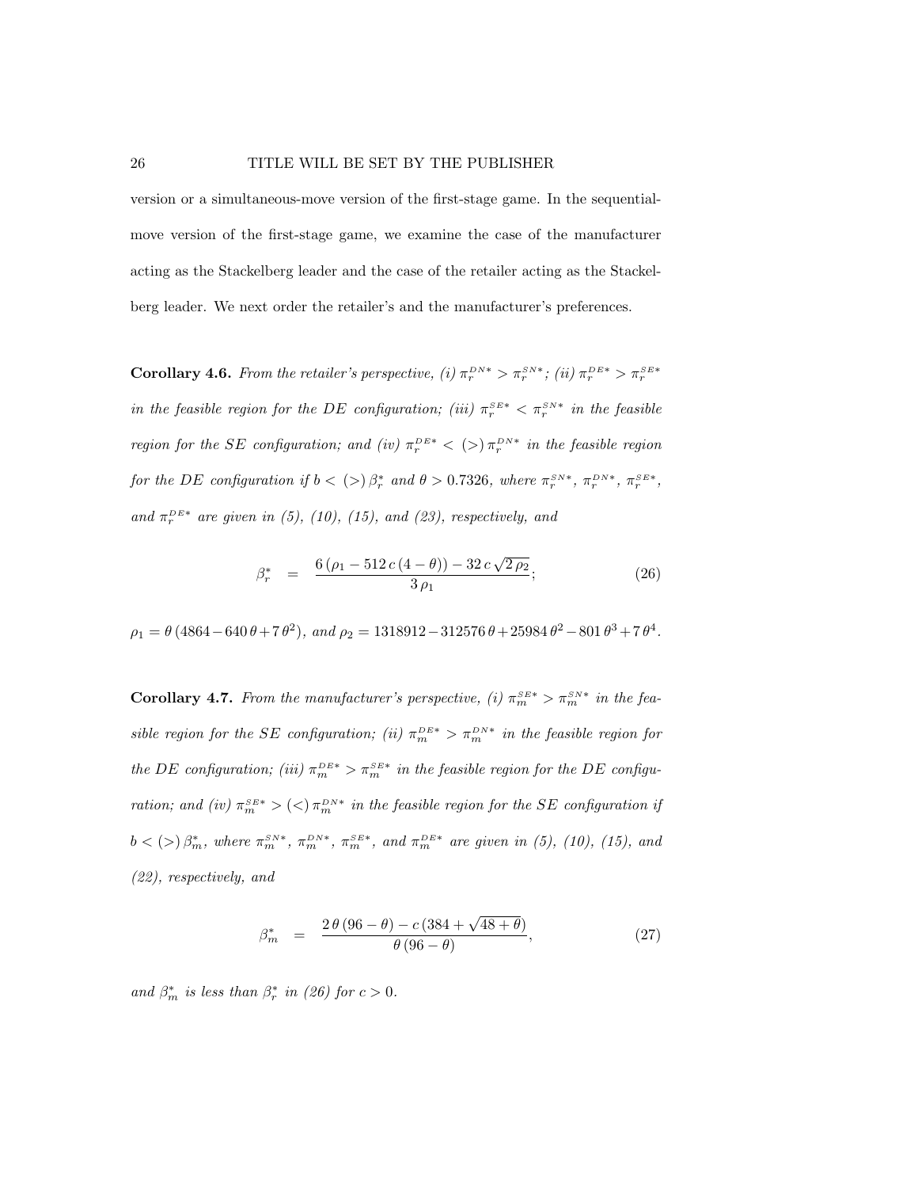version or a simultaneous-move version of the first-stage game. In the sequential-move version of the first-stage game, we examine the case of the manufacturer acting as the Stackelberg leader and the case of the retailer acting as the Stackelberg leader. We next order the retailer's and the manufacturer's preferences.

**Corollary 4.6.** *From the retailer's perspective, (i) $\pi_r^{DN*} > \pi_r^{SN*}$; (ii) $\pi_r^{DE*} > \pi_r^{SE*}$ in the feasible region for the DE configuration; (iii) $\pi_r^{SE*} < \pi_r^{SN*}$ in the feasible region for the SE configuration; and (iv) $\pi_r^{DE*} < (>)\, \pi_r^{DN*}$ in the feasible region for the DE configuration if $b < (>)\, \beta_r^*$ and $\theta > 0.7326$, where $\pi_r^{SN*}$, $\pi_r^{DN*}$, $\pi_r^{SE*}$, and $\pi_r^{DE*}$ are given in (5), (10), (15), and (23), respectively, and*

$$\beta_r^* \quad = \quad \frac{6\,(\rho_1 - 512\,c\,(4-\theta)) - 32\,c\,\sqrt{2\,\rho_2}}{3\,\rho_1}; \tag{26}$$

*$\rho_1 = \theta\,(4864 - 640\,\theta + 7\,\theta^2)$, and $\rho_2 = 1318912 - 312576\,\theta + 25984\,\theta^2 - 801\,\theta^3 + 7\,\theta^4$.*

**Corollary 4.7.** *From the manufacturer's perspective, (i) $\pi_m^{SE*} > \pi_m^{SN*}$ in the feasible region for the SE configuration; (ii) $\pi_m^{DE*} > \pi_m^{DN*}$ in the feasible region for the DE configuration; (iii) $\pi_m^{DE*} > \pi_m^{SE*}$ in the feasible region for the DE configuration; and (iv) $\pi_m^{SE*} > (<)\, \pi_m^{DN*}$ in the feasible region for the SE configuration if $b < (>)\, \beta_m^*$, where $\pi_m^{SN*}$, $\pi_m^{DN*}$, $\pi_m^{SE*}$, and $\pi_m^{DE*}$ are given in (5), (10), (15), and (22), respectively, and*

$$\beta_m^* \quad = \quad \frac{2\,\theta\,(96-\theta) - c\,(384 + \sqrt{48+\theta})}{\theta\,(96-\theta)}, \tag{27}$$

*and $\beta_m^*$ is less than $\beta_r^*$ in (26) for $c > 0$.*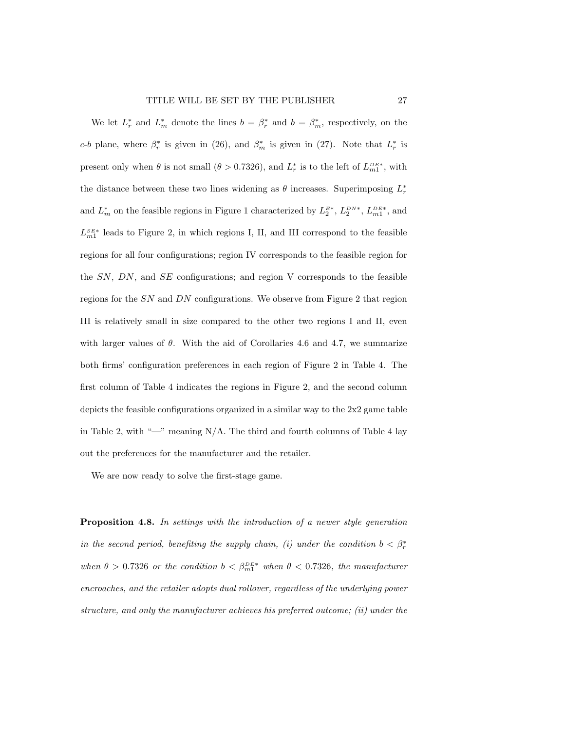We let $L_r^*$ and $L_m^*$ denote the lines $b = \beta_r^*$ and $b = \beta_m^*$, respectively, on the $c$-$b$ plane, where $\beta_r^*$ is given in (26), and $\beta_m^*$ is given in (27). Note that $L_r^*$ is present only when $\theta$ is not small ($\theta > 0.7326$), and $L_r^*$ is to the left of $L_{m1}^{DE*}$, with the distance between these two lines widening as $\theta$ increases. Superimposing $L_r^*$ and $L_m^*$ on the feasible regions in Figure 1 characterized by $L_2^{E*}$, $L_2^{DN*}$, $L_{m1}^{DE*}$, and $L_{m1}^{SE*}$ leads to Figure 2, in which regions I, II, and III correspond to the feasible regions for all four configurations; region IV corresponds to the feasible region for the $SN$, $DN$, and $SE$ configurations; and region V corresponds to the feasible regions for the $SN$ and $DN$ configurations. We observe from Figure 2 that region III is relatively small in size compared to the other two regions I and II, even with larger values of $\theta$. With the aid of Corollaries 4.6 and 4.7, we summarize both firms' configuration preferences in each region of Figure 2 in Table 4. The first column of Table 4 indicates the regions in Figure 2, and the second column depicts the feasible configurations organized in a similar way to the 2x2 game table in Table 2, with "—" meaning N/A. The third and fourth columns of Table 4 lay out the preferences for the manufacturer and the retailer.

We are now ready to solve the first-stage game.

**Proposition 4.8.** *In settings with the introduction of a newer style generation in the second period, benefiting the supply chain, (i) under the condition $b < \beta_r^*$ when $\theta > 0.7326$ or the condition $b < \beta_{m1}^{DE*}$ when $\theta < 0.7326$, the manufacturer encroaches, and the retailer adopts dual rollover, regardless of the underlying power structure, and only the manufacturer achieves his preferred outcome; (ii) under the*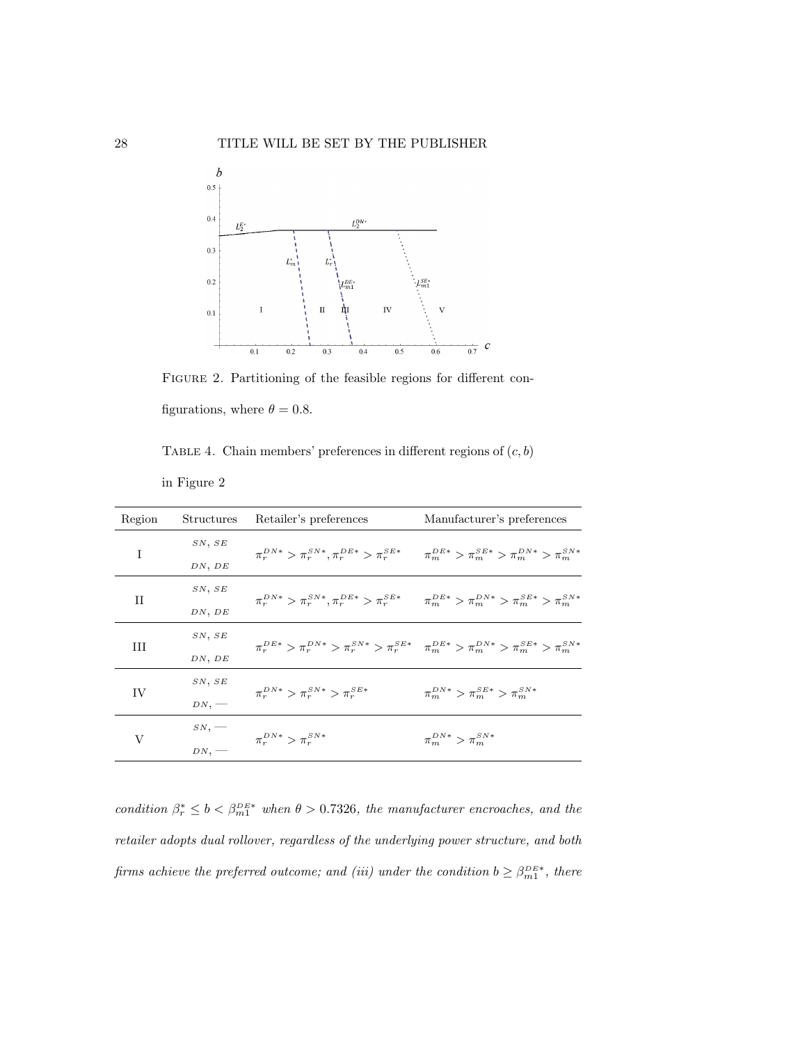Figure 2. Partitioning of the feasible regions for different configurations, where $\theta = 0.8$.

Table 4. Chain members' preferences in different regions of $(c, b)$ in Figure 2

| Region | Structures | Retailer's preferences | Manufacturer's preferences |
|---|---|---|---|
| I | $SN$, $SE$ / $DN$, $DE$ | $\pi_r^{DN*} > \pi_r^{SN*}, \pi_r^{DE*} > \pi_r^{SE*}$ | $\pi_m^{DE*} > \pi_m^{SE*} > \pi_m^{DN*} > \pi_m^{SN*}$ |
| II | $SN$, $SE$ / $DN$, $DE$ | $\pi_r^{DN*} > \pi_r^{SN*}, \pi_r^{DE*} > \pi_r^{SE*}$ | $\pi_m^{DE*} > \pi_m^{DN*} > \pi_m^{SE*} > \pi_m^{SN*}$ |
| III | $SN$, $SE$ / $DN$, $DE$ | $\pi_r^{DE*} > \pi_r^{DN*} > \pi_r^{SN*} > \pi_r^{SE*}$ | $\pi_m^{DE*} > \pi_m^{DN*} > \pi_m^{SE*} > \pi_m^{SN*}$ |
| IV | $SN$, $SE$ / $DN$, — | $\pi_r^{DN*} > \pi_r^{SN*} > \pi_r^{SE*}$ | $\pi_m^{DN*} > \pi_m^{SE*} > \pi_m^{SN*}$ |
| V | $SN$, — / $DN$, — | $\pi_r^{DN*} > \pi_r^{SN*}$ | $\pi_m^{DN*} > \pi_m^{SN*}$ |

*condition $\beta_r^* \leq b < \beta_{m1}^{DE*}$ when $\theta > 0.7326$, the manufacturer encroaches, and the retailer adopts dual rollover, regardless of the underlying power structure, and both firms achieve the preferred outcome; and (iii) under the condition $b \geq \beta_{m1}^{DE*}$, there*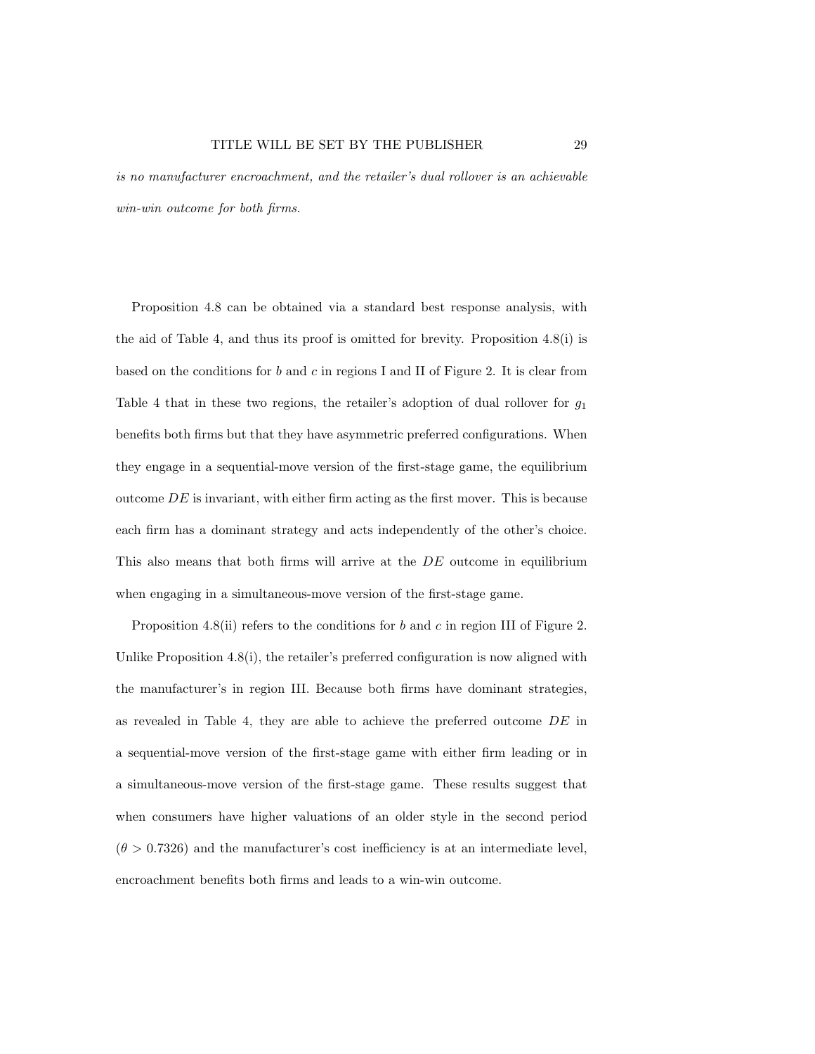*is no manufacturer encroachment, and the retailer's dual rollover is an achievable win-win outcome for both firms.*

Proposition 4.8 can be obtained via a standard best response analysis, with the aid of Table 4, and thus its proof is omitted for brevity. Proposition 4.8(i) is based on the conditions for $b$ and $c$ in regions I and II of Figure 2. It is clear from Table 4 that in these two regions, the retailer's adoption of dual rollover for $g_1$ benefits both firms but that they have asymmetric preferred configurations. When they engage in a sequential-move version of the first-stage game, the equilibrium outcome $DE$ is invariant, with either firm acting as the first mover. This is because each firm has a dominant strategy and acts independently of the other's choice. This also means that both firms will arrive at the $DE$ outcome in equilibrium when engaging in a simultaneous-move version of the first-stage game.

Proposition 4.8(ii) refers to the conditions for $b$ and $c$ in region III of Figure 2. Unlike Proposition 4.8(i), the retailer's preferred configuration is now aligned with the manufacturer's in region III. Because both firms have dominant strategies, as revealed in Table 4, they are able to achieve the preferred outcome $DE$ in a sequential-move version of the first-stage game with either firm leading or in a simultaneous-move version of the first-stage game. These results suggest that when consumers have higher valuations of an older style in the second period ($\theta > 0.7326$) and the manufacturer's cost inefficiency is at an intermediate level, encroachment benefits both firms and leads to a win-win outcome.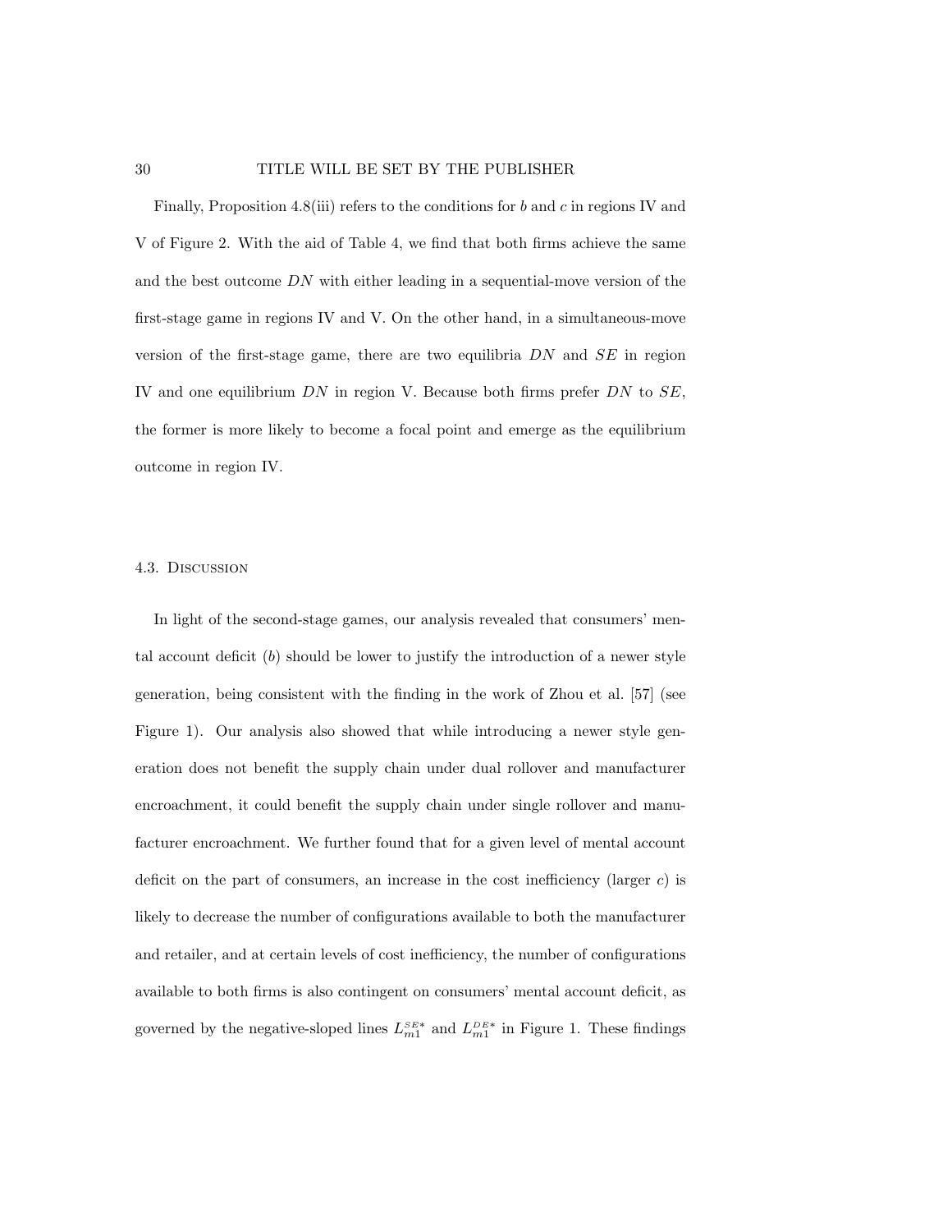Finally, Proposition 4.8(iii) refers to the conditions for $b$ and $c$ in regions IV and V of Figure 2. With the aid of Table 4, we find that both firms achieve the same and the best outcome $DN$ with either leading in a sequential-move version of the first-stage game in regions IV and V. On the other hand, in a simultaneous-move version of the first-stage game, there are two equilibria $DN$ and $SE$ in region IV and one equilibrium $DN$ in region V. Because both firms prefer $DN$ to $SE$, the former is more likely to become a focal point and emerge as the equilibrium outcome in region IV.

### 4.3. Discussion

In light of the second-stage games, our analysis revealed that consumers' mental account deficit ($b$) should be lower to justify the introduction of a newer style generation, being consistent with the finding in the work of Zhou et al. [57] (see Figure 1). Our analysis also showed that while introducing a newer style generation does not benefit the supply chain under dual rollover and manufacturer encroachment, it could benefit the supply chain under single rollover and manufacturer encroachment. We further found that for a given level of mental account deficit on the part of consumers, an increase in the cost inefficiency (larger $c$) is likely to decrease the number of configurations available to both the manufacturer and retailer, and at certain levels of cost inefficiency, the number of configurations available to both firms is also contingent on consumers' mental account deficit, as governed by the negative-sloped lines $L_{m1}^{SE*}$ and $L_{m1}^{DE*}$ in Figure 1. These findings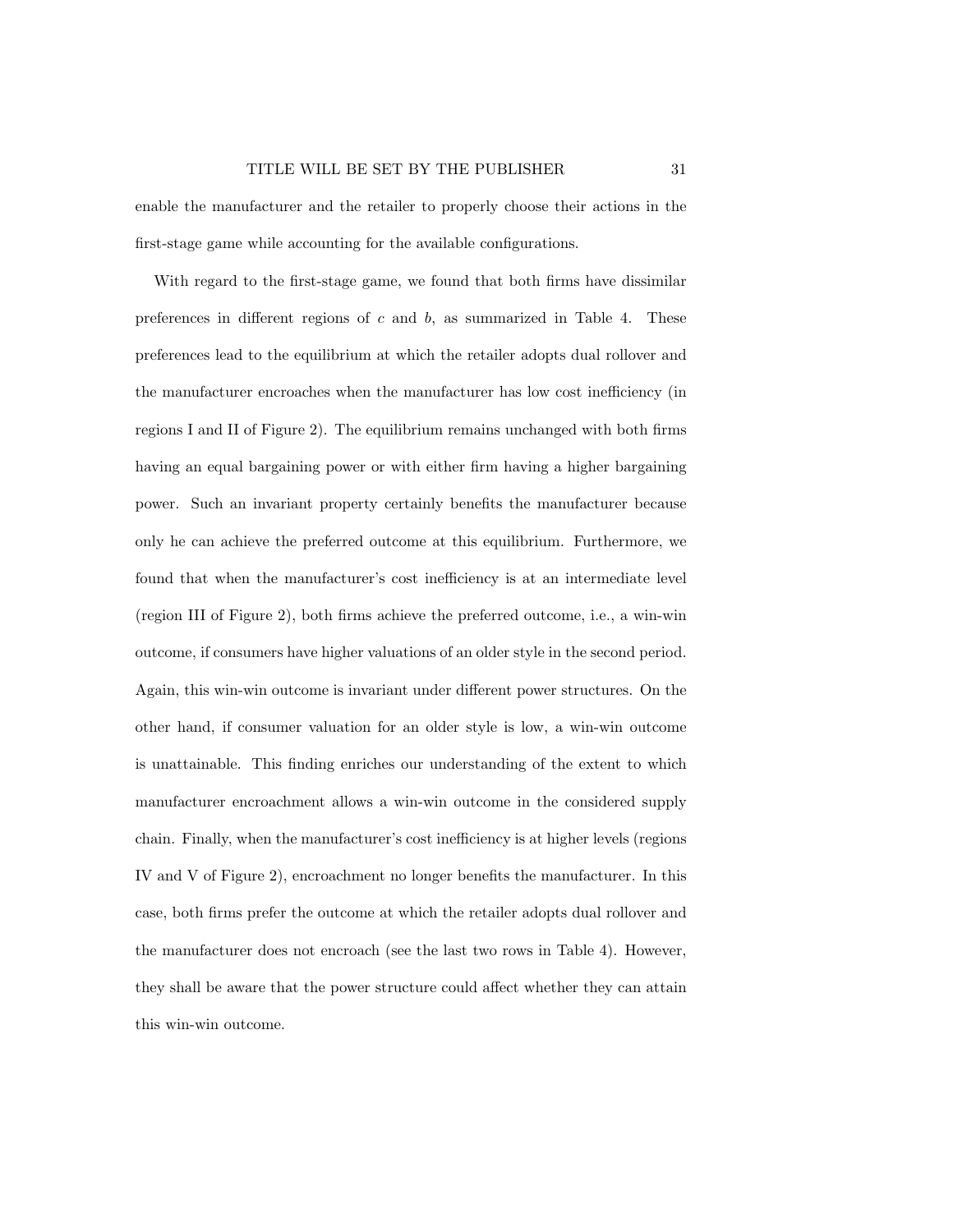enable the manufacturer and the retailer to properly choose their actions in the first-stage game while accounting for the available configurations.

With regard to the first-stage game, we found that both firms have dissimilar preferences in different regions of $c$ and $b$, as summarized in Table 4. These preferences lead to the equilibrium at which the retailer adopts dual rollover and the manufacturer encroaches when the manufacturer has low cost inefficiency (in regions I and II of Figure 2). The equilibrium remains unchanged with both firms having an equal bargaining power or with either firm having a higher bargaining power. Such an invariant property certainly benefits the manufacturer because only he can achieve the preferred outcome at this equilibrium. Furthermore, we found that when the manufacturer's cost inefficiency is at an intermediate level (region III of Figure 2), both firms achieve the preferred outcome, i.e., a win-win outcome, if consumers have higher valuations of an older style in the second period. Again, this win-win outcome is invariant under different power structures. On the other hand, if consumer valuation for an older style is low, a win-win outcome is unattainable. This finding enriches our understanding of the extent to which manufacturer encroachment allows a win-win outcome in the considered supply chain. Finally, when the manufacturer's cost inefficiency is at higher levels (regions IV and V of Figure 2), encroachment no longer benefits the manufacturer. In this case, both firms prefer the outcome at which the retailer adopts dual rollover and the manufacturer does not encroach (see the last two rows in Table 4). However, they shall be aware that the power structure could affect whether they can attain this win-win outcome.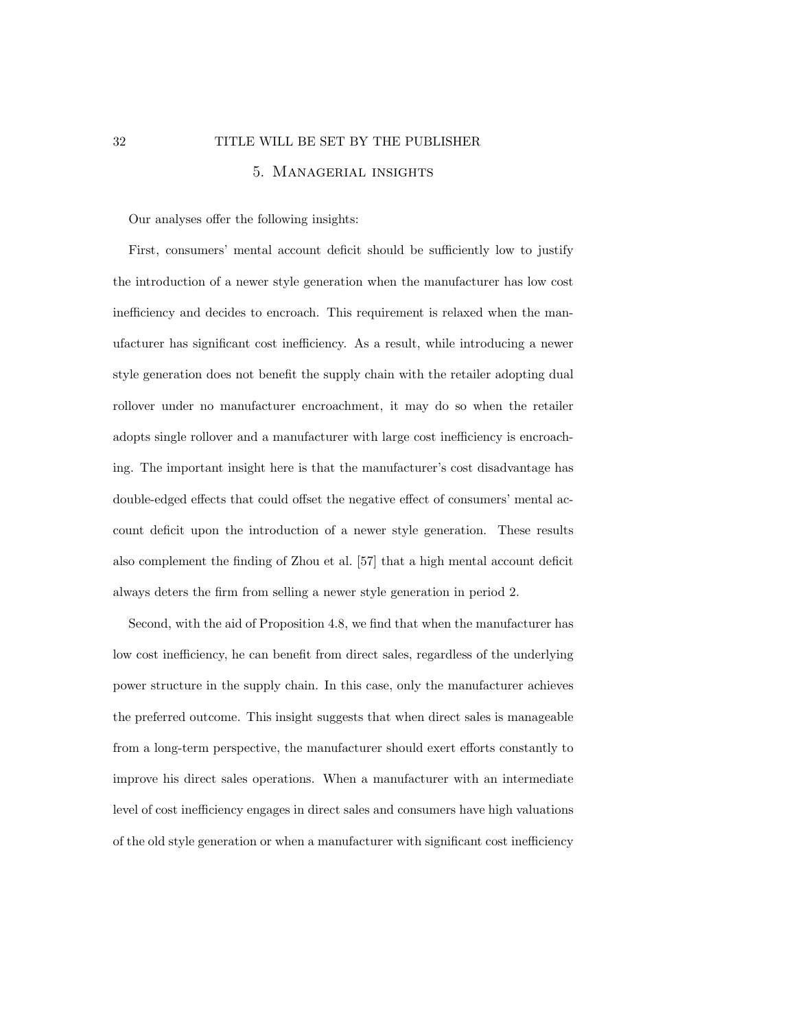# 5. Managerial insights

Our analyses offer the following insights:

First, consumers' mental account deficit should be sufficiently low to justify the introduction of a newer style generation when the manufacturer has low cost inefficiency and decides to encroach. This requirement is relaxed when the manufacturer has significant cost inefficiency. As a result, while introducing a newer style generation does not benefit the supply chain with the retailer adopting dual rollover under no manufacturer encroachment, it may do so when the retailer adopts single rollover and a manufacturer with large cost inefficiency is encroaching. The important insight here is that the manufacturer's cost disadvantage has double-edged effects that could offset the negative effect of consumers' mental account deficit upon the introduction of a newer style generation. These results also complement the finding of Zhou et al. [57] that a high mental account deficit always deters the firm from selling a newer style generation in period 2.

Second, with the aid of Proposition 4.8, we find that when the manufacturer has low cost inefficiency, he can benefit from direct sales, regardless of the underlying power structure in the supply chain. In this case, only the manufacturer achieves the preferred outcome. This insight suggests that when direct sales is manageable from a long-term perspective, the manufacturer should exert efforts constantly to improve his direct sales operations. When a manufacturer with an intermediate level of cost inefficiency engages in direct sales and consumers have high valuations of the old style generation or when a manufacturer with significant cost inefficiency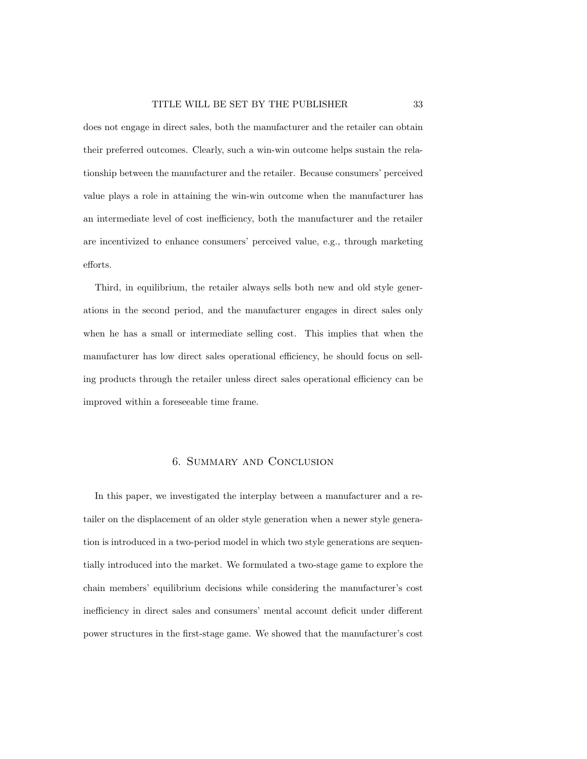does not engage in direct sales, both the manufacturer and the retailer can obtain their preferred outcomes. Clearly, such a win-win outcome helps sustain the relationship between the manufacturer and the retailer. Because consumers' perceived value plays a role in attaining the win-win outcome when the manufacturer has an intermediate level of cost inefficiency, both the manufacturer and the retailer are incentivized to enhance consumers' perceived value, e.g., through marketing efforts.

Third, in equilibrium, the retailer always sells both new and old style generations in the second period, and the manufacturer engages in direct sales only when he has a small or intermediate selling cost. This implies that when the manufacturer has low direct sales operational efficiency, he should focus on selling products through the retailer unless direct sales operational efficiency can be improved within a foreseeable time frame.

## 6. Summary and Conclusion

In this paper, we investigated the interplay between a manufacturer and a retailer on the displacement of an older style generation when a newer style generation is introduced in a two-period model in which two style generations are sequentially introduced into the market. We formulated a two-stage game to explore the chain members' equilibrium decisions while considering the manufacturer's cost inefficiency in direct sales and consumers' mental account deficit under different power structures in the first-stage game. We showed that the manufacturer's cost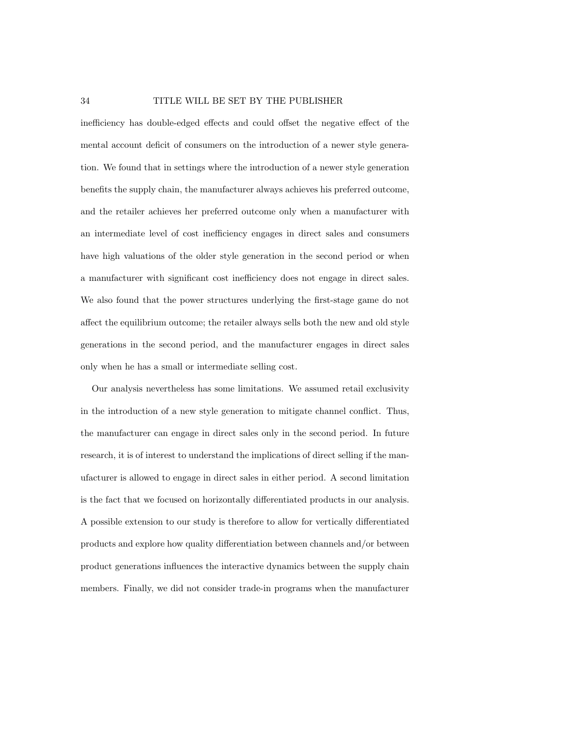inefficiency has double-edged effects and could offset the negative effect of the mental account deficit of consumers on the introduction of a newer style generation. We found that in settings where the introduction of a newer style generation benefits the supply chain, the manufacturer always achieves his preferred outcome, and the retailer achieves her preferred outcome only when a manufacturer with an intermediate level of cost inefficiency engages in direct sales and consumers have high valuations of the older style generation in the second period or when a manufacturer with significant cost inefficiency does not engage in direct sales. We also found that the power structures underlying the first-stage game do not affect the equilibrium outcome; the retailer always sells both the new and old style generations in the second period, and the manufacturer engages in direct sales only when he has a small or intermediate selling cost.

Our analysis nevertheless has some limitations. We assumed retail exclusivity in the introduction of a new style generation to mitigate channel conflict. Thus, the manufacturer can engage in direct sales only in the second period. In future research, it is of interest to understand the implications of direct selling if the manufacturer is allowed to engage in direct sales in either period. A second limitation is the fact that we focused on horizontally differentiated products in our analysis. A possible extension to our study is therefore to allow for vertically differentiated products and explore how quality differentiation between channels and/or between product generations influences the interactive dynamics between the supply chain members. Finally, we did not consider trade-in programs when the manufacturer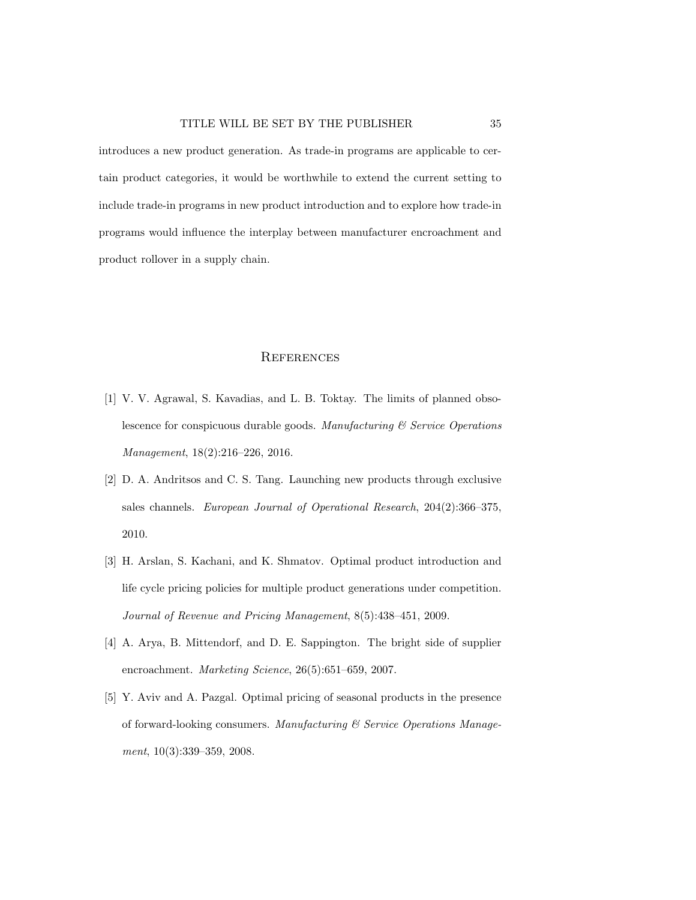introduces a new product generation. As trade-in programs are applicable to certain product categories, it would be worthwhile to extend the current setting to include trade-in programs in new product introduction and to explore how trade-in programs would influence the interplay between manufacturer encroachment and product rollover in a supply chain.

## References

[1] V. V. Agrawal, S. Kavadias, and L. B. Toktay. The limits of planned obsolescence for conspicuous durable goods. *Manufacturing & Service Operations Management*, 18(2):216–226, 2016.

[2] D. A. Andritsos and C. S. Tang. Launching new products through exclusive sales channels. *European Journal of Operational Research*, 204(2):366–375, 2010.

[3] H. Arslan, S. Kachani, and K. Shmatov. Optimal product introduction and life cycle pricing policies for multiple product generations under competition. *Journal of Revenue and Pricing Management*, 8(5):438–451, 2009.

[4] A. Arya, B. Mittendorf, and D. E. Sappington. The bright side of supplier encroachment. *Marketing Science*, 26(5):651–659, 2007.

[5] Y. Aviv and A. Pazgal. Optimal pricing of seasonal products in the presence of forward-looking consumers. *Manufacturing & Service Operations Management*, 10(3):339–359, 2008.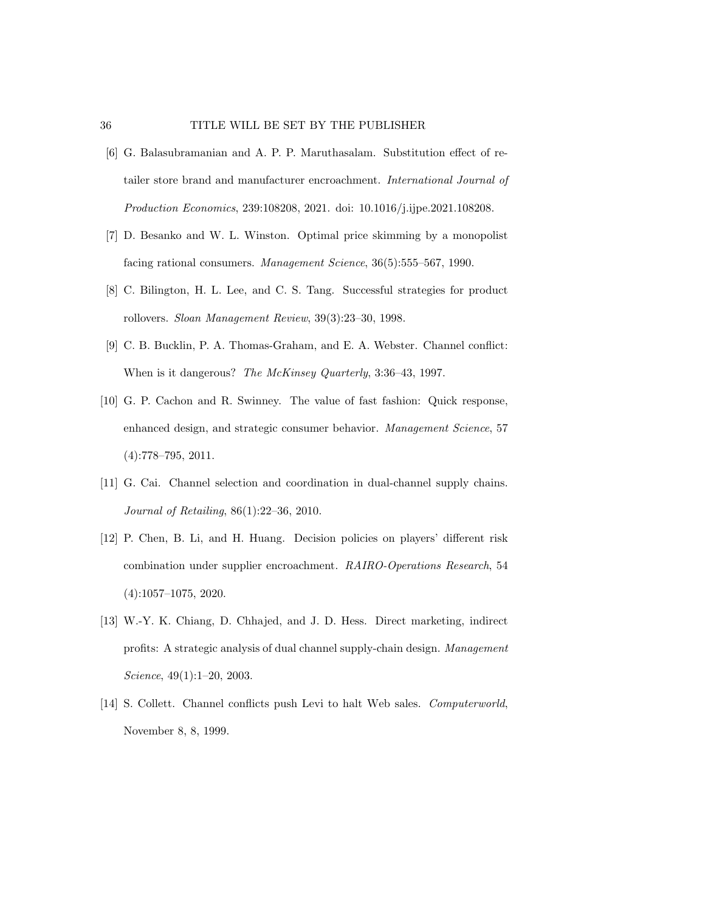[6] G. Balasubramanian and A. P. P. Maruthasalam. Substitution effect of retailer store brand and manufacturer encroachment. *International Journal of Production Economics*, 239:108208, 2021. doi: 10.1016/j.ijpe.2021.108208.

[7] D. Besanko and W. L. Winston. Optimal price skimming by a monopolist facing rational consumers. *Management Science*, 36(5):555–567, 1990.

[8] C. Bilington, H. L. Lee, and C. S. Tang. Successful strategies for product rollovers. *Sloan Management Review*, 39(3):23–30, 1998.

[9] C. B. Bucklin, P. A. Thomas-Graham, and E. A. Webster. Channel conflict: When is it dangerous? *The McKinsey Quarterly*, 3:36–43, 1997.

[10] G. P. Cachon and R. Swinney. The value of fast fashion: Quick response, enhanced design, and strategic consumer behavior. *Management Science*, 57 (4):778–795, 2011.

[11] G. Cai. Channel selection and coordination in dual-channel supply chains. *Journal of Retailing*, 86(1):22–36, 2010.

[12] P. Chen, B. Li, and H. Huang. Decision policies on players' different risk combination under supplier encroachment. *RAIRO-Operations Research*, 54 (4):1057–1075, 2020.

[13] W.-Y. K. Chiang, D. Chhajed, and J. D. Hess. Direct marketing, indirect profits: A strategic analysis of dual channel supply-chain design. *Management Science*, 49(1):1–20, 2003.

[14] S. Collett. Channel conflicts push Levi to halt Web sales. *Computerworld*, November 8, 8, 1999.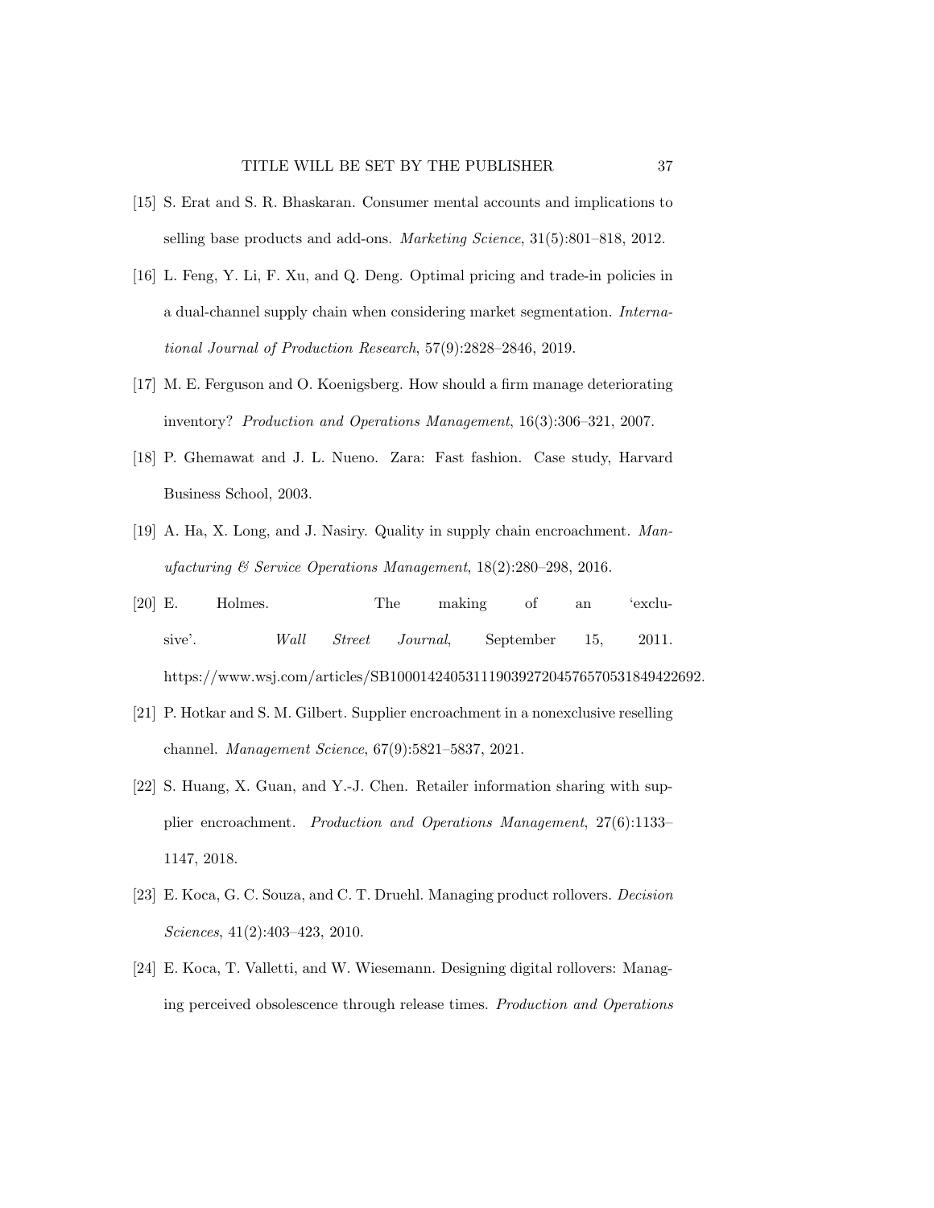[15] S. Erat and S. R. Bhaskaran. Consumer mental accounts and implications to selling base products and add-ons. *Marketing Science*, 31(5):801–818, 2012.

[16] L. Feng, Y. Li, F. Xu, and Q. Deng. Optimal pricing and trade-in policies in a dual-channel supply chain when considering market segmentation. *International Journal of Production Research*, 57(9):2828–2846, 2019.

[17] M. E. Ferguson and O. Koenigsberg. How should a firm manage deteriorating inventory? *Production and Operations Management*, 16(3):306–321, 2007.

[18] P. Ghemawat and J. L. Nueno. Zara: Fast fashion. Case study, Harvard Business School, 2003.

[19] A. Ha, X. Long, and J. Nasiry. Quality in supply chain encroachment. *Manufacturing & Service Operations Management*, 18(2):280–298, 2016.

[20] E. Holmes. The making of an 'exclusive'. *Wall Street Journal*, September 15, 2011. https://www.wsj.com/articles/SB10001424053111903927204576570531849422692.

[21] P. Hotkar and S. M. Gilbert. Supplier encroachment in a nonexclusive reselling channel. *Management Science*, 67(9):5821–5837, 2021.

[22] S. Huang, X. Guan, and Y.-J. Chen. Retailer information sharing with supplier encroachment. *Production and Operations Management*, 27(6):1133–1147, 2018.

[23] E. Koca, G. C. Souza, and C. T. Druehl. Managing product rollovers. *Decision Sciences*, 41(2):403–423, 2010.

[24] E. Koca, T. Valletti, and W. Wiesemann. Designing digital rollovers: Managing perceived obsolescence through release times. *Production and Operations*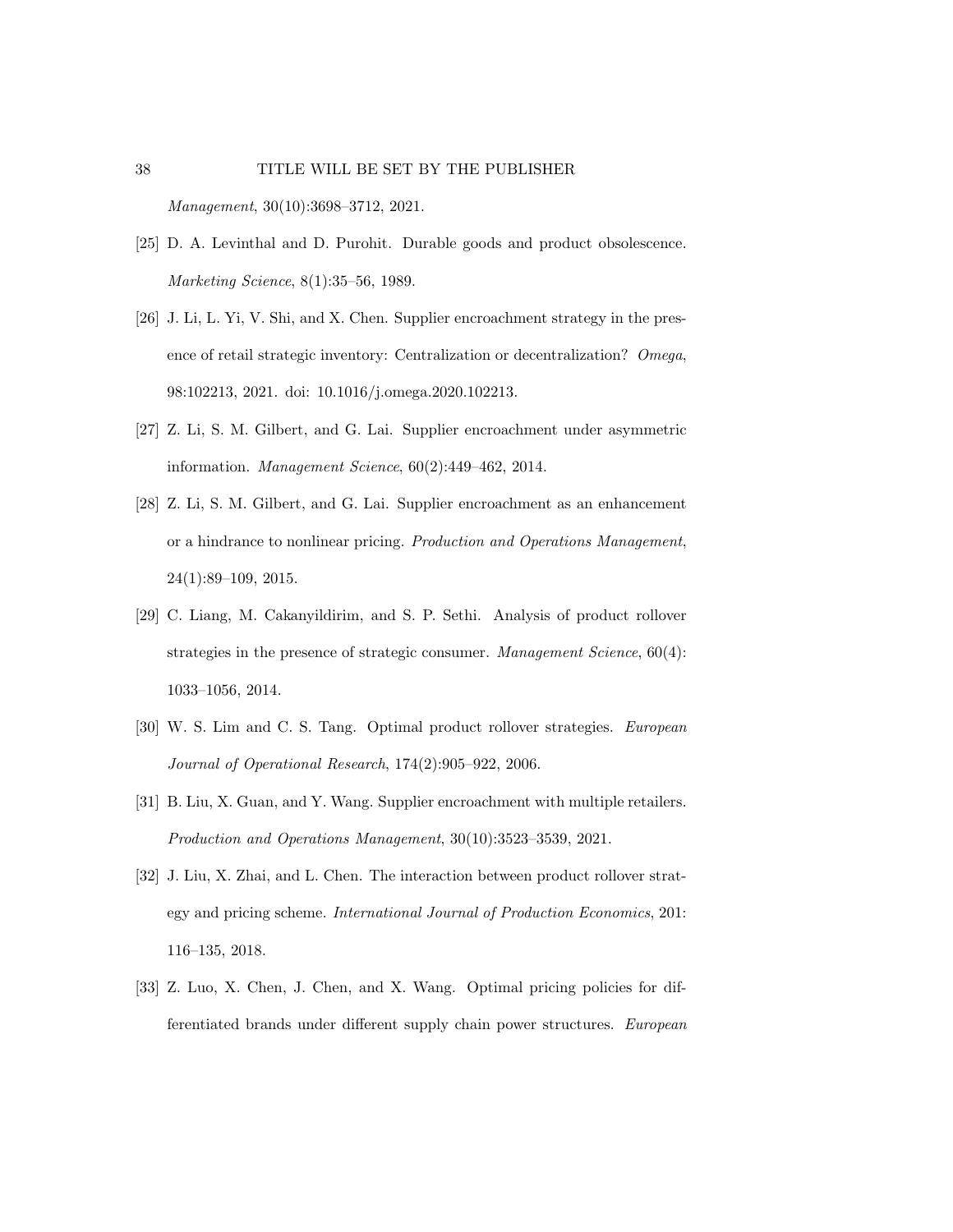*Management*, 30(10):3698–3712, 2021.

[25] D. A. Levinthal and D. Purohit. Durable goods and product obsolescence. *Marketing Science*, 8(1):35–56, 1989.

[26] J. Li, L. Yi, V. Shi, and X. Chen. Supplier encroachment strategy in the presence of retail strategic inventory: Centralization or decentralization? *Omega*, 98:102213, 2021. doi: 10.1016/j.omega.2020.102213.

[27] Z. Li, S. M. Gilbert, and G. Lai. Supplier encroachment under asymmetric information. *Management Science*, 60(2):449–462, 2014.

[28] Z. Li, S. M. Gilbert, and G. Lai. Supplier encroachment as an enhancement or a hindrance to nonlinear pricing. *Production and Operations Management*, 24(1):89–109, 2015.

[29] C. Liang, M. Cakanyildirim, and S. P. Sethi. Analysis of product rollover strategies in the presence of strategic consumer. *Management Science*, 60(4): 1033–1056, 2014.

[30] W. S. Lim and C. S. Tang. Optimal product rollover strategies. *European Journal of Operational Research*, 174(2):905–922, 2006.

[31] B. Liu, X. Guan, and Y. Wang. Supplier encroachment with multiple retailers. *Production and Operations Management*, 30(10):3523–3539, 2021.

[32] J. Liu, X. Zhai, and L. Chen. The interaction between product rollover strategy and pricing scheme. *International Journal of Production Economics*, 201: 116–135, 2018.

[33] Z. Luo, X. Chen, J. Chen, and X. Wang. Optimal pricing policies for differentiated brands under different supply chain power structures. *European*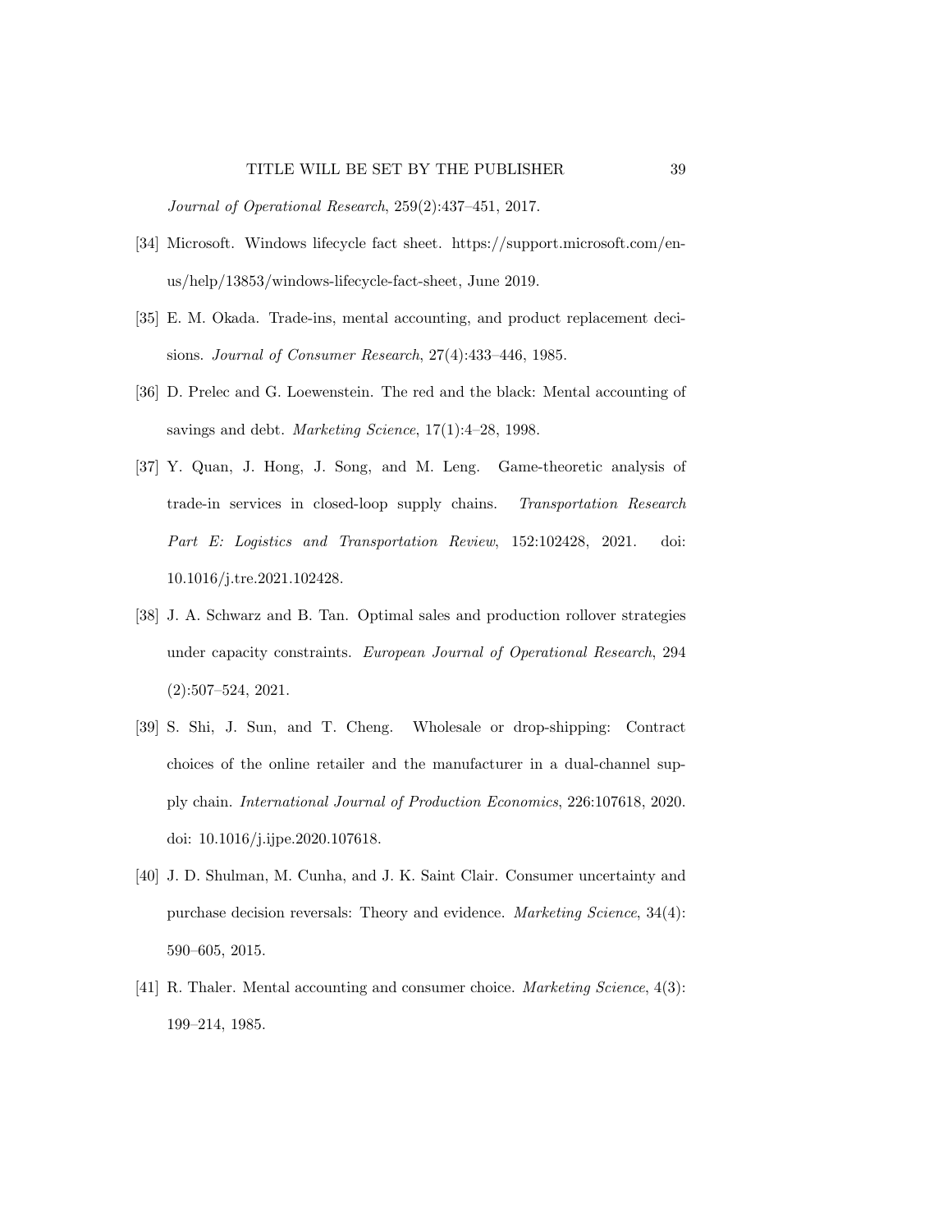*Journal of Operational Research*, 259(2):437–451, 2017.

[34] Microsoft. Windows lifecycle fact sheet. https://support.microsoft.com/en-us/help/13853/windows-lifecycle-fact-sheet, June 2019.

[35] E. M. Okada. Trade-ins, mental accounting, and product replacement decisions. *Journal of Consumer Research*, 27(4):433–446, 1985.

[36] D. Prelec and G. Loewenstein. The red and the black: Mental accounting of savings and debt. *Marketing Science*, 17(1):4–28, 1998.

[37] Y. Quan, J. Hong, J. Song, and M. Leng. Game-theoretic analysis of trade-in services in closed-loop supply chains. *Transportation Research Part E: Logistics and Transportation Review*, 152:102428, 2021. doi: 10.1016/j.tre.2021.102428.

[38] J. A. Schwarz and B. Tan. Optimal sales and production rollover strategies under capacity constraints. *European Journal of Operational Research*, 294 (2):507–524, 2021.

[39] S. Shi, J. Sun, and T. Cheng. Wholesale or drop-shipping: Contract choices of the online retailer and the manufacturer in a dual-channel supply chain. *International Journal of Production Economics*, 226:107618, 2020. doi: 10.1016/j.ijpe.2020.107618.

[40] J. D. Shulman, M. Cunha, and J. K. Saint Clair. Consumer uncertainty and purchase decision reversals: Theory and evidence. *Marketing Science*, 34(4): 590–605, 2015.

[41] R. Thaler. Mental accounting and consumer choice. *Marketing Science*, 4(3): 199–214, 1985.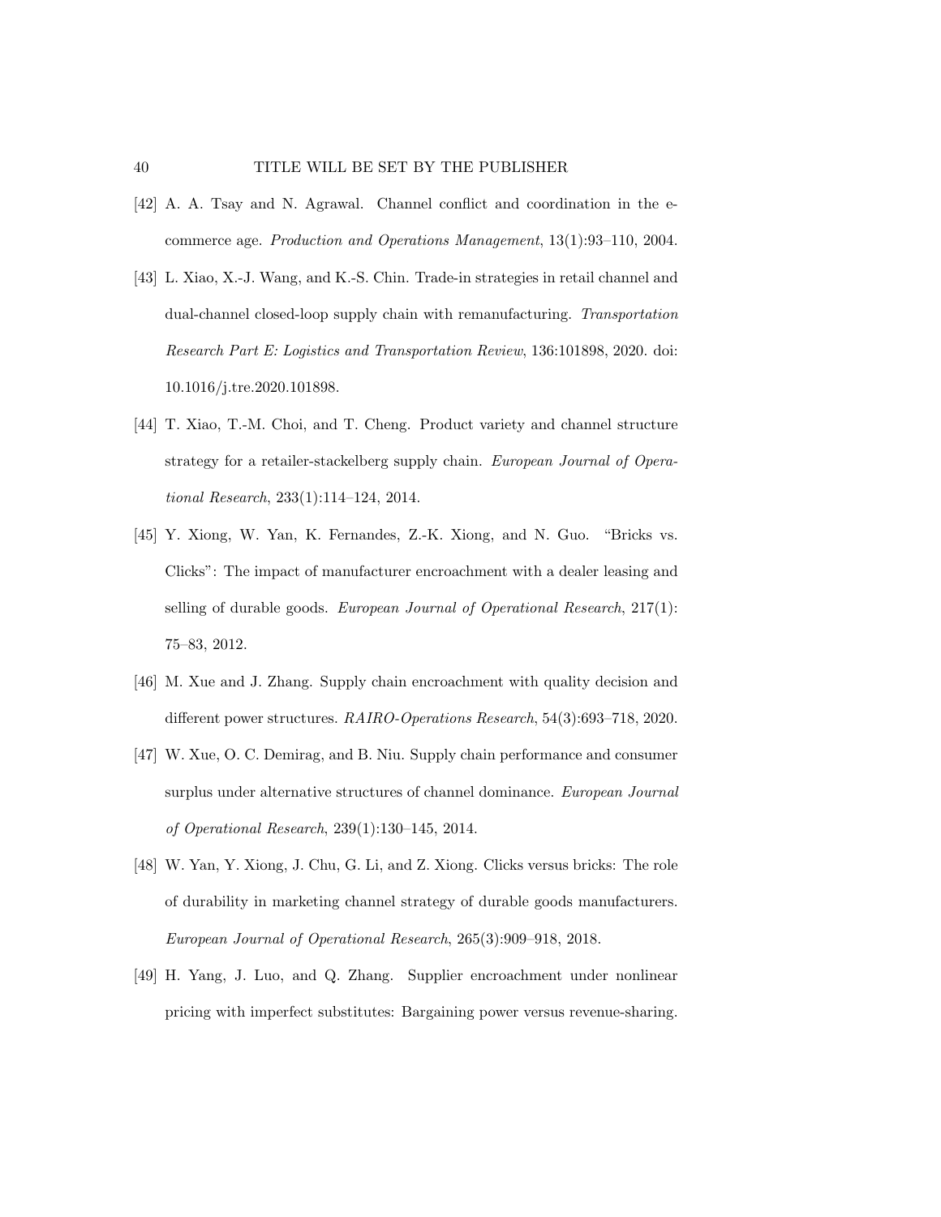[42] A. A. Tsay and N. Agrawal. Channel conflict and coordination in the e-commerce age. *Production and Operations Management*, 13(1):93–110, 2004.

[43] L. Xiao, X.-J. Wang, and K.-S. Chin. Trade-in strategies in retail channel and dual-channel closed-loop supply chain with remanufacturing. *Transportation Research Part E: Logistics and Transportation Review*, 136:101898, 2020. doi: 10.1016/j.tre.2020.101898.

[44] T. Xiao, T.-M. Choi, and T. Cheng. Product variety and channel structure strategy for a retailer-stackelberg supply chain. *European Journal of Operational Research*, 233(1):114–124, 2014.

[45] Y. Xiong, W. Yan, K. Fernandes, Z.-K. Xiong, and N. Guo. "Bricks vs. Clicks": The impact of manufacturer encroachment with a dealer leasing and selling of durable goods. *European Journal of Operational Research*, 217(1): 75–83, 2012.

[46] M. Xue and J. Zhang. Supply chain encroachment with quality decision and different power structures. *RAIRO-Operations Research*, 54(3):693–718, 2020.

[47] W. Xue, O. C. Demirag, and B. Niu. Supply chain performance and consumer surplus under alternative structures of channel dominance. *European Journal of Operational Research*, 239(1):130–145, 2014.

[48] W. Yan, Y. Xiong, J. Chu, G. Li, and Z. Xiong. Clicks versus bricks: The role of durability in marketing channel strategy of durable goods manufacturers. *European Journal of Operational Research*, 265(3):909–918, 2018.

[49] H. Yang, J. Luo, and Q. Zhang. Supplier encroachment under nonlinear pricing with imperfect substitutes: Bargaining power versus revenue-sharing.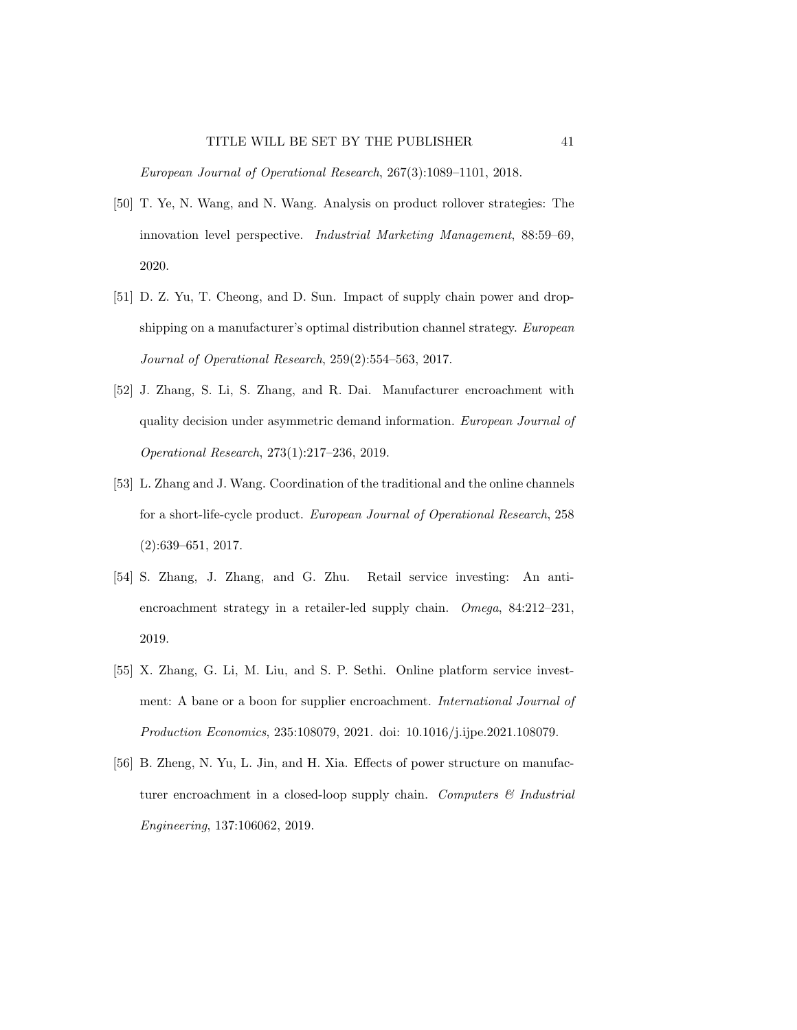*European Journal of Operational Research*, 267(3):1089–1101, 2018.

[50] T. Ye, N. Wang, and N. Wang. Analysis on product rollover strategies: The innovation level perspective. *Industrial Marketing Management*, 88:59–69, 2020.

[51] D. Z. Yu, T. Cheong, and D. Sun. Impact of supply chain power and drop-shipping on a manufacturer's optimal distribution channel strategy. *European Journal of Operational Research*, 259(2):554–563, 2017.

[52] J. Zhang, S. Li, S. Zhang, and R. Dai. Manufacturer encroachment with quality decision under asymmetric demand information. *European Journal of Operational Research*, 273(1):217–236, 2019.

[53] L. Zhang and J. Wang. Coordination of the traditional and the online channels for a short-life-cycle product. *European Journal of Operational Research*, 258 (2):639–651, 2017.

[54] S. Zhang, J. Zhang, and G. Zhu. Retail service investing: An anti-encroachment strategy in a retailer-led supply chain. *Omega*, 84:212–231, 2019.

[55] X. Zhang, G. Li, M. Liu, and S. P. Sethi. Online platform service investment: A bane or a boon for supplier encroachment. *International Journal of Production Economics*, 235:108079, 2021. doi: 10.1016/j.ijpe.2021.108079.

[56] B. Zheng, N. Yu, L. Jin, and H. Xia. Effects of power structure on manufacturer encroachment in a closed-loop supply chain. *Computers & Industrial Engineering*, 137:106062, 2019.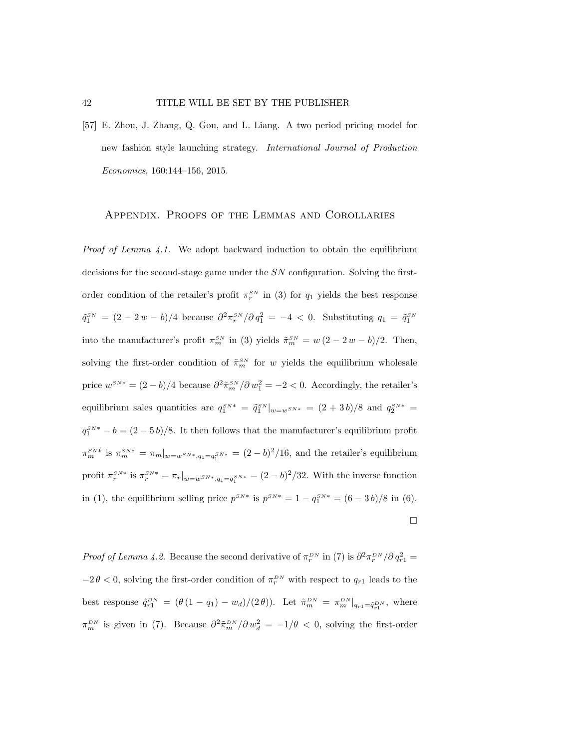[57] E. Zhou, J. Zhang, Q. Gou, and L. Liang. A two period pricing model for new fashion style launching strategy. *International Journal of Production Economics*, 160:144–156, 2015.

## Appendix. Proofs of the Lemmas and Corollaries

*Proof of Lemma 4.1.* We adopt backward induction to obtain the equilibrium decisions for the second-stage game under the $SN$ configuration. Solving the first-order condition of the retailer's profit $\pi_r^{SN}$ in (3) for $q_1$ yields the best response $\tilde{q}_1^{SN} = (2 - 2\,w - b)/4$ because $\partial^2 \pi_r^{SN} / \partial\, q_1^2 = -4 < 0$. Substituting $q_1 = \tilde{q}_1^{SN}$ into the manufacturer's profit $\pi_m^{SN}$ in (3) yields $\tilde{\pi}_m^{SN} = w\,(2 - 2\,w - b)/2$. Then, solving the first-order condition of $\tilde{\pi}_m^{SN}$ for $w$ yields the equilibrium wholesale price $w^{SN*} = (2-b)/4$ because $\partial^2 \tilde{\pi}_m^{SN} / \partial\, w_1^2 = -2 < 0$. Accordingly, the retailer's equilibrium sales quantities are $q_1^{SN*} = \tilde{q}_1^{SN}|_{w=w^{SN*}} = (2+3\,b)/8$ and $q_2^{SN*} = q_1^{SN*} - b = (2 - 5\,b)/8$. It then follows that the manufacturer's equilibrium profit $\pi_m^{SN*}$ is $\pi_m^{SN*} = \pi_m|_{w=w^{SN*}, q_1 = q_1^{SN*}} = (2-b)^2/16$, and the retailer's equilibrium profit $\pi_r^{SN*}$ is $\pi_r^{SN*} = \pi_r|_{w=w^{SN*}, q_1 = q_1^{SN*}} = (2-b)^2/32$. With the inverse function in (1), the equilibrium selling price $p^{SN*}$ is $p^{SN*} = 1 - q_1^{SN*} = (6 - 3\,b)/8$ in (6). □

*Proof of Lemma 4.2.* Because the second derivative of $\pi_r^{DN}$ in (7) is $\partial^2 \pi_r^{DN} / \partial\, q_{r1}^2 = -2\,\theta < 0$, solving the first-order condition of $\pi_r^{DN}$ with respect to $q_{r1}$ leads to the best response $\tilde{q}_{r1}^{DN} = (\theta\,(1 - q_1) - w_d)/(2\,\theta))$. Let $\tilde{\pi}_m^{DN} = \pi_m^{DN}|_{q_{r1} = \tilde{q}_{r1}^{DN}}$, where $\pi_m^{DN}$ is given in (7). Because $\partial^2 \tilde{\pi}_m^{DN} / \partial\, w_d^2 = -1/\theta < 0$, solving the first-order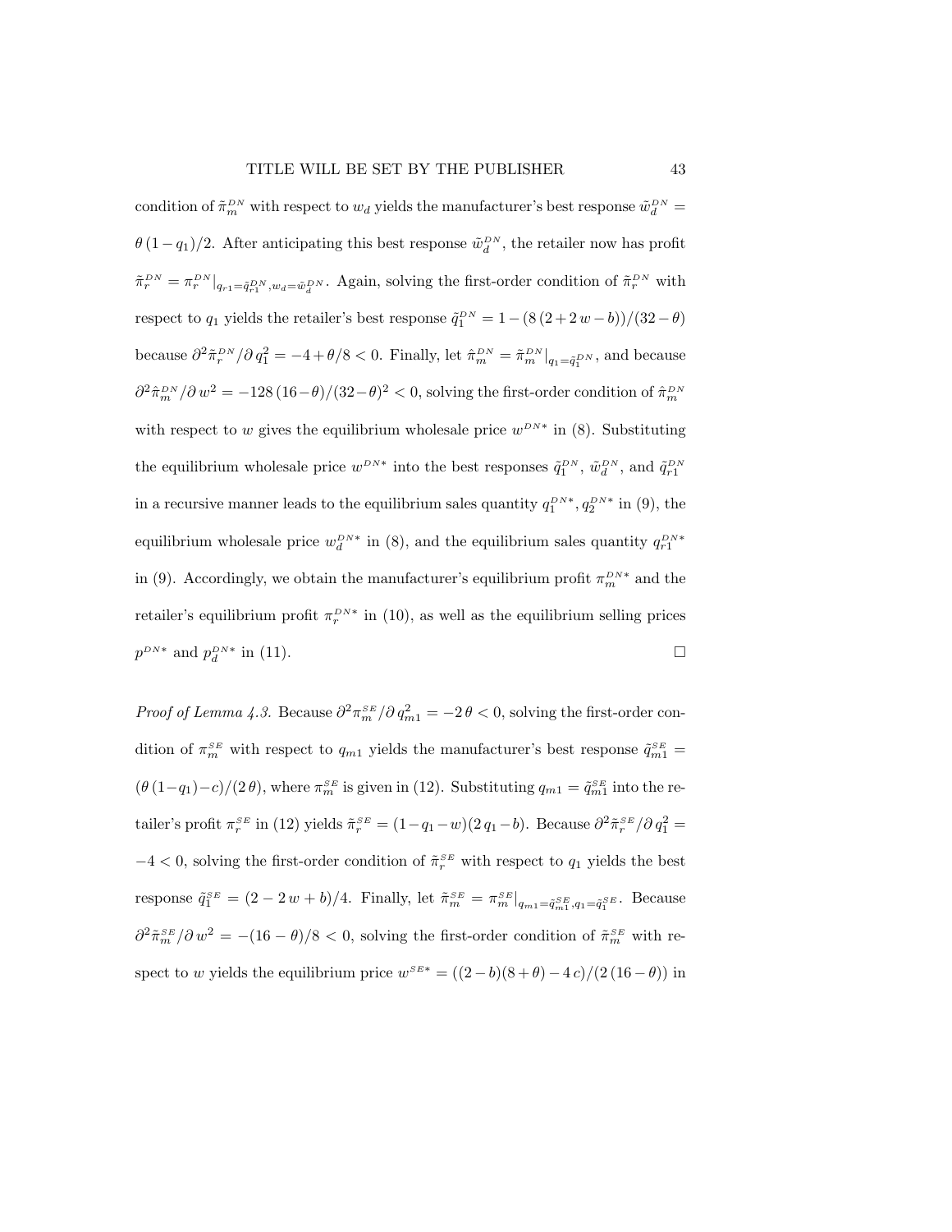condition of $\tilde{\pi}_m^{DN}$ with respect to $w_d$ yields the manufacturer's best response $\tilde{w}_d^{DN} = \theta\,(1-q_1)/2$. After anticipating this best response $\tilde{w}_d^{DN}$, the retailer now has profit $\tilde{\pi}_r^{DN} = \pi_r^{DN}|_{q_{r1}=\tilde{q}_{r1}^{DN}, w_d=\tilde{w}_d^{DN}}$. Again, solving the first-order condition of $\tilde{\pi}_r^{DN}$ with respect to $q_1$ yields the retailer's best response $\tilde{q}_1^{DN} = 1-(8\,(2+2\,w-b))/(32-\theta)$ because $\partial^2 \tilde{\pi}_r^{DN}/\partial\, q_1^2 = -4+\theta/8 < 0$. Finally, let $\hat{\pi}_m^{DN} = \tilde{\pi}_m^{DN}|_{q_1=\tilde{q}_1^{DN}}$, and because $\partial^2 \hat{\pi}_m^{DN}/\partial\, w^2 = -128\,(16-\theta)/(32-\theta)^2 < 0$, solving the first-order condition of $\hat{\pi}_m^{DN}$ with respect to $w$ gives the equilibrium wholesale price $w^{DN*}$ in (8). Substituting the equilibrium wholesale price $w^{DN*}$ into the best responses $\tilde{q}_1^{DN}$, $\tilde{w}_d^{DN}$, and $\tilde{q}_{r1}^{DN}$ in a recursive manner leads to the equilibrium sales quantity $q_1^{DN*}, q_2^{DN*}$ in (9), the equilibrium wholesale price $w_d^{DN*}$ in (8), and the equilibrium sales quantity $q_{r1}^{DN*}$ in (9). Accordingly, we obtain the manufacturer's equilibrium profit $\pi_m^{DN*}$ and the retailer's equilibrium profit $\pi_r^{DN*}$ in (10), as well as the equilibrium selling prices $p^{DN*}$ and $p_d^{DN*}$ in (11). □

*Proof of Lemma 4.3.* Because $\partial^2 \pi_m^{SE}/\partial\, q_{m1}^2 = -2\,\theta < 0$, solving the first-order condition of $\pi_m^{SE}$ with respect to $q_{m1}$ yields the manufacturer's best response $\tilde{q}_{m1}^{SE} = (\theta\,(1-q_1)-c)/(2\,\theta)$, where $\pi_m^{SE}$ is given in (12). Substituting $q_{m1} = \tilde{q}_{m1}^{SE}$ into the retailer's profit $\pi_r^{SE}$ in (12) yields $\tilde{\pi}_r^{SE} = (1-q_1-w)(2\,q_1-b)$. Because $\partial^2 \tilde{\pi}_r^{SE}/\partial\, q_1^2 = -4 < 0$, solving the first-order condition of $\tilde{\pi}_r^{SE}$ with respect to $q_1$ yields the best response $\tilde{q}_1^{SE} = (2-2\,w+b)/4$. Finally, let $\tilde{\pi}_m^{SE} = \pi_m^{SE}|_{q_{m1}=\tilde{q}_{m1}^{SE}, q_1=\tilde{q}_1^{SE}}$. Because $\partial^2 \tilde{\pi}_m^{SE}/\partial\, w^2 = -(16-\theta)/8 < 0$, solving the first-order condition of $\tilde{\pi}_m^{SE}$ with respect to $w$ yields the equilibrium price $w^{SE*} = ((2-b)(8+\theta)-4\,c)/(2\,(16-\theta))$ in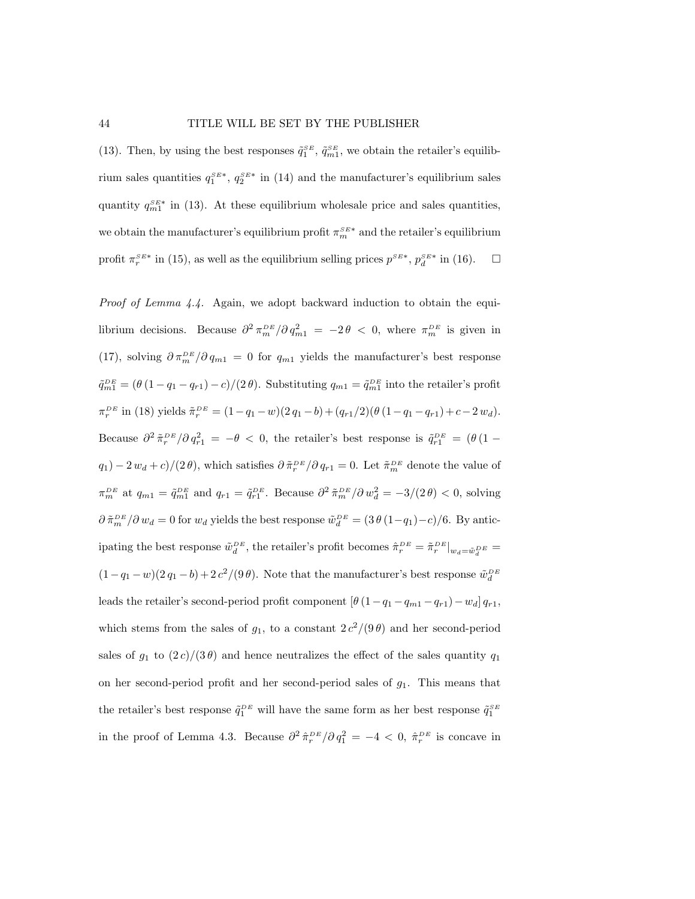(13). Then, by using the best responses $\tilde{q}_1^{SE}$, $\tilde{q}_{m1}^{SE}$, we obtain the retailer's equilibrium sales quantities $q_1^{SE*}$, $q_2^{SE*}$ in (14) and the manufacturer's equilibrium sales quantity $q_{m1}^{SE*}$ in (13). At these equilibrium wholesale price and sales quantities, we obtain the manufacturer's equilibrium profit $\pi_m^{SE*}$ and the retailer's equilibrium profit $\pi_r^{SE*}$ in (15), as well as the equilibrium selling prices $p^{SE*}$, $p_d^{SE*}$ in (16). $\square$

*Proof of Lemma 4.4.* Again, we adopt backward induction to obtain the equilibrium decisions. Because $\partial^2 \pi_m^{DE}/\partial q_{m1}^2 = -2\theta < 0$, where $\pi_m^{DE}$ is given in (17), solving $\partial \pi_m^{DE}/\partial q_{m1} = 0$ for $q_{m1}$ yields the manufacturer's best response $\tilde{q}_{m1}^{DE} = (\theta(1-q_1-q_{r1})-c)/(2\theta)$. Substituting $q_{m1} = \tilde{q}_{m1}^{DE}$ into the retailer's profit $\pi_r^{DE}$ in (18) yields $\tilde{\pi}_r^{DE} = (1-q_1-w)(2q_1-b)+(q_{r1}/2)(\theta(1-q_1-q_{r1})+c-2w_d)$. Because $\partial^2 \tilde{\pi}_r^{DE}/\partial q_{r1}^2 = -\theta < 0$, the retailer's best response is $\tilde{q}_{r1}^{DE} = (\theta(1-q_1)-2w_d+c)/(2\theta)$, which satisfies $\partial \tilde{\pi}_r^{DE}/\partial q_{r1} = 0$. Let $\tilde{\pi}_m^{DE}$ denote the value of $\pi_m^{DE}$ at $q_{m1} = \tilde{q}_{m1}^{DE}$ and $q_{r1} = \tilde{q}_{r1}^{DE}$. Because $\partial^2 \tilde{\pi}_m^{DE}/\partial w_d^2 = -3/(2\theta) < 0$, solving $\partial \tilde{\pi}_m^{DE}/\partial w_d = 0$ for $w_d$ yields the best response $\tilde{w}_d^{DE} = (3\theta(1-q_1)-c)/6$. By anticipating the best response $\tilde{w}_d^{DE}$, the retailer's profit becomes $\hat{\pi}_r^{DE} = \tilde{\pi}_r^{DE}|_{w_d=\tilde{w}_d^{DE}} = (1-q_1-w)(2q_1-b)+2c^2/(9\theta)$. Note that the manufacturer's best response $\tilde{w}_d^{DE}$ leads the retailer's second-period profit component $[\theta(1-q_1-q_{m1}-q_{r1})-w_d]\,q_{r1}$, which stems from the sales of $g_1$, to a constant $2c^2/(9\theta)$ and her second-period sales of $g_1$ to $(2c)/(3\theta)$ and hence neutralizes the effect of the sales quantity $q_1$ on her second-period profit and her second-period sales of $g_1$. This means that the retailer's best response $\tilde{q}_1^{DE}$ will have the same form as her best response $\tilde{q}_1^{SE}$ in the proof of Lemma 4.3. Because $\partial^2 \hat{\pi}_r^{DE}/\partial q_1^2 = -4 < 0$, $\hat{\pi}_r^{DE}$ is concave in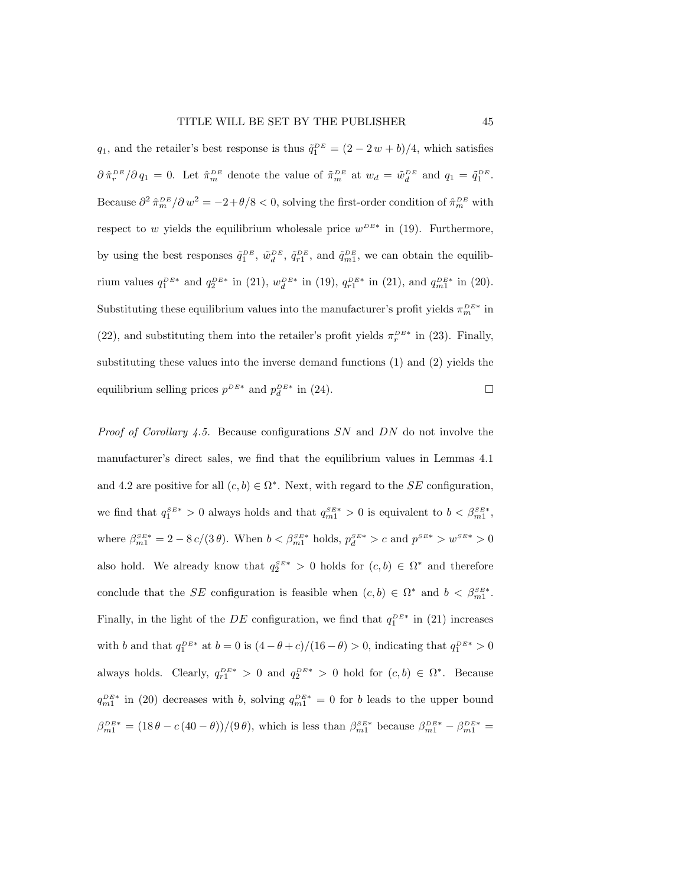$q_1$, and the retailer's best response is thus $\tilde{q}_1^{DE} = (2 - 2\,w + b)/4$, which satisfies $\partial\,\hat{\pi}_r^{DE}/\partial\,q_1 = 0$. Let $\hat{\pi}_m^{DE}$ denote the value of $\tilde{\pi}_m^{DE}$ at $w_d = \tilde{w}_d^{DE}$ and $q_1 = \tilde{q}_1^{DE}$. Because $\partial^2\,\hat{\pi}_m^{DE}/\partial\,w^2 = -2+\theta/8 < 0$, solving the first-order condition of $\hat{\pi}_m^{DE}$ with respect to $w$ yields the equilibrium wholesale price $w^{DE*}$ in (19). Furthermore, by using the best responses $\tilde{q}_1^{DE}$, $\tilde{w}_d^{DE}$, $\tilde{q}_{r1}^{DE}$, and $\tilde{q}_{m1}^{DE}$, we can obtain the equilibrium values $q_1^{DE*}$ and $q_2^{DE*}$ in (21), $w_d^{DE*}$ in (19), $q_{r1}^{DE*}$ in (21), and $q_{m1}^{DE*}$ in (20). Substituting these equilibrium values into the manufacturer's profit yields $\pi_m^{DE*}$ in (22), and substituting them into the retailer's profit yields $\pi_r^{DE*}$ in (23). Finally, substituting these values into the inverse demand functions (1) and (2) yields the equilibrium selling prices $p^{DE*}$ and $p_d^{DE*}$ in (24). □

*Proof of Corollary 4.5.* Because configurations $SN$ and $DN$ do not involve the manufacturer's direct sales, we find that the equilibrium values in Lemmas 4.1 and 4.2 are positive for all $(c, b) \in \Omega^*$. Next, with regard to the $SE$ configuration, we find that $q_1^{SE*} > 0$ always holds and that $q_{m1}^{SE*} > 0$ is equivalent to $b < \beta_{m1}^{SE*}$, where $\beta_{m1}^{SE*} = 2 - 8\,c/(3\,\theta)$. When $b < \beta_{m1}^{SE*}$ holds, $p_d^{SE*} > c$ and $p^{SE*} > w^{SE*} > 0$ also hold. We already know that $q_2^{SE*} > 0$ holds for $(c, b) \in \Omega^*$ and therefore conclude that the $SE$ configuration is feasible when $(c, b) \in \Omega^*$ and $b < \beta_{m1}^{SE*}$. Finally, in the light of the $DE$ configuration, we find that $q_1^{DE*}$ in (21) increases with $b$ and that $q_1^{DE*}$ at $b = 0$ is $(4 - \theta + c)/(16 - \theta) > 0$, indicating that $q_1^{DE*} > 0$ always holds. Clearly, $q_{r1}^{DE*} > 0$ and $q_2^{DE*} > 0$ hold for $(c, b) \in \Omega^*$. Because $q_{m1}^{DE*}$ in (20) decreases with $b$, solving $q_{m1}^{DE*} = 0$ for $b$ leads to the upper bound $\beta_{m1}^{DE*} = (18\,\theta - c\,(40 - \theta))/(9\,\theta)$, which is less than $\beta_{m1}^{SE*}$ because $\beta_{m1}^{DE*} - \beta_{m1}^{DE*} =$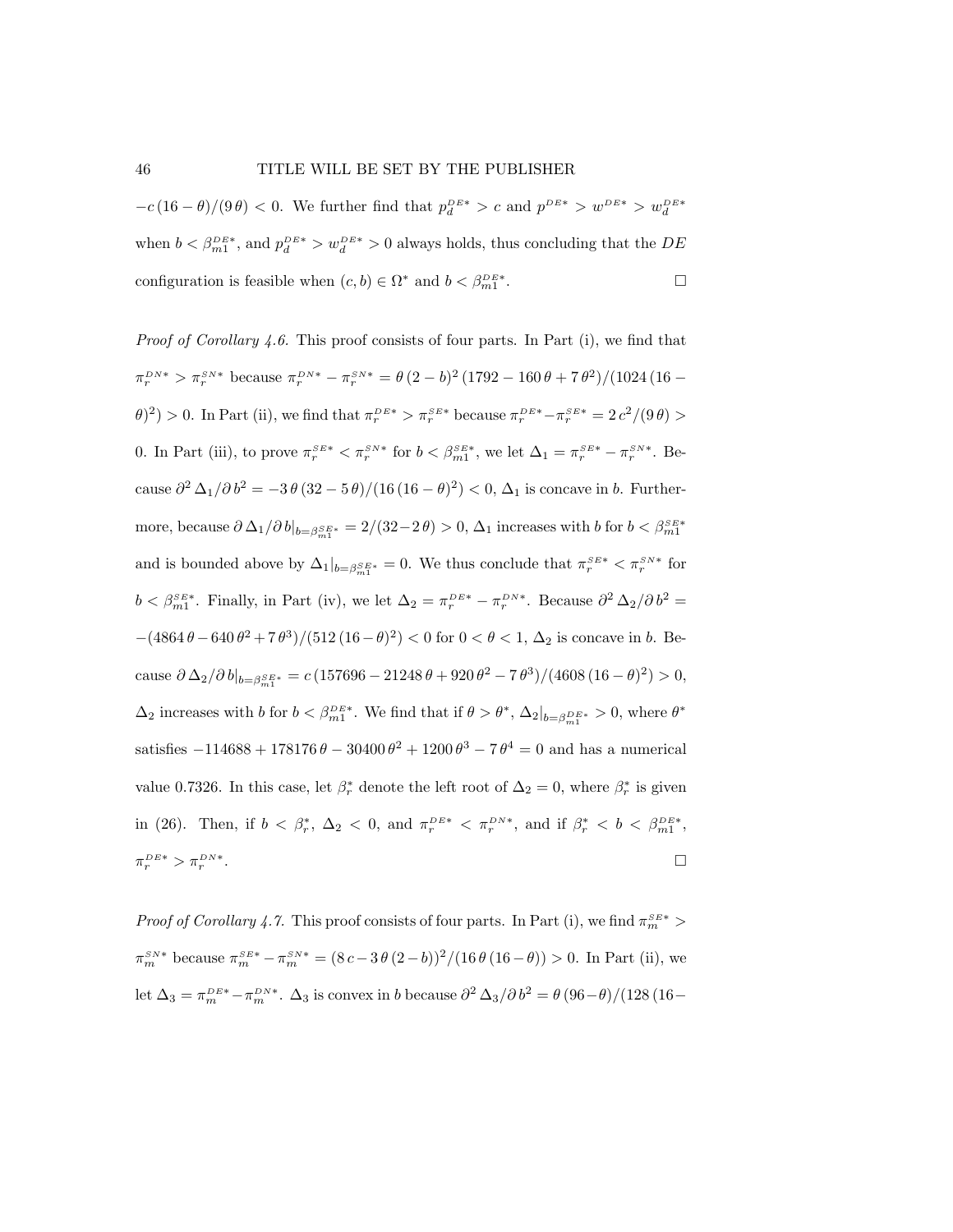$-c\,(16-\theta)/(9\,\theta) < 0$. We further find that $p_d^{DE*} > c$ and $p^{DE*} > w^{DE*} > w_d^{DE*}$ when $b < \beta_{m1}^{DE*}$, and $p_d^{DE*} > w_d^{DE*} > 0$ always holds, thus concluding that the $DE$ configuration is feasible when $(c, b) \in \Omega^*$ and $b < \beta_{m1}^{DE*}$. $\square$

*Proof of Corollary 4.6.* This proof consists of four parts. In Part (i), we find that $\pi_r^{DN*} > \pi_r^{SN*}$ because $\pi_r^{DN*} - \pi_r^{SN*} = \theta\,(2-b)^2\,(1792 - 160\,\theta + 7\,\theta^2)/(1024\,(16-\theta)^2) > 0$. In Part (ii), we find that $\pi_r^{DE*} > \pi_r^{SE*}$ because $\pi_r^{DE*} - \pi_r^{SE*} = 2\,c^2/(9\,\theta) > 0$. In Part (iii), to prove $\pi_r^{SE*} < \pi_r^{SN*}$ for $b < \beta_{m1}^{SE*}$, we let $\Delta_1 = \pi_r^{SE*} - \pi_r^{SN*}$. Because $\partial^2\,\Delta_1/\partial\,b^2 = -3\,\theta\,(32-5\,\theta)/(16\,(16-\theta)^2) < 0$, $\Delta_1$ is concave in $b$. Furthermore, because $\partial\,\Delta_1/\partial\,b|_{b=\beta_{m1}^{SE*}} = 2/(32-2\,\theta) > 0$, $\Delta_1$ increases with $b$ for $b < \beta_{m1}^{SE*}$ and is bounded above by $\Delta_1|_{b=\beta_{m1}^{SE*}} = 0$. We thus conclude that $\pi_r^{SE*} < \pi_r^{SN*}$ for $b < \beta_{m1}^{SE*}$. Finally, in Part (iv), we let $\Delta_2 = \pi_r^{DE*} - \pi_r^{DN*}$. Because $\partial^2\,\Delta_2/\partial\,b^2 = -(4864\,\theta - 640\,\theta^2 + 7\,\theta^3)/(512\,(16-\theta)^2) < 0$ for $0 < \theta < 1$, $\Delta_2$ is concave in $b$. Because $\partial\,\Delta_2/\partial\,b|_{b=\beta_{m1}^{SE*}} = c\,(157696 - 21248\,\theta + 920\,\theta^2 - 7\,\theta^3)/(4608\,(16-\theta)^2) > 0$, $\Delta_2$ increases with $b$ for $b < \beta_{m1}^{DE*}$. We find that if $\theta > \theta^*$, $\Delta_2|_{b=\beta_{m1}^{DE*}} > 0$, where $\theta^*$ satisfies $-114688 + 178176\,\theta - 30400\,\theta^2 + 1200\,\theta^3 - 7\,\theta^4 = 0$ and has a numerical value 0.7326. In this case, let $\beta_r^*$ denote the left root of $\Delta_2 = 0$, where $\beta_r^*$ is given in (26). Then, if $b < \beta_r^*$, $\Delta_2 < 0$, and $\pi_r^{DE*} < \pi_r^{DN*}$, and if $\beta_r^* < b < \beta_{m1}^{DE*}$, $\pi_r^{DE*} > \pi_r^{DN*}$. $\square$

*Proof of Corollary 4.7.* This proof consists of four parts. In Part (i), we find $\pi_m^{SE*} > \pi_m^{SN*}$ because $\pi_m^{SE*} - \pi_m^{SN*} = (8\,c - 3\,\theta\,(2-b))^2/(16\,\theta\,(16-\theta)) > 0$. In Part (ii), we let $\Delta_3 = \pi_m^{DE*} - \pi_m^{DN*}$. $\Delta_3$ is convex in $b$ because $\partial^2\,\Delta_3/\partial\,b^2 = \theta\,(96-\theta)/(128\,(16-$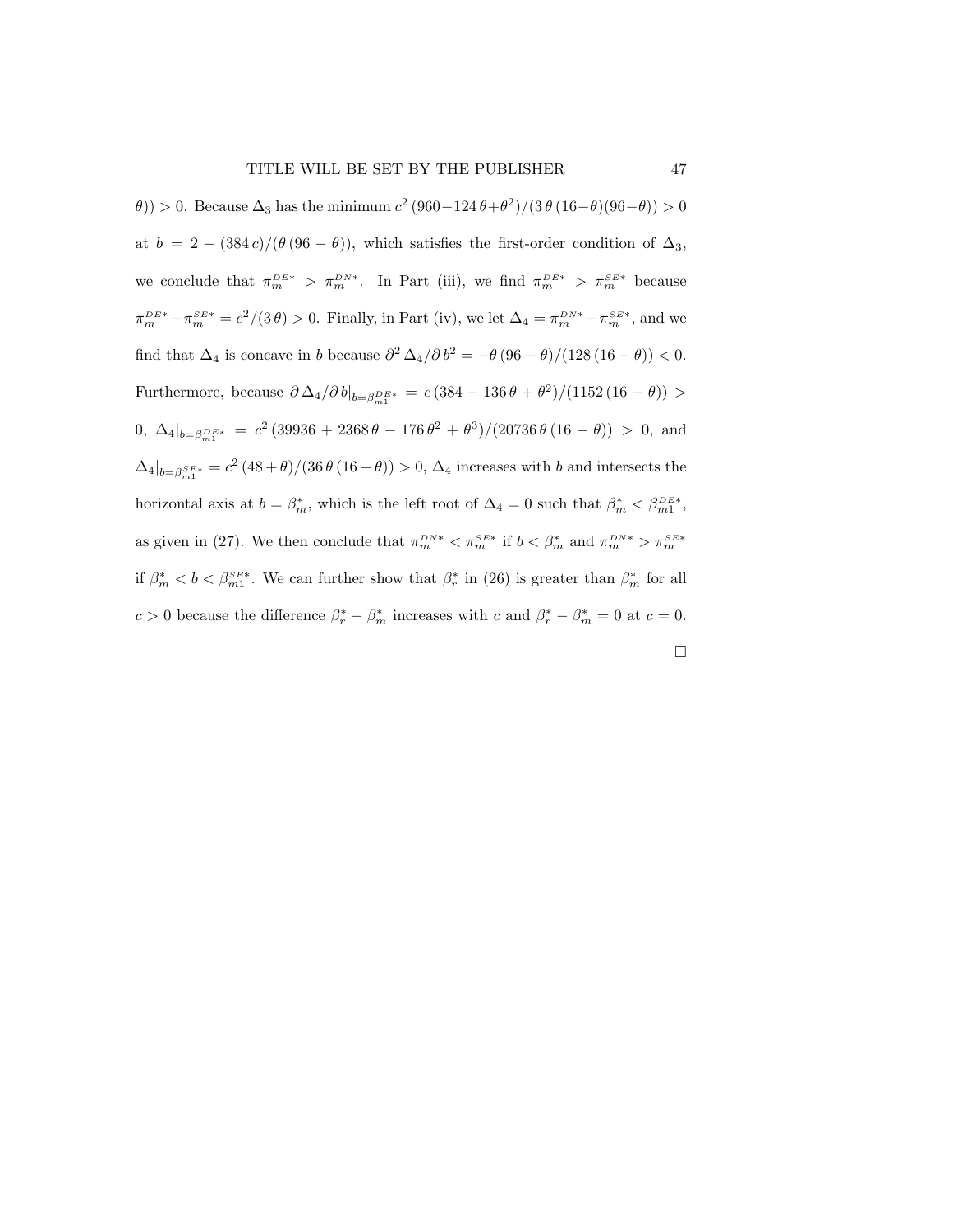$\theta)) > 0$. Because $\Delta_3$ has the minimum $c^2\,(960-124\,\theta+\theta^2)/(3\,\theta\,(16-\theta)(96-\theta)) > 0$ at $b = 2-(384\,c)/(\theta\,(96-\theta))$, which satisfies the first-order condition of $\Delta_3$, we conclude that $\pi_m^{DE*} > \pi_m^{DN*}$. In Part (iii), we find $\pi_m^{DE*} > \pi_m^{SE*}$ because $\pi_m^{DE*} - \pi_m^{SE*} = c^2/(3\,\theta) > 0$. Finally, in Part (iv), we let $\Delta_4 = \pi_m^{DN*} - \pi_m^{SE*}$, and we find that $\Delta_4$ is concave in $b$ because $\partial^2\,\Delta_4/\partial\,b^2 = -\theta\,(96-\theta)/(128\,(16-\theta)) < 0$. Furthermore, because $\partial\,\Delta_4/\partial\,b|_{b=\beta_{m1}^{DE*}} = c\,(384-136\,\theta+\theta^2)/(1152\,(16-\theta)) > 0$, $\Delta_4|_{b=\beta_{m1}^{DE*}} = c^2\,(39936+2368\,\theta-176\,\theta^2+\theta^3)/(20736\,\theta\,(16-\theta)) > 0$, and $\Delta_4|_{b=\beta_{m1}^{SE*}} = c^2\,(48+\theta)/(36\,\theta\,(16-\theta)) > 0$, $\Delta_4$ increases with $b$ and intersects the horizontal axis at $b = \beta_m^*$, which is the left root of $\Delta_4 = 0$ such that $\beta_m^* < \beta_{m1}^{DE*}$, as given in (27). We then conclude that $\pi_m^{DN*} < \pi_m^{SE*}$ if $b < \beta_m^*$ and $\pi_m^{DN*} > \pi_m^{SE*}$ if $\beta_m^* < b < \beta_{m1}^{SE*}$. We can further show that $\beta_r^*$ in (26) is greater than $\beta_m^*$ for all $c > 0$ because the difference $\beta_r^* - \beta_m^*$ increases with $c$ and $\beta_r^* - \beta_m^* = 0$ at $c = 0$.

□